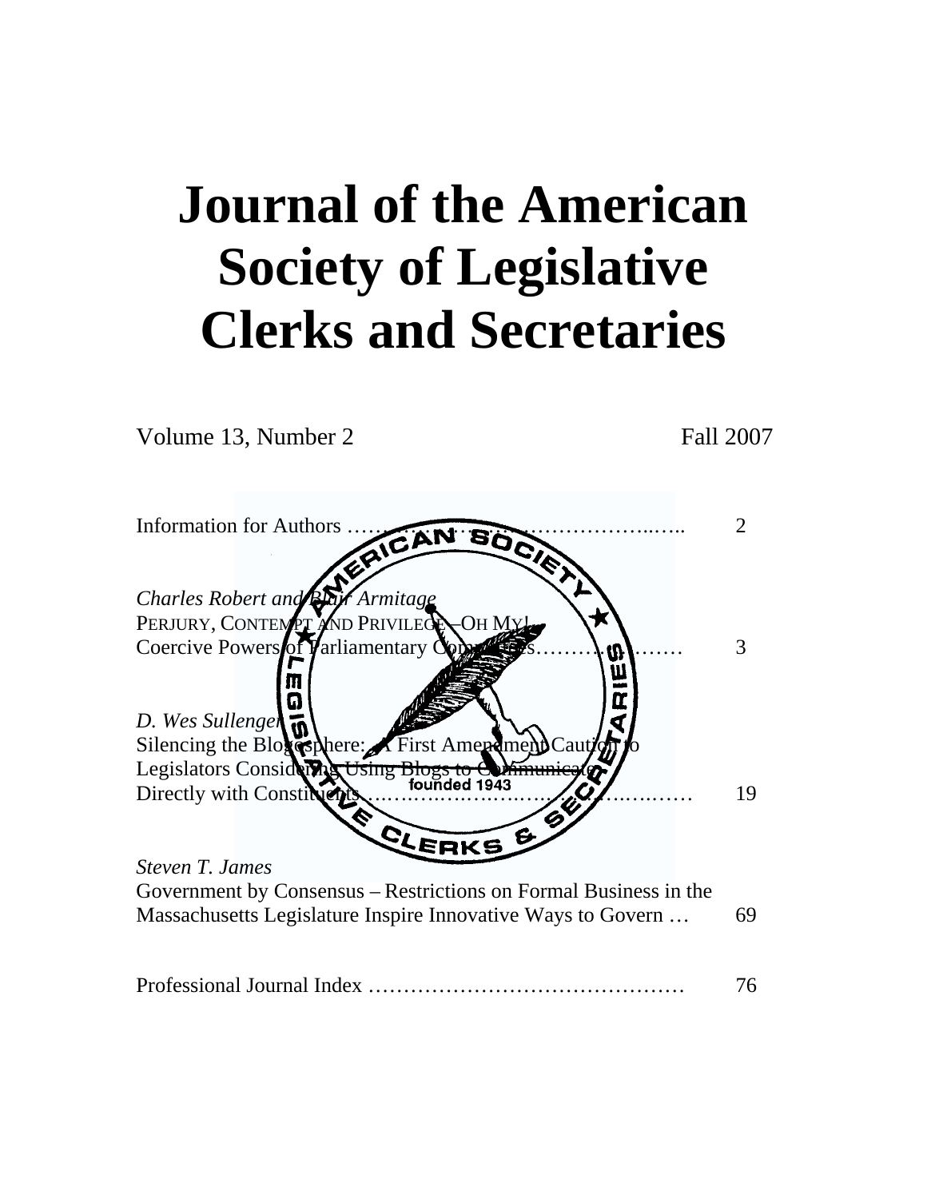# Journal of the American Society of Legislative Clerks and Secretaries

Volume 13, Number 2 Fall 2007

Information for Authors ………………………………………..….. 2

*Charles Robert and Blair Armitage*
PERJURY, CONTEMPT AND PRIVILEGE –OH MY!
Coercive Powers of Parliamentary Committees………………… 3

*D. Wes Sullenger*
Silencing the Blogosphere: A First Amendment Caution to Legislators Considering Using Blogs to Communicate Directly with Constituents ……………………………………… 19

*Steven T. James*
Government by Consensus – Restrictions on Formal Business in the Massachusetts Legislature Inspire Innovative Ways to Govern … 69

Professional Journal Index ……………………………………… 76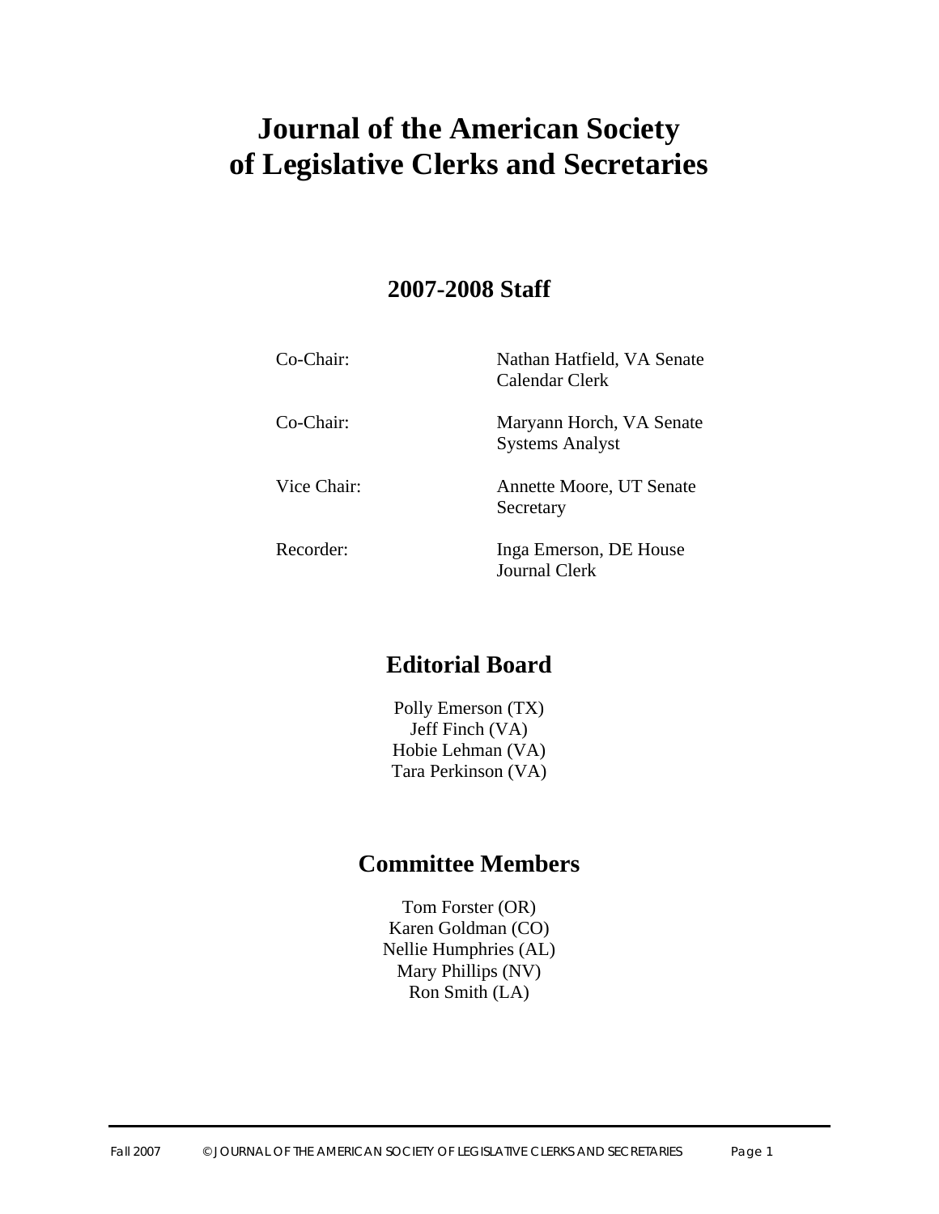# Journal of the American Society of Legislative Clerks and Secretaries

## 2007-2008 Staff

| | |
|---|---|
| Co-Chair: | Nathan Hatfield, VA Senate Calendar Clerk |
| Co-Chair: | Maryann Horch, VA Senate Systems Analyst |
| Vice Chair: | Annette Moore, UT Senate Secretary |
| Recorder: | Inga Emerson, DE House Journal Clerk |

## Editorial Board

Polly Emerson (TX)
Jeff Finch (VA)
Hobie Lehman (VA)
Tara Perkinson (VA)

## Committee Members

Tom Forster (OR)
Karen Goldman (CO)
Nellie Humphries (AL)
Mary Phillips (NV)
Ron Smith (LA)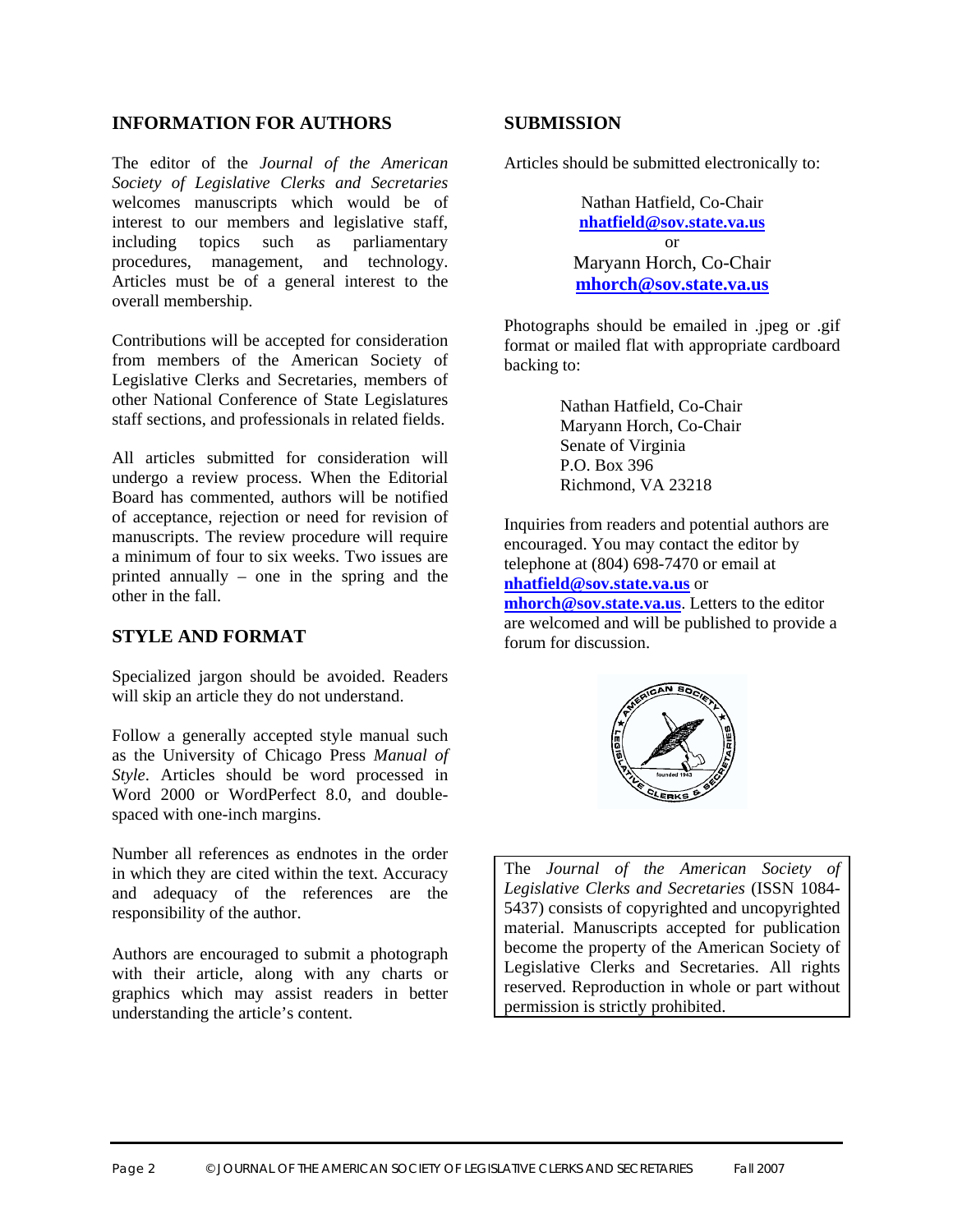## INFORMATION FOR AUTHORS

The editor of the *Journal of the American Society of Legislative Clerks and Secretaries* welcomes manuscripts which would be of interest to our members and legislative staff, including topics such as parliamentary procedures, management, and technology. Articles must be of a general interest to the overall membership.

Contributions will be accepted for consideration from members of the American Society of Legislative Clerks and Secretaries, members of other National Conference of State Legislatures staff sections, and professionals in related fields.

All articles submitted for consideration will undergo a review process. When the Editorial Board has commented, authors will be notified of acceptance, rejection or need for revision of manuscripts. The review procedure will require a minimum of four to six weeks. Two issues are printed annually – one in the spring and the other in the fall.

## STYLE AND FORMAT

Specialized jargon should be avoided. Readers will skip an article they do not understand.

Follow a generally accepted style manual such as the University of Chicago Press *Manual of Style*. Articles should be word processed in Word 2000 or WordPerfect 8.0, and double-spaced with one-inch margins.

Number all references as endnotes in the order in which they are cited within the text. Accuracy and adequacy of the references are the responsibility of the author.

Authors are encouraged to submit a photograph with their article, along with any charts or graphics which may assist readers in better understanding the article's content.

## SUBMISSION

Articles should be submitted electronically to:

Nathan Hatfield, Co-Chair
**nhatfield@sov.state.va.us**
or
Maryann Horch, Co-Chair
**mhorch@sov.state.va.us**

Photographs should be emailed in .jpeg or .gif format or mailed flat with appropriate cardboard backing to:

Nathan Hatfield, Co-Chair
Maryann Horch, Co-Chair
Senate of Virginia
P.O. Box 396
Richmond, VA 23218

Inquiries from readers and potential authors are encouraged. You may contact the editor by telephone at (804) 698-7470 or email at **nhatfield@sov.state.va.us** or **mhorch@sov.state.va.us**. Letters to the editor are welcomed and will be published to provide a forum for discussion.

The *Journal of the American Society of Legislative Clerks and Secretaries* (ISSN 1084-5437) consists of copyrighted and uncopyrighted material. Manuscripts accepted for publication become the property of the American Society of Legislative Clerks and Secretaries. All rights reserved. Reproduction in whole or part without permission is strictly prohibited.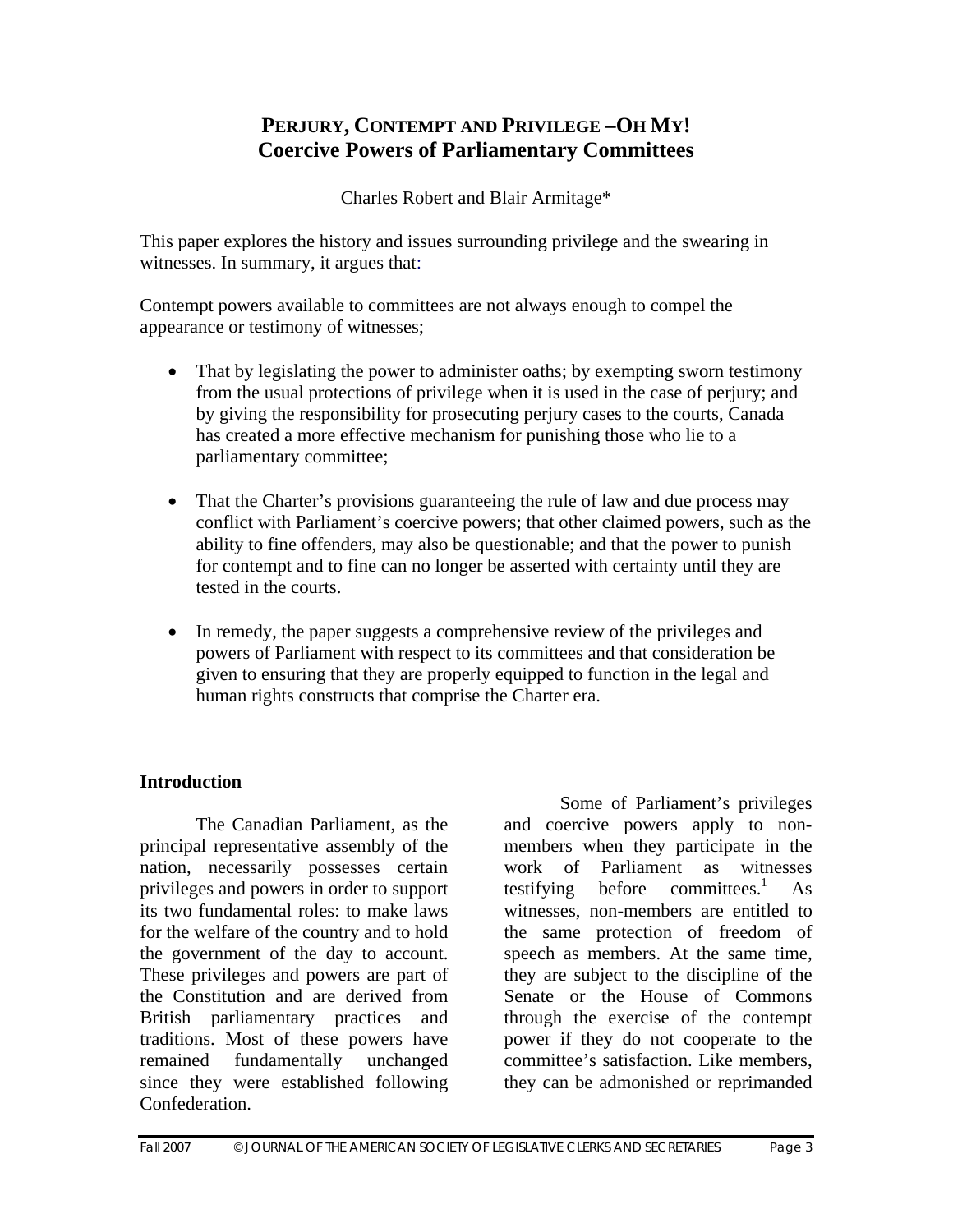# PERJURY, CONTEMPT AND PRIVILEGE –OH MY! Coercive Powers of Parliamentary Committees

Charles Robert and Blair Armitage*

This paper explores the history and issues surrounding privilege and the swearing in witnesses. In summary, it argues that:

Contempt powers available to committees are not always enough to compel the appearance or testimony of witnesses;

- That by legislating the power to administer oaths; by exempting sworn testimony from the usual protections of privilege when it is used in the case of perjury; and by giving the responsibility for prosecuting perjury cases to the courts, Canada has created a more effective mechanism for punishing those who lie to a parliamentary committee;
- That the Charter's provisions guaranteeing the rule of law and due process may conflict with Parliament's coercive powers; that other claimed powers, such as the ability to fine offenders, may also be questionable; and that the power to punish for contempt and to fine can no longer be asserted with certainty until they are tested in the courts.
- In remedy, the paper suggests a comprehensive review of the privileges and powers of Parliament with respect to its committees and that consideration be given to ensuring that they are properly equipped to function in the legal and human rights constructs that comprise the Charter era.

## Introduction

The Canadian Parliament, as the principal representative assembly of the nation, necessarily possesses certain privileges and powers in order to support its two fundamental roles: to make laws for the welfare of the country and to hold the government of the day to account. These privileges and powers are part of the Constitution and are derived from British parliamentary practices and traditions. Most of these powers have remained fundamentally unchanged since they were established following Confederation.

Some of Parliament's privileges and coercive powers apply to non-members when they participate in the work of Parliament as witnesses testifying before committees.[1] As witnesses, non-members are entitled to the same protection of freedom of speech as members. At the same time, they are subject to the discipline of the Senate or the House of Commons through the exercise of the contempt power if they do not cooperate to the committee's satisfaction. Like members, they can be admonished or reprimanded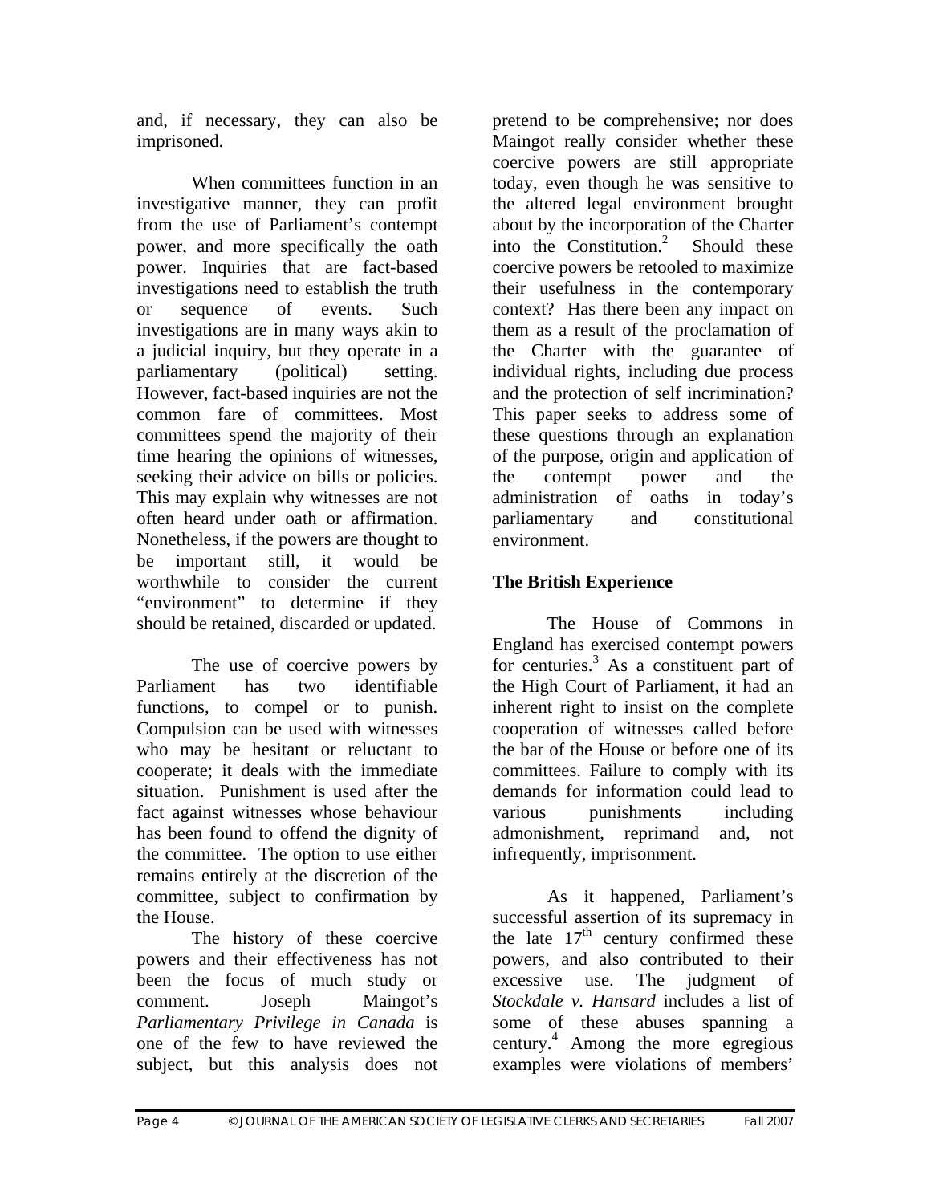and, if necessary, they can also be imprisoned.

When committees function in an investigative manner, they can profit from the use of Parliament's contempt power, and more specifically the oath power. Inquiries that are fact-based investigations need to establish the truth or sequence of events. Such investigations are in many ways akin to a judicial inquiry, but they operate in a parliamentary (political) setting. However, fact-based inquiries are not the common fare of committees. Most committees spend the majority of their time hearing the opinions of witnesses, seeking their advice on bills or policies. This may explain why witnesses are not often heard under oath or affirmation. Nonetheless, if the powers are thought to be important still, it would be worthwhile to consider the current "environment" to determine if they should be retained, discarded or updated.

The use of coercive powers by Parliament has two identifiable functions, to compel or to punish. Compulsion can be used with witnesses who may be hesitant or reluctant to cooperate; it deals with the immediate situation. Punishment is used after the fact against witnesses whose behaviour has been found to offend the dignity of the committee. The option to use either remains entirely at the discretion of the committee, subject to confirmation by the House.

The history of these coercive powers and their effectiveness has not been the focus of much study or comment. Joseph Maingot's *Parliamentary Privilege in Canada* is one of the few to have reviewed the subject, but this analysis does not pretend to be comprehensive; nor does Maingot really consider whether these coercive powers are still appropriate today, even though he was sensitive to the altered legal environment brought about by the incorporation of the Charter into the Constitution.[2] Should these coercive powers be retooled to maximize their usefulness in the contemporary context? Has there been any impact on them as a result of the proclamation of the Charter with the guarantee of individual rights, including due process and the protection of self incrimination? This paper seeks to address some of these questions through an explanation of the purpose, origin and application of the contempt power and the administration of oaths in today's parliamentary and constitutional environment.

## The British Experience

The House of Commons in England has exercised contempt powers for centuries.[3] As a constituent part of the High Court of Parliament, it had an inherent right to insist on the complete cooperation of witnesses called before the bar of the House or before one of its committees. Failure to comply with its demands for information could lead to various punishments including admonishment, reprimand and, not infrequently, imprisonment.

As it happened, Parliament's successful assertion of its supremacy in the late 17th century confirmed these powers, and also contributed to their excessive use. The judgment of *Stockdale v. Hansard* includes a list of some of these abuses spanning a century.[4] Among the more egregious examples were violations of members'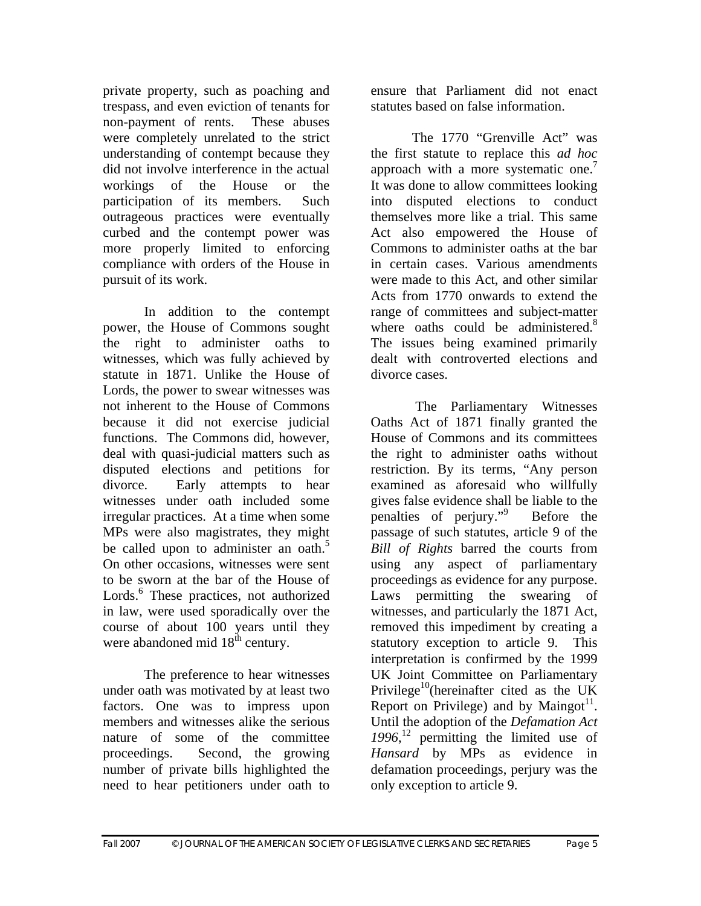private property, such as poaching and trespass, and even eviction of tenants for non-payment of rents. These abuses were completely unrelated to the strict understanding of contempt because they did not involve interference in the actual workings of the House or the participation of its members. Such outrageous practices were eventually curbed and the contempt power was more properly limited to enforcing compliance with orders of the House in pursuit of its work.

In addition to the contempt power, the House of Commons sought the right to administer oaths to witnesses, which was fully achieved by statute in 1871. Unlike the House of Lords, the power to swear witnesses was not inherent to the House of Commons because it did not exercise judicial functions. The Commons did, however, deal with quasi-judicial matters such as disputed elections and petitions for divorce. Early attempts to hear witnesses under oath included some irregular practices. At a time when some MPs were also magistrates, they might be called upon to administer an oath.[5] On other occasions, witnesses were sent to be sworn at the bar of the House of Lords.[6] These practices, not authorized in law, were used sporadically over the course of about 100 years until they were abandoned mid 18th century.

The preference to hear witnesses under oath was motivated by at least two factors. One was to impress upon members and witnesses alike the serious nature of some of the committee proceedings. Second, the growing number of private bills highlighted the need to hear petitioners under oath to ensure that Parliament did not enact statutes based on false information.

The 1770 "Grenville Act" was the first statute to replace this *ad hoc* approach with a more systematic one.[7] It was done to allow committees looking into disputed elections to conduct themselves more like a trial. This same Act also empowered the House of Commons to administer oaths at the bar in certain cases. Various amendments were made to this Act, and other similar Acts from 1770 onwards to extend the range of committees and subject-matter where oaths could be administered.[8] The issues being examined primarily dealt with controverted elections and divorce cases.

The Parliamentary Witnesses Oaths Act of 1871 finally granted the House of Commons and its committees the right to administer oaths without restriction. By its terms, "Any person examined as aforesaid who willfully gives false evidence shall be liable to the penalties of perjury."[9] Before the passage of such statutes, article 9 of the *Bill of Rights* barred the courts from using any aspect of parliamentary proceedings as evidence for any purpose. Laws permitting the swearing of witnesses, and particularly the 1871 Act, removed this impediment by creating a statutory exception to article 9. This interpretation is confirmed by the 1999 UK Joint Committee on Parliamentary Privilege[10](hereinafter cited as the UK Report on Privilege) and by Maingot[11]. Until the adoption of the *Defamation Act 1996*,[12] permitting the limited use of *Hansard* by MPs as evidence in defamation proceedings, perjury was the only exception to article 9.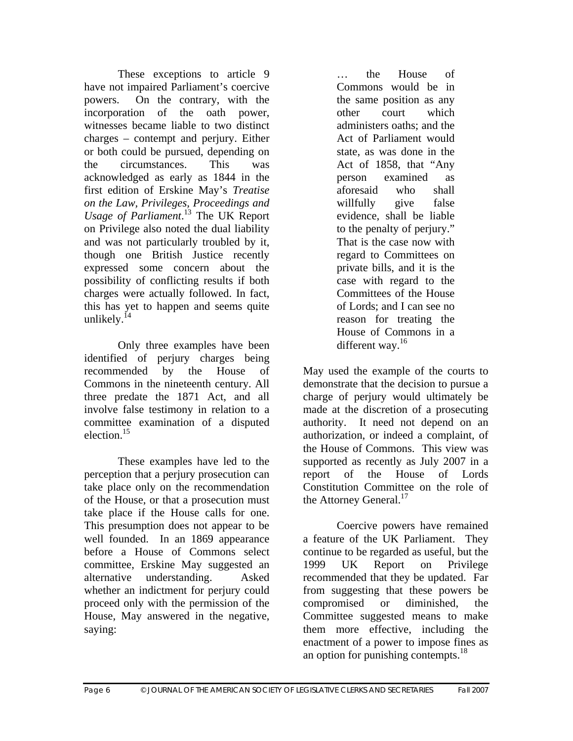These exceptions to article 9 have not impaired Parliament's coercive powers. On the contrary, with the incorporation of the oath power, witnesses became liable to two distinct charges – contempt and perjury. Either or both could be pursued, depending on the circumstances. This was acknowledged as early as 1844 in the first edition of Erskine May's *Treatise on the Law, Privileges, Proceedings and Usage of Parliament*.[13] The UK Report on Privilege also noted the dual liability and was not particularly troubled by it, though one British Justice recently expressed some concern about the possibility of conflicting results if both charges were actually followed. In fact, this has yet to happen and seems quite unlikely.[14]

Only three examples have been identified of perjury charges being recommended by the House of Commons in the nineteenth century. All three predate the 1871 Act, and all involve false testimony in relation to a committee examination of a disputed election.[15]

These examples have led to the perception that a perjury prosecution can take place only on the recommendation of the House, or that a prosecution must take place if the House calls for one. This presumption does not appear to be well founded. In an 1869 appearance before a House of Commons select committee, Erskine May suggested an alternative understanding. Asked whether an indictment for perjury could proceed only with the permission of the House, May answered in the negative, saying:

> … the House of Commons would be in the same position as any other court which administers oaths; and the Act of Parliament would state, as was done in the Act of 1858, that "Any person examined as aforesaid who shall willfully give false evidence, shall be liable to the penalty of perjury." That is the case now with regard to Committees on private bills, and it is the case with regard to the Committees of the House of Lords; and I can see no reason for treating the House of Commons in a different way.[16]

May used the example of the courts to demonstrate that the decision to pursue a charge of perjury would ultimately be made at the discretion of a prosecuting authority. It need not depend on an authorization, or indeed a complaint, of the House of Commons. This view was supported as recently as July 2007 in a report of the House of Lords Constitution Committee on the role of the Attorney General.[17]

Coercive powers have remained a feature of the UK Parliament. They continue to be regarded as useful, but the 1999 UK Report on Privilege recommended that they be updated. Far from suggesting that these powers be compromised or diminished, the Committee suggested means to make them more effective, including the enactment of a power to impose fines as an option for punishing contempts.[18]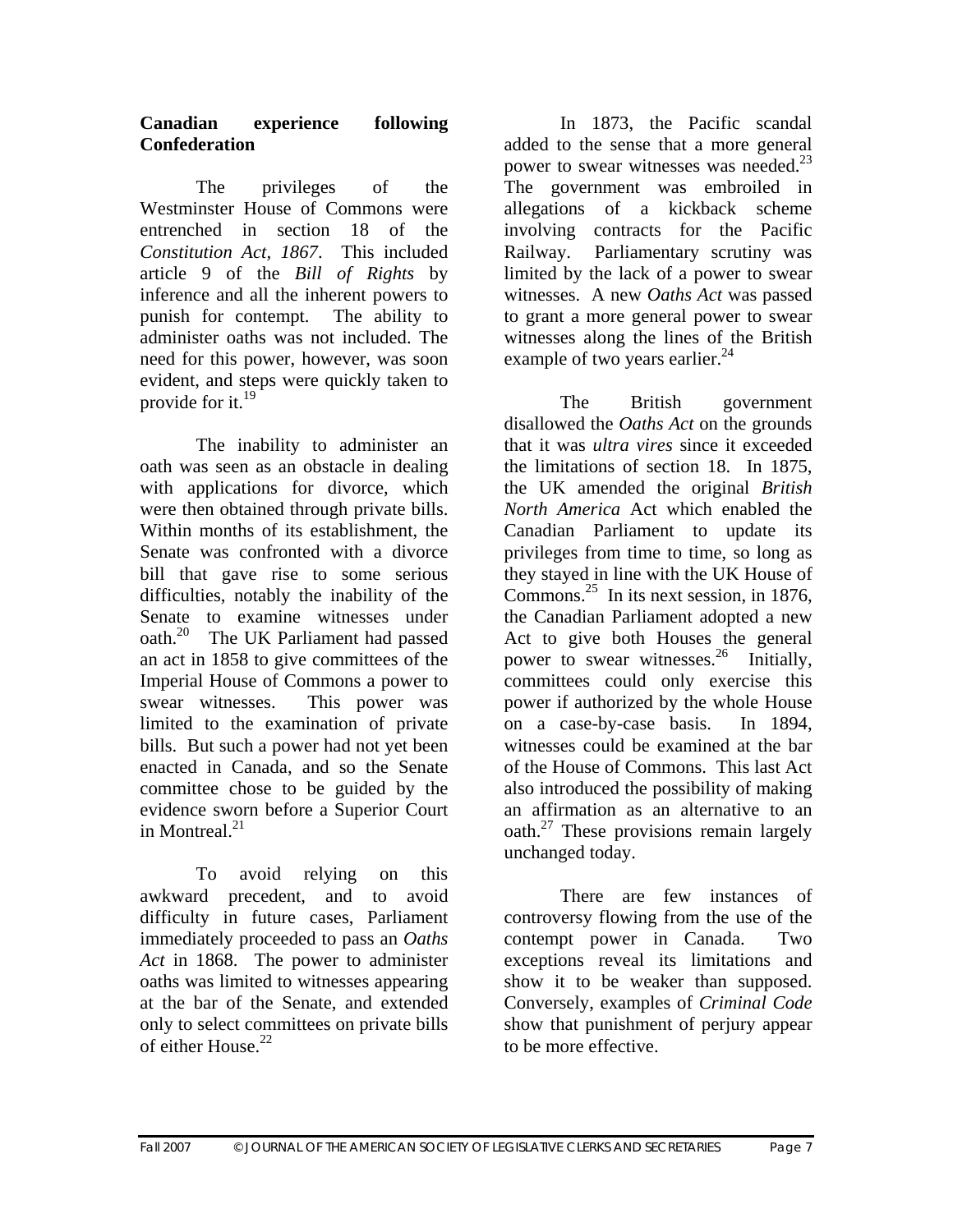## Canadian experience following Confederation

The privileges of the Westminster House of Commons were entrenched in section 18 of the *Constitution Act, 1867*. This included article 9 of the *Bill of Rights* by inference and all the inherent powers to punish for contempt. The ability to administer oaths was not included. The need for this power, however, was soon evident, and steps were quickly taken to provide for it.[19]

The inability to administer an oath was seen as an obstacle in dealing with applications for divorce, which were then obtained through private bills. Within months of its establishment, the Senate was confronted with a divorce bill that gave rise to some serious difficulties, notably the inability of the Senate to examine witnesses under oath.[20] The UK Parliament had passed an act in 1858 to give committees of the Imperial House of Commons a power to swear witnesses. This power was limited to the examination of private bills. But such a power had not yet been enacted in Canada, and so the Senate committee chose to be guided by the evidence sworn before a Superior Court in Montreal.[21]

To avoid relying on this awkward precedent, and to avoid difficulty in future cases, Parliament immediately proceeded to pass an *Oaths Act* in 1868. The power to administer oaths was limited to witnesses appearing at the bar of the Senate, and extended only to select committees on private bills of either House.[22]

In 1873, the Pacific scandal added to the sense that a more general power to swear witnesses was needed.[23] The government was embroiled in allegations of a kickback scheme involving contracts for the Pacific Railway. Parliamentary scrutiny was limited by the lack of a power to swear witnesses. A new *Oaths Act* was passed to grant a more general power to swear witnesses along the lines of the British example of two years earlier.[24]

The British government disallowed the *Oaths Act* on the grounds that it was *ultra vires* since it exceeded the limitations of section 18. In 1875, the UK amended the original *British North America* Act which enabled the Canadian Parliament to update its privileges from time to time, so long as they stayed in line with the UK House of Commons.[25] In its next session, in 1876, the Canadian Parliament adopted a new Act to give both Houses the general power to swear witnesses.[26] Initially, committees could only exercise this power if authorized by the whole House on a case-by-case basis. In 1894, witnesses could be examined at the bar of the House of Commons. This last Act also introduced the possibility of making an affirmation as an alternative to an oath.[27] These provisions remain largely unchanged today.

There are few instances of controversy flowing from the use of the contempt power in Canada. Two exceptions reveal its limitations and show it to be weaker than supposed. Conversely, examples of *Criminal Code* show that punishment of perjury appear to be more effective.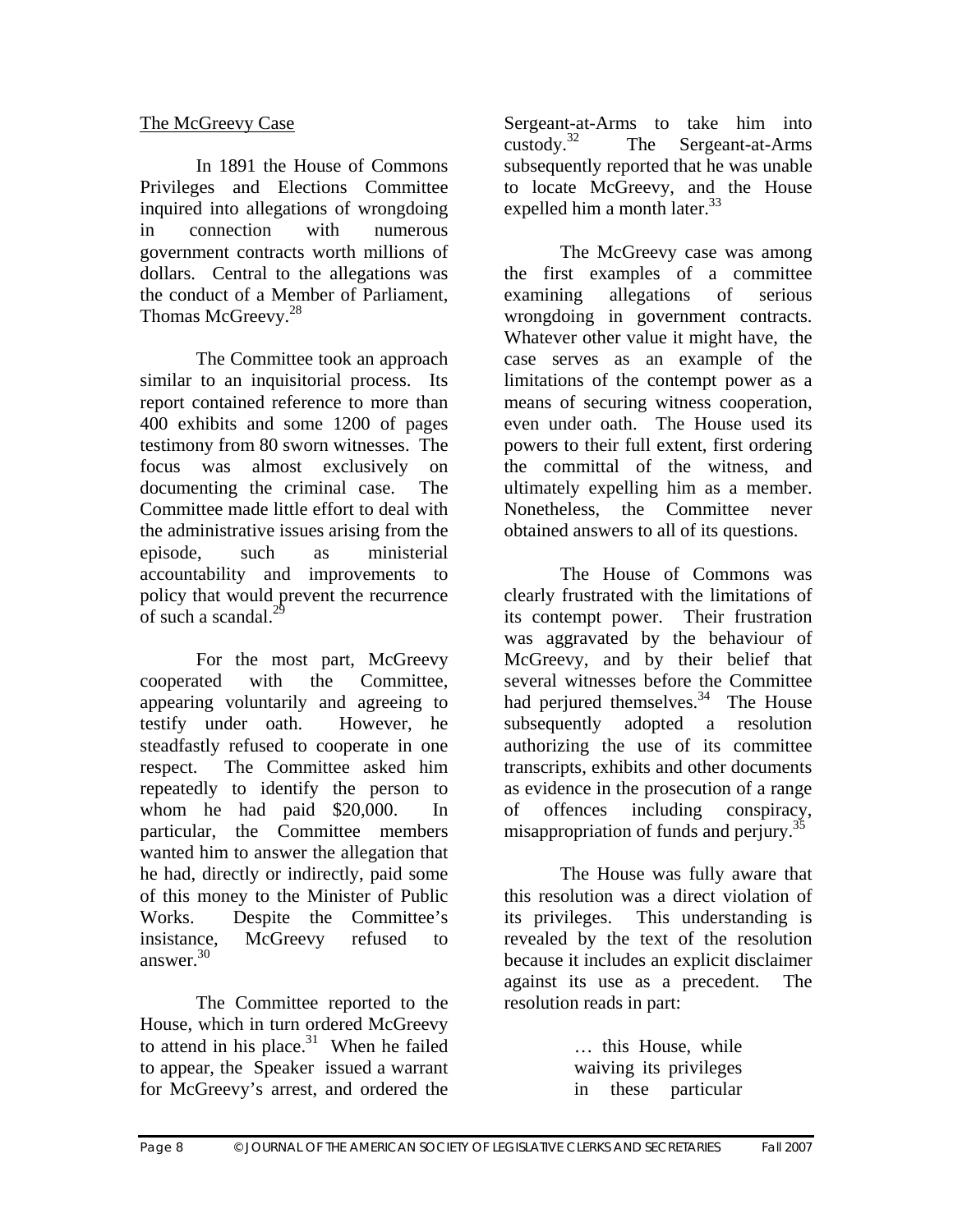The McGreevy Case

In 1891 the House of Commons Privileges and Elections Committee inquired into allegations of wrongdoing in connection with numerous government contracts worth millions of dollars. Central to the allegations was the conduct of a Member of Parliament, Thomas McGreevy.[28]

The Committee took an approach similar to an inquisitorial process. Its report contained reference to more than 400 exhibits and some 1200 of pages testimony from 80 sworn witnesses. The focus was almost exclusively on documenting the criminal case. The Committee made little effort to deal with the administrative issues arising from the episode, such as ministerial accountability and improvements to policy that would prevent the recurrence of such a scandal.[29]

For the most part, McGreevy cooperated with the Committee, appearing voluntarily and agreeing to testify under oath. However, he steadfastly refused to cooperate in one respect. The Committee asked him repeatedly to identify the person to whom he had paid $20,000. In particular, the Committee members wanted him to answer the allegation that he had, directly or indirectly, paid some of this money to the Minister of Public Works. Despite the Committee's insistance, McGreevy refused to answer.[30]

The Committee reported to the House, which in turn ordered McGreevy to attend in his place.[31] When he failed to appear, the Speaker issued a warrant for McGreevy's arrest, and ordered the Sergeant-at-Arms to take him into custody.[32] The Sergeant-at-Arms subsequently reported that he was unable to locate McGreevy, and the House expelled him a month later.[33]

The McGreevy case was among the first examples of a committee examining allegations of serious wrongdoing in government contracts. Whatever other value it might have, the case serves as an example of the limitations of the contempt power as a means of securing witness cooperation, even under oath. The House used its powers to their full extent, first ordering the committal of the witness, and ultimately expelling him as a member. Nonetheless, the Committee never obtained answers to all of its questions.

The House of Commons was clearly frustrated with the limitations of its contempt power. Their frustration was aggravated by the behaviour of McGreevy, and by their belief that several witnesses before the Committee had perjured themselves.[34] The House subsequently adopted a resolution authorizing the use of its committee transcripts, exhibits and other documents as evidence in the prosecution of a range of offences including conspiracy, misappropriation of funds and perjury.[35]

The House was fully aware that this resolution was a direct violation of its privileges. This understanding is revealed by the text of the resolution because it includes an explicit disclaimer against its use as a precedent. The resolution reads in part:

> … this House, while waiving its privileges in these particular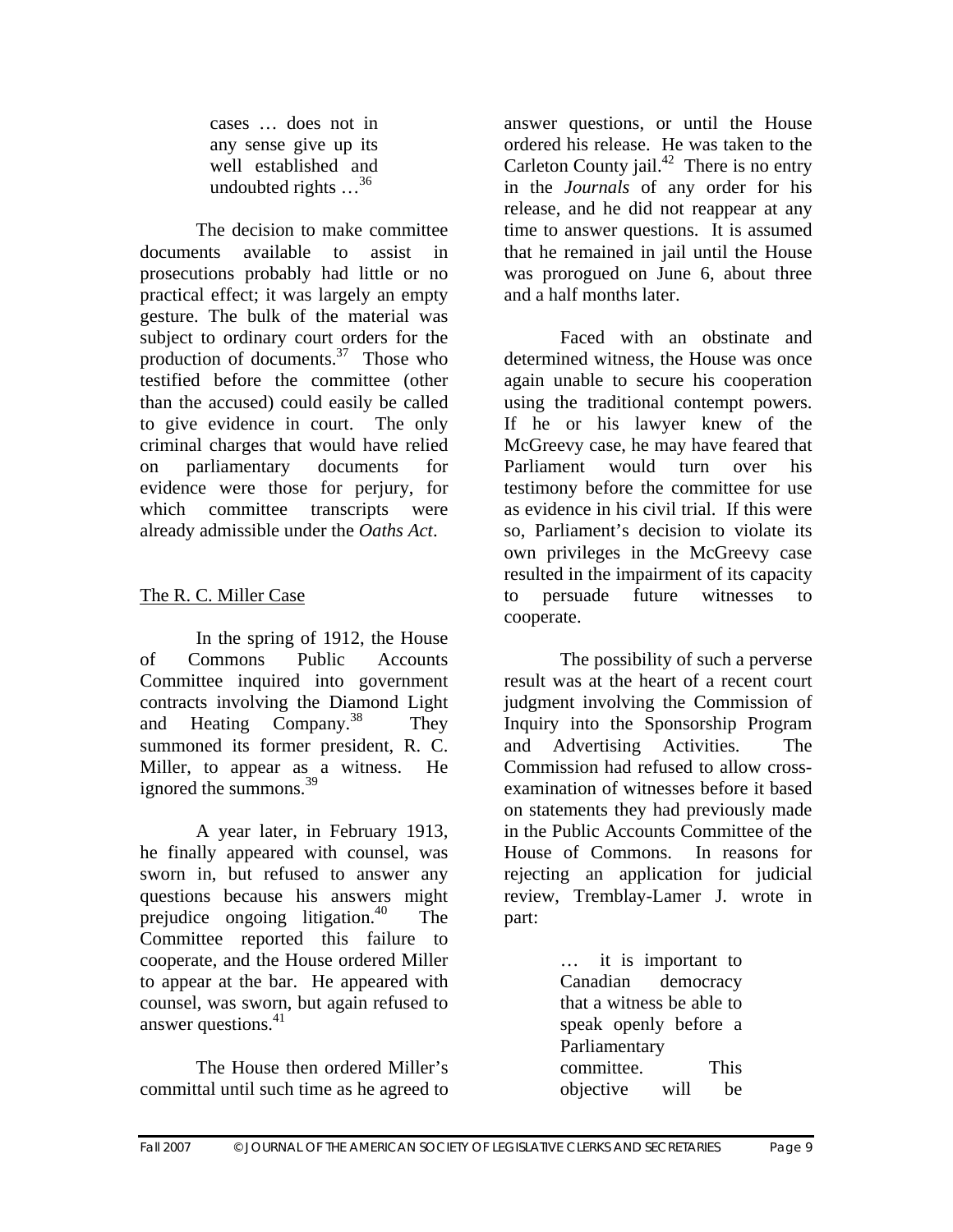> cases … does not in any sense give up its well established and undoubted rights …[36]

The decision to make committee documents available to assist in prosecutions probably had little or no practical effect; it was largely an empty gesture. The bulk of the material was subject to ordinary court orders for the production of documents.[37] Those who testified before the committee (other than the accused) could easily be called to give evidence in court. The only criminal charges that would have relied on parliamentary documents for evidence were those for perjury, for which committee transcripts were already admissible under the *Oaths Act*.

## The R. C. Miller Case

In the spring of 1912, the House of Commons Public Accounts Committee inquired into government contracts involving the Diamond Light and Heating Company.[38] They summoned its former president, R. C. Miller, to appear as a witness. He ignored the summons.[39]

A year later, in February 1913, he finally appeared with counsel, was sworn in, but refused to answer any questions because his answers might prejudice ongoing litigation.[40] The Committee reported this failure to cooperate, and the House ordered Miller to appear at the bar. He appeared with counsel, was sworn, but again refused to answer questions.[41]

The House then ordered Miller's committal until such time as he agreed to answer questions, or until the House ordered his release. He was taken to the Carleton County jail.[42] There is no entry in the *Journals* of any order for his release, and he did not reappear at any time to answer questions. It is assumed that he remained in jail until the House was prorogued on June 6, about three and a half months later.

Faced with an obstinate and determined witness, the House was once again unable to secure his cooperation using the traditional contempt powers. If he or his lawyer knew of the McGreevy case, he may have feared that Parliament would turn over his testimony before the committee for use as evidence in his civil trial. If this were so, Parliament's decision to violate its own privileges in the McGreevy case resulted in the impairment of its capacity to persuade future witnesses to cooperate.

The possibility of such a perverse result was at the heart of a recent court judgment involving the Commission of Inquiry into the Sponsorship Program and Advertising Activities. The Commission had refused to allow cross-examination of witnesses before it based on statements they had previously made in the Public Accounts Committee of the House of Commons. In reasons for rejecting an application for judicial review, Tremblay-Lamer J. wrote in part:

> … it is important to Canadian democracy that a witness be able to speak openly before a Parliamentary committee. This objective will be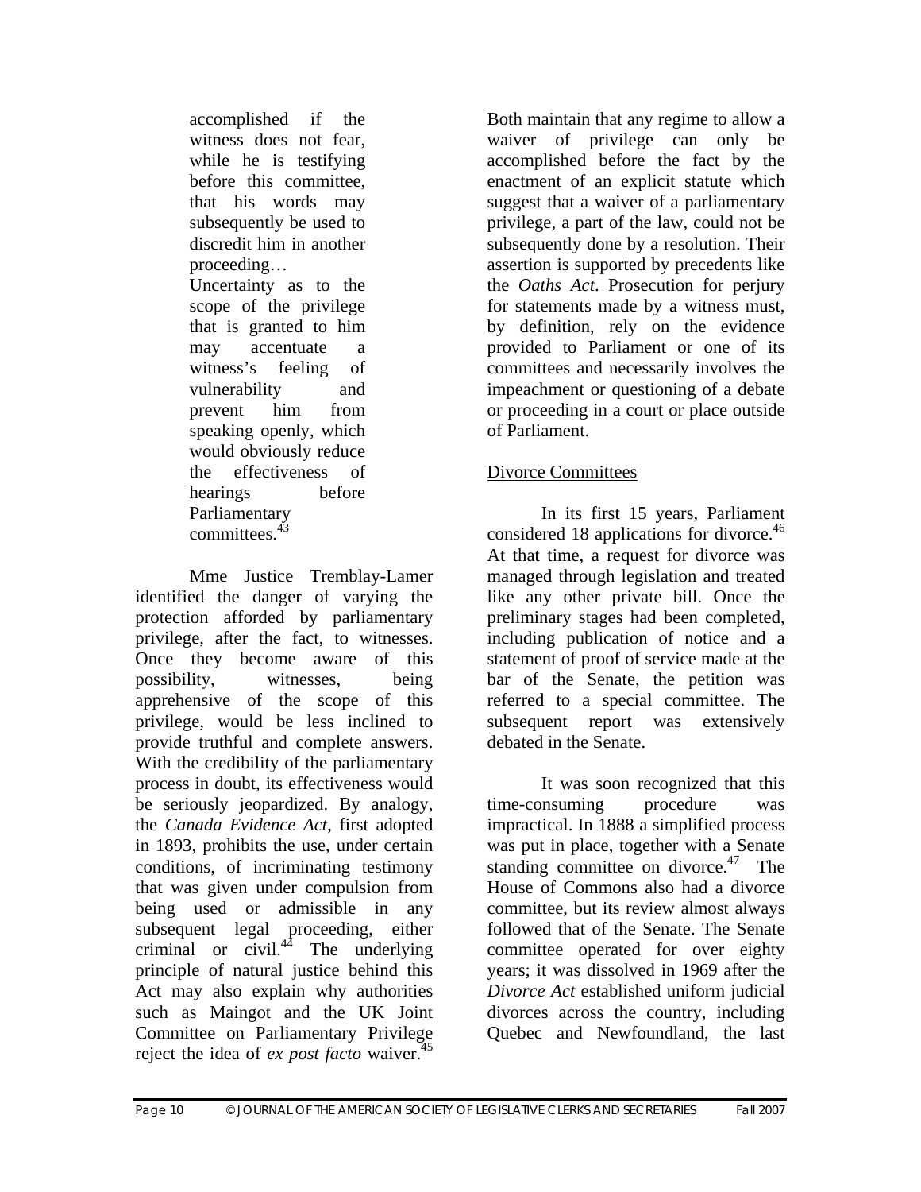> accomplished if the witness does not fear, while he is testifying before this committee, that his words may subsequently be used to discredit him in another proceeding…
> Uncertainty as to the scope of the privilege that is granted to him may accentuate a witness's feeling of vulnerability and prevent him from speaking openly, which would obviously reduce the effectiveness of hearings before Parliamentary committees.[43]

Mme Justice Tremblay-Lamer identified the danger of varying the protection afforded by parliamentary privilege, after the fact, to witnesses. Once they become aware of this possibility, witnesses, being apprehensive of the scope of this privilege, would be less inclined to provide truthful and complete answers. With the credibility of the parliamentary process in doubt, its effectiveness would be seriously jeopardized. By analogy, the *Canada Evidence Act*, first adopted in 1893, prohibits the use, under certain conditions, of incriminating testimony that was given under compulsion from being used or admissible in any subsequent legal proceeding, either criminal or civil.[44] The underlying principle of natural justice behind this Act may also explain why authorities such as Maingot and the UK Joint Committee on Parliamentary Privilege reject the idea of *ex post facto* waiver.[45] Both maintain that any regime to allow a waiver of privilege can only be accomplished before the fact by the enactment of an explicit statute which suggest that a waiver of a parliamentary privilege, a part of the law, could not be subsequently done by a resolution. Their assertion is supported by precedents like the *Oaths Act*. Prosecution for perjury for statements made by a witness must, by definition, rely on the evidence provided to Parliament or one of its committees and necessarily involves the impeachment or questioning of a debate or proceeding in a court or place outside of Parliament.

## Divorce Committees

In its first 15 years, Parliament considered 18 applications for divorce.[46] At that time, a request for divorce was managed through legislation and treated like any other private bill. Once the preliminary stages had been completed, including publication of notice and a statement of proof of service made at the bar of the Senate, the petition was referred to a special committee. The subsequent report was extensively debated in the Senate.

It was soon recognized that this time-consuming procedure was impractical. In 1888 a simplified process was put in place, together with a Senate standing committee on divorce.[47] The House of Commons also had a divorce committee, but its review almost always followed that of the Senate. The Senate committee operated for over eighty years; it was dissolved in 1969 after the *Divorce Act* established uniform judicial divorces across the country, including Quebec and Newfoundland, the last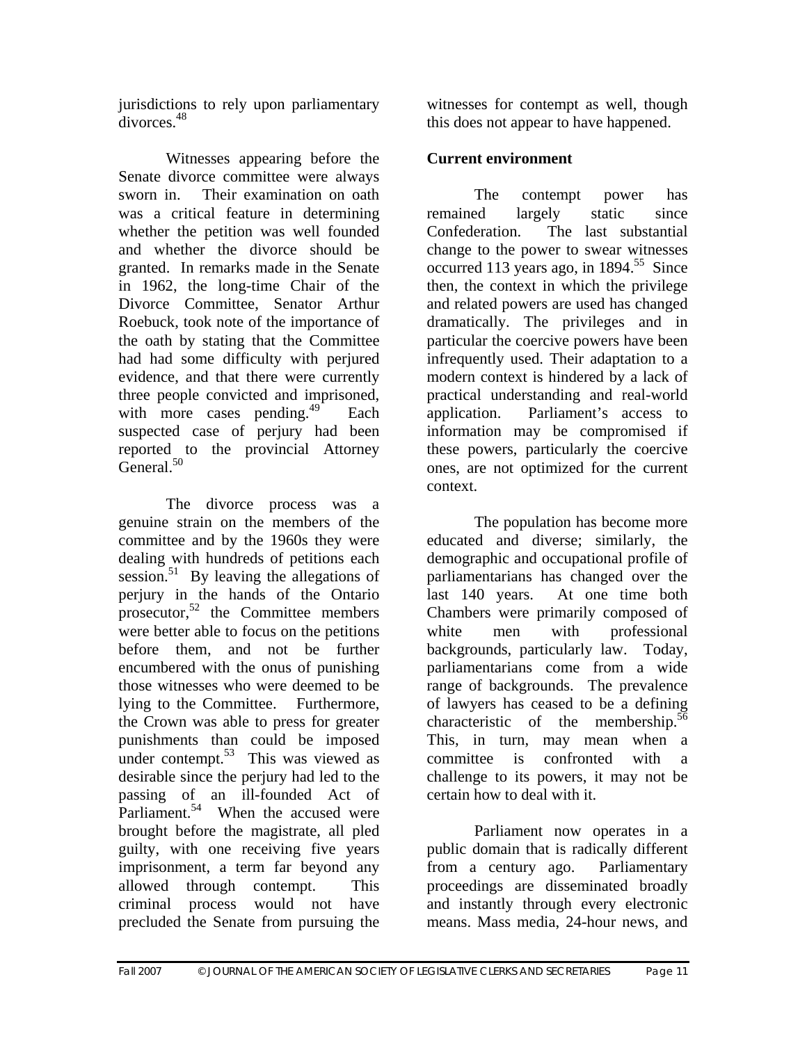jurisdictions to rely upon parliamentary divorces.[48]

Witnesses appearing before the Senate divorce committee were always sworn in. Their examination on oath was a critical feature in determining whether the petition was well founded and whether the divorce should be granted. In remarks made in the Senate in 1962, the long-time Chair of the Divorce Committee, Senator Arthur Roebuck, took note of the importance of the oath by stating that the Committee had had some difficulty with perjured evidence, and that there were currently three people convicted and imprisoned, with more cases pending.[49] Each suspected case of perjury had been reported to the provincial Attorney General.[50]

The divorce process was a genuine strain on the members of the committee and by the 1960s they were dealing with hundreds of petitions each session.[51] By leaving the allegations of perjury in the hands of the Ontario prosecutor,[52] the Committee members were better able to focus on the petitions before them, and not be further encumbered with the onus of punishing those witnesses who were deemed to be lying to the Committee. Furthermore, the Crown was able to press for greater punishments than could be imposed under contempt.[53] This was viewed as desirable since the perjury had led to the passing of an ill-founded Act of Parliament.[54] When the accused were brought before the magistrate, all pled guilty, with one receiving five years imprisonment, a term far beyond any allowed through contempt. This criminal process would not have precluded the Senate from pursuing the witnesses for contempt as well, though this does not appear to have happened.

**Current environment**

The contempt power has remained largely static since Confederation. The last substantial change to the power to swear witnesses occurred 113 years ago, in 1894.[55] Since then, the context in which the privilege and related powers are used has changed dramatically. The privileges and in particular the coercive powers have been infrequently used. Their adaptation to a modern context is hindered by a lack of practical understanding and real-world application. Parliament's access to information may be compromised if these powers, particularly the coercive ones, are not optimized for the current context.

The population has become more educated and diverse; similarly, the demographic and occupational profile of parliamentarians has changed over the last 140 years. At one time both Chambers were primarily composed of white men with professional backgrounds, particularly law. Today, parliamentarians come from a wide range of backgrounds. The prevalence of lawyers has ceased to be a defining characteristic of the membership.[56] This, in turn, may mean when a committee is confronted with a challenge to its powers, it may not be certain how to deal with it.

Parliament now operates in a public domain that is radically different from a century ago. Parliamentary proceedings are disseminated broadly and instantly through every electronic means. Mass media, 24-hour news, and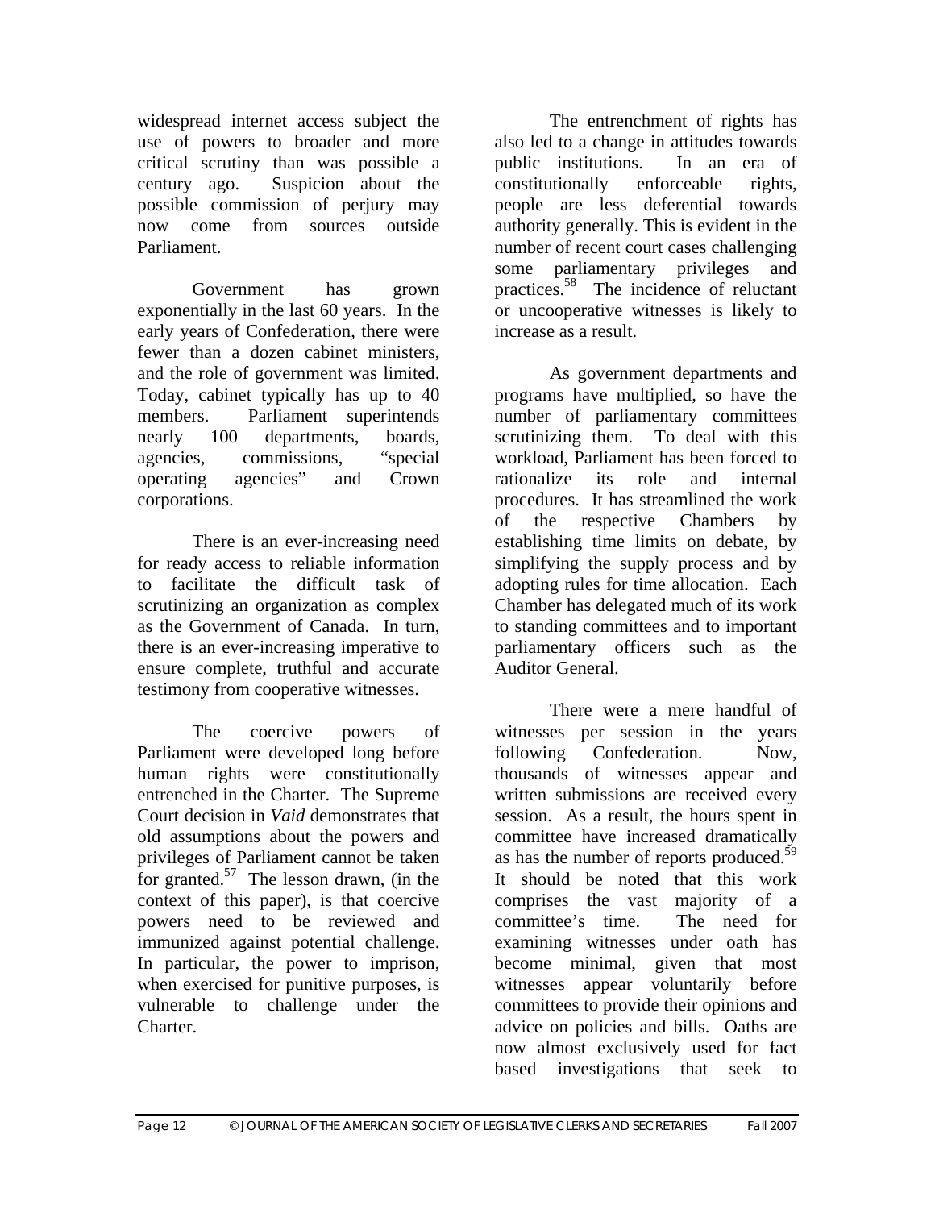widespread internet access subject the use of powers to broader and more critical scrutiny than was possible a century ago. Suspicion about the possible commission of perjury may now come from sources outside Parliament.

Government has grown exponentially in the last 60 years. In the early years of Confederation, there were fewer than a dozen cabinet ministers, and the role of government was limited. Today, cabinet typically has up to 40 members. Parliament superintends nearly 100 departments, boards, agencies, commissions, "special operating agencies" and Crown corporations.

There is an ever-increasing need for ready access to reliable information to facilitate the difficult task of scrutinizing an organization as complex as the Government of Canada. In turn, there is an ever-increasing imperative to ensure complete, truthful and accurate testimony from cooperative witnesses.

The coercive powers of Parliament were developed long before human rights were constitutionally entrenched in the Charter. The Supreme Court decision in *Vaid* demonstrates that old assumptions about the powers and privileges of Parliament cannot be taken for granted.[57] The lesson drawn, (in the context of this paper), is that coercive powers need to be reviewed and immunized against potential challenge. In particular, the power to imprison, when exercised for punitive purposes, is vulnerable to challenge under the Charter.

The entrenchment of rights has also led to a change in attitudes towards public institutions. In an era of constitutionally enforceable rights, people are less deferential towards authority generally. This is evident in the number of recent court cases challenging some parliamentary privileges and practices.[58] The incidence of reluctant or uncooperative witnesses is likely to increase as a result.

As government departments and programs have multiplied, so have the number of parliamentary committees scrutinizing them. To deal with this workload, Parliament has been forced to rationalize its role and internal procedures. It has streamlined the work of the respective Chambers by establishing time limits on debate, by simplifying the supply process and by adopting rules for time allocation. Each Chamber has delegated much of its work to standing committees and to important parliamentary officers such as the Auditor General.

There were a mere handful of witnesses per session in the years following Confederation. Now, thousands of witnesses appear and written submissions are received every session. As a result, the hours spent in committee have increased dramatically as has the number of reports produced.[59] It should be noted that this work comprises the vast majority of a committee's time. The need for examining witnesses under oath has become minimal, given that most witnesses appear voluntarily before committees to provide their opinions and advice on policies and bills. Oaths are now almost exclusively used for fact based investigations that seek to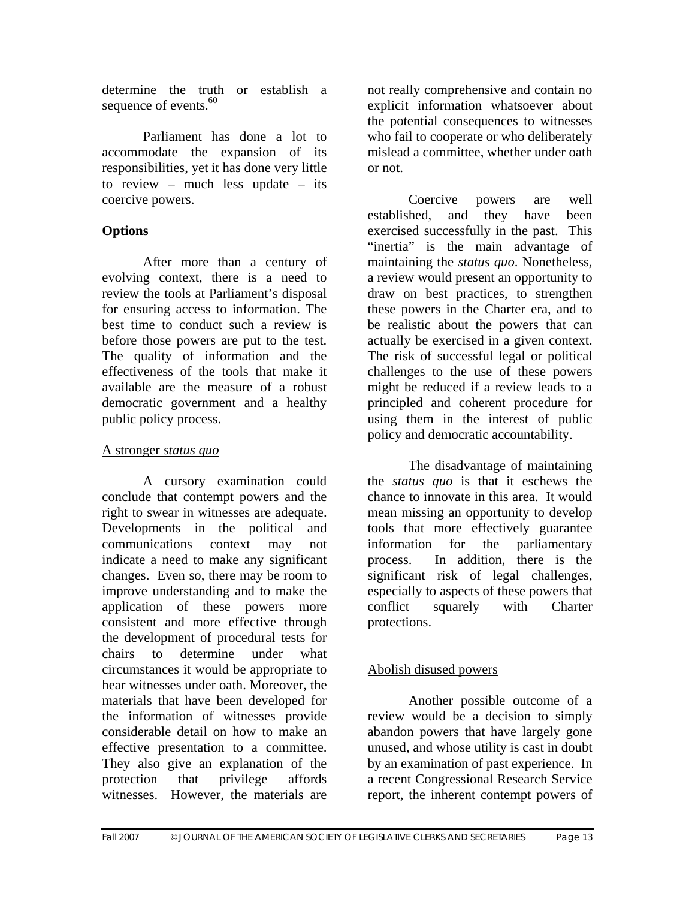determine the truth or establish a sequence of events.[60]

Parliament has done a lot to accommodate the expansion of its responsibilities, yet it has done very little to review – much less update – its coercive powers.

**Options**

After more than a century of evolving context, there is a need to review the tools at Parliament's disposal for ensuring access to information. The best time to conduct such a review is before those powers are put to the test. The quality of information and the effectiveness of the tools that make it available are the measure of a robust democratic government and a healthy public policy process.

<u>A stronger *status quo*</u>

A cursory examination could conclude that contempt powers and the right to swear in witnesses are adequate. Developments in the political and communications context may not indicate a need to make any significant changes. Even so, there may be room to improve understanding and to make the application of these powers more consistent and more effective through the development of procedural tests for chairs to determine under what circumstances it would be appropriate to hear witnesses under oath. Moreover, the materials that have been developed for the information of witnesses provide considerable detail on how to make an effective presentation to a committee. They also give an explanation of the protection that privilege affords witnesses. However, the materials are not really comprehensive and contain no explicit information whatsoever about the potential consequences to witnesses who fail to cooperate or who deliberately mislead a committee, whether under oath or not.

Coercive powers are well established, and they have been exercised successfully in the past. This "inertia" is the main advantage of maintaining the *status quo*. Nonetheless, a review would present an opportunity to draw on best practices, to strengthen these powers in the Charter era, and to be realistic about the powers that can actually be exercised in a given context. The risk of successful legal or political challenges to the use of these powers might be reduced if a review leads to a principled and coherent procedure for using them in the interest of public policy and democratic accountability.

The disadvantage of maintaining the *status quo* is that it eschews the chance to innovate in this area. It would mean missing an opportunity to develop tools that more effectively guarantee information for the parliamentary process. In addition, there is the significant risk of legal challenges, especially to aspects of these powers that conflict squarely with Charter protections.

<u>Abolish disused powers</u>

Another possible outcome of a review would be a decision to simply abandon powers that have largely gone unused, and whose utility is cast in doubt by an examination of past experience. In a recent Congressional Research Service report, the inherent contempt powers of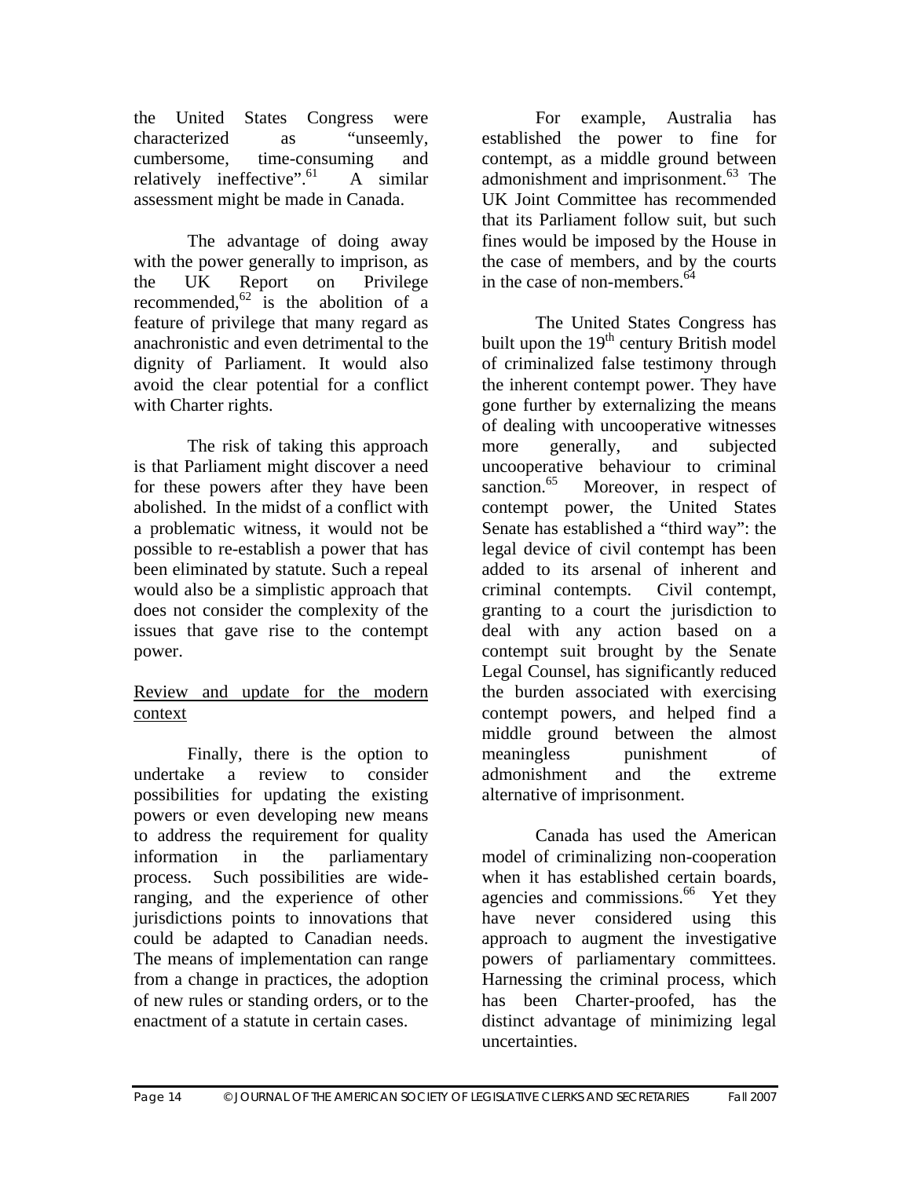the United States Congress were characterized as "unseemly, cumbersome, time-consuming and relatively ineffective".[61] A similar assessment might be made in Canada.

The advantage of doing away with the power generally to imprison, as the UK Report on Privilege recommended,[62] is the abolition of a feature of privilege that many regard as anachronistic and even detrimental to the dignity of Parliament. It would also avoid the clear potential for a conflict with Charter rights.

The risk of taking this approach is that Parliament might discover a need for these powers after they have been abolished. In the midst of a conflict with a problematic witness, it would not be possible to re-establish a power that has been eliminated by statute. Such a repeal would also be a simplistic approach that does not consider the complexity of the issues that gave rise to the contempt power.

Review and update for the modern context

Finally, there is the option to undertake a review to consider possibilities for updating the existing powers or even developing new means to address the requirement for quality information in the parliamentary process. Such possibilities are wide-ranging, and the experience of other jurisdictions points to innovations that could be adapted to Canadian needs. The means of implementation can range from a change in practices, the adoption of new rules or standing orders, or to the enactment of a statute in certain cases.

For example, Australia has established the power to fine for contempt, as a middle ground between admonishment and imprisonment.[63] The UK Joint Committee has recommended that its Parliament follow suit, but such fines would be imposed by the House in the case of members, and by the courts in the case of non-members.[64]

The United States Congress has built upon the 19th century British model of criminalized false testimony through the inherent contempt power. They have gone further by externalizing the means of dealing with uncooperative witnesses more generally, and subjected uncooperative behaviour to criminal sanction.[65] Moreover, in respect of contempt power, the United States Senate has established a "third way": the legal device of civil contempt has been added to its arsenal of inherent and criminal contempts. Civil contempt, granting to a court the jurisdiction to deal with any action based on a contempt suit brought by the Senate Legal Counsel, has significantly reduced the burden associated with exercising contempt powers, and helped find a middle ground between the almost meaningless punishment of admonishment and the extreme alternative of imprisonment.

Canada has used the American model of criminalizing non-cooperation when it has established certain boards, agencies and commissions.[66] Yet they have never considered using this approach to augment the investigative powers of parliamentary committees. Harnessing the criminal process, which has been Charter-proofed, has the distinct advantage of minimizing legal uncertainties.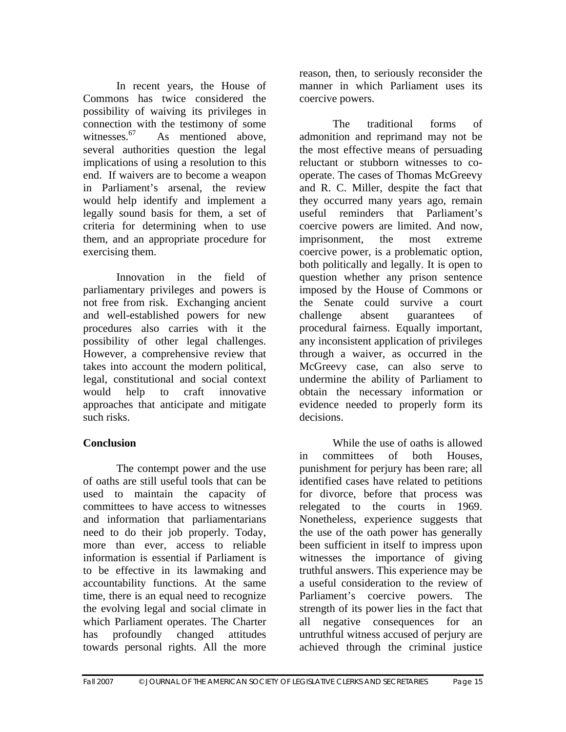In recent years, the House of Commons has twice considered the possibility of waiving its privileges in connection with the testimony of some witnesses.[67] As mentioned above, several authorities question the legal implications of using a resolution to this end. If waivers are to become a weapon in Parliament's arsenal, the review would help identify and implement a legally sound basis for them, a set of criteria for determining when to use them, and an appropriate procedure for exercising them.

Innovation in the field of parliamentary privileges and powers is not free from risk. Exchanging ancient and well-established powers for new procedures also carries with it the possibility of other legal challenges. However, a comprehensive review that takes into account the modern political, legal, constitutional and social context would help to craft innovative approaches that anticipate and mitigate such risks.

## Conclusion

The contempt power and the use of oaths are still useful tools that can be used to maintain the capacity of committees to have access to witnesses and information that parliamentarians need to do their job properly. Today, more than ever, access to reliable information is essential if Parliament is to be effective in its lawmaking and accountability functions. At the same time, there is an equal need to recognize the evolving legal and social climate in which Parliament operates. The Charter has profoundly changed attitudes towards personal rights. All the more reason, then, to seriously reconsider the manner in which Parliament uses its coercive powers.

The traditional forms of admonition and reprimand may not be the most effective means of persuading reluctant or stubborn witnesses to co-operate. The cases of Thomas McGreevy and R. C. Miller, despite the fact that they occurred many years ago, remain useful reminders that Parliament's coercive powers are limited. And now, imprisonment, the most extreme coercive power, is a problematic option, both politically and legally. It is open to question whether any prison sentence imposed by the House of Commons or the Senate could survive a court challenge absent guarantees of procedural fairness. Equally important, any inconsistent application of privileges through a waiver, as occurred in the McGreevy case, can also serve to undermine the ability of Parliament to obtain the necessary information or evidence needed to properly form its decisions.

While the use of oaths is allowed in committees of both Houses, punishment for perjury has been rare; all identified cases have related to petitions for divorce, before that process was relegated to the courts in 1969. Nonetheless, experience suggests that the use of the oath power has generally been sufficient in itself to impress upon witnesses the importance of giving truthful answers. This experience may be a useful consideration to the review of Parliament's coercive powers. The strength of its power lies in the fact that all negative consequences for an untruthful witness accused of perjury are achieved through the criminal justice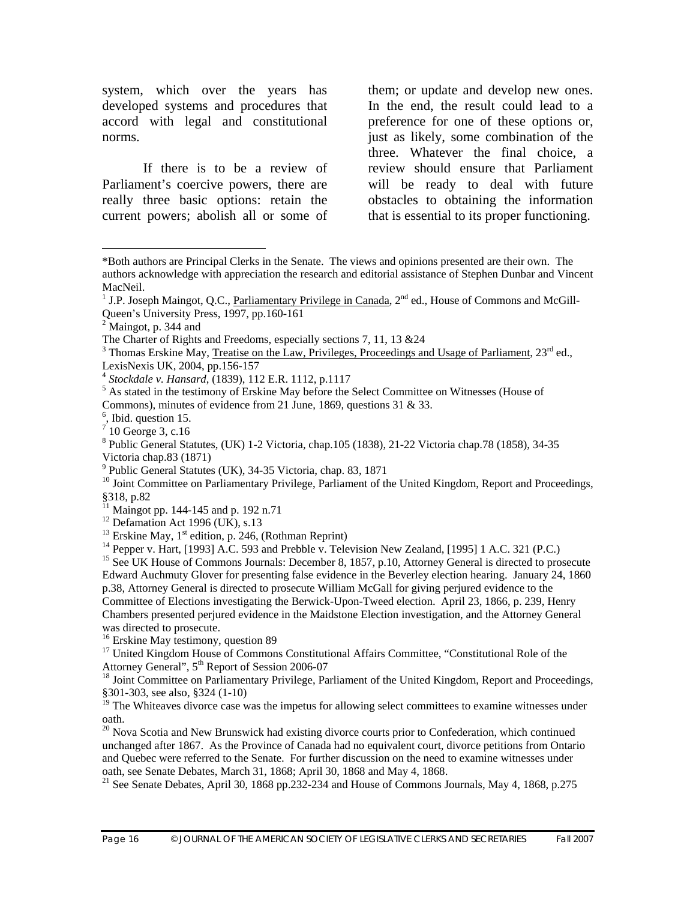system, which over the years has developed systems and procedures that accord with legal and constitutional norms.

If there is to be a review of Parliament's coercive powers, there are really three basic options: retain the current powers; abolish all or some of them; or update and develop new ones. In the end, the result could lead to a preference for one of these options or, just as likely, some combination of the three. Whatever the final choice, a review should ensure that Parliament will be ready to deal with future obstacles to obtaining the information that is essential to its proper functioning.

---

*Both authors are Principal Clerks in the Senate. The views and opinions presented are their own. The authors acknowledge with appreciation the research and editorial assistance of Stephen Dunbar and Vincent MacNeil.

[1] J.P. Joseph Maingot, Q.C., Parliamentary Privilege in Canada, 2nd ed., House of Commons and McGill-Queen's University Press, 1997, pp.160-161

[2] Maingot, p. 344 and
The Charter of Rights and Freedoms, especially sections 7, 11, 13 &24

[3] Thomas Erskine May, Treatise on the Law, Privileges, Proceedings and Usage of Parliament, 23rd ed., LexisNexis UK, 2004, pp.156-157

[4] *Stockdale v. Hansard*, (1839), 112 E.R. 1112, p.1117

[5] As stated in the testimony of Erskine May before the Select Committee on Witnesses (House of Commons), minutes of evidence from 21 June, 1869, questions 31 & 33.

[6], Ibid. question 15.

[7] 10 George 3, c.16

[8] Public General Statutes, (UK) 1-2 Victoria, chap.105 (1838), 21-22 Victoria chap.78 (1858), 34-35 Victoria chap.83 (1871)

[9] Public General Statutes (UK), 34-35 Victoria, chap. 83, 1871

[10] Joint Committee on Parliamentary Privilege, Parliament of the United Kingdom, Report and Proceedings, §318, p.82

[11] Maingot pp. 144-145 and p. 192 n.71

[12] Defamation Act 1996 (UK), s.13

[13] Erskine May, 1st edition, p. 246, (Rothman Reprint)

[14] Pepper v. Hart, [1993] A.C. 593 and Prebble v. Television New Zealand, [1995] 1 A.C. 321 (P.C.)

[15] See UK House of Commons Journals: December 8, 1857, p.10, Attorney General is directed to prosecute Edward Auchmuty Glover for presenting false evidence in the Beverley election hearing. January 24, 1860 p.38, Attorney General is directed to prosecute William McGall for giving perjured evidence to the Committee of Elections investigating the Berwick-Upon-Tweed election. April 23, 1866, p. 239, Henry Chambers presented perjured evidence in the Maidstone Election investigation, and the Attorney General was directed to prosecute.

[16] Erskine May testimony, question 89

[17] United Kingdom House of Commons Constitutional Affairs Committee, "Constitutional Role of the Attorney General", 5th Report of Session 2006-07

[18] Joint Committee on Parliamentary Privilege, Parliament of the United Kingdom, Report and Proceedings, §301-303, see also, §324 (1-10)

[19] The Whiteaves divorce case was the impetus for allowing select committees to examine witnesses under oath.

[20] Nova Scotia and New Brunswick had existing divorce courts prior to Confederation, which continued unchanged after 1867. As the Province of Canada had no equivalent court, divorce petitions from Ontario and Quebec were referred to the Senate. For further discussion on the need to examine witnesses under oath, see Senate Debates, March 31, 1868; April 30, 1868 and May 4, 1868.

[21] See Senate Debates, April 30, 1868 pp.232-234 and House of Commons Journals, May 4, 1868, p.275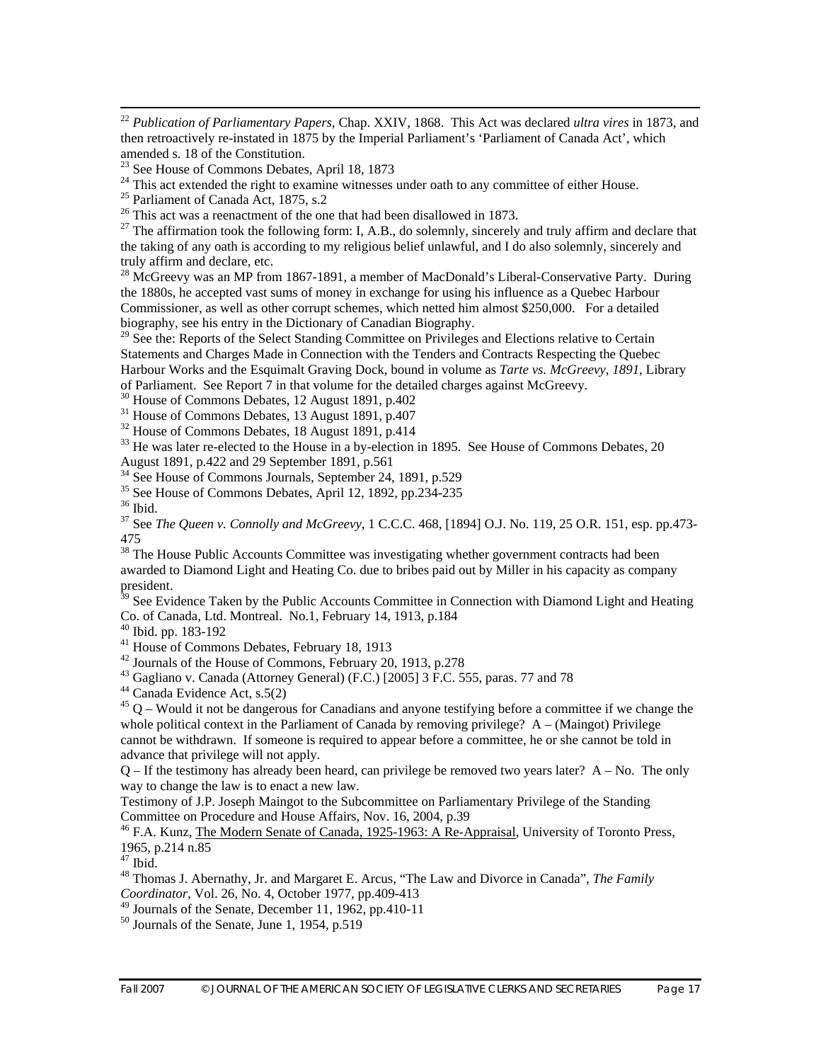[22] *Publication of Parliamentary Papers*, Chap. XXIV, 1868. This Act was declared *ultra vires* in 1873, and then retroactively re-instated in 1875 by the Imperial Parliament's 'Parliament of Canada Act', which amended s. 18 of the Constitution.

[23] See House of Commons Debates, April 18, 1873

[24] This act extended the right to examine witnesses under oath to any committee of either House.

[25] Parliament of Canada Act, 1875, s.2

[26] This act was a reenactment of the one that had been disallowed in 1873.

[27] The affirmation took the following form: I, A.B., do solemnly, sincerely and truly affirm and declare that the taking of any oath is according to my religious belief unlawful, and I do also solemnly, sincerely and truly affirm and declare, etc.

[28] McGreevy was an MP from 1867-1891, a member of MacDonald's Liberal-Conservative Party. During the 1880s, he accepted vast sums of money in exchange for using his influence as a Quebec Harbour Commissioner, as well as other corrupt schemes, which netted him almost $250,000. For a detailed biography, see his entry in the Dictionary of Canadian Biography.

[29] See the: Reports of the Select Standing Committee on Privileges and Elections relative to Certain Statements and Charges Made in Connection with the Tenders and Contracts Respecting the Quebec Harbour Works and the Esquimalt Graving Dock, bound in volume as *Tarte vs. McGreevy, 1891*, Library of Parliament. See Report 7 in that volume for the detailed charges against McGreevy.

[30] House of Commons Debates, 12 August 1891, p.402

[31] House of Commons Debates, 13 August 1891, p.407

[32] House of Commons Debates, 18 August 1891, p.414

[33] He was later re-elected to the House in a by-election in 1895. See House of Commons Debates, 20 August 1891, p.422 and 29 September 1891, p.561

[34] See House of Commons Journals, September 24, 1891, p.529

[35] See House of Commons Debates, April 12, 1892, pp.234-235

[36] Ibid.

[37] See *The Queen v. Connolly and McGreevy*, 1 C.C.C. 468, [1894] O.J. No. 119, 25 O.R. 151, esp. pp.473-475

[38] The House Public Accounts Committee was investigating whether government contracts had been awarded to Diamond Light and Heating Co. due to bribes paid out by Miller in his capacity as company president.

[39] See Evidence Taken by the Public Accounts Committee in Connection with Diamond Light and Heating Co. of Canada, Ltd. Montreal. No.1, February 14, 1913, p.184

[40] Ibid. pp. 183-192

[41] House of Commons Debates, February 18, 1913

[42] Journals of the House of Commons, February 20, 1913, p.278

[43] Gagliano v. Canada (Attorney General) (F.C.) [2005] 3 F.C. 555, paras. 77 and 78

[44] Canada Evidence Act, s.5(2)

[45] Q – Would it not be dangerous for Canadians and anyone testifying before a committee if we change the whole political context in the Parliament of Canada by removing privilege? A – (Maingot) Privilege cannot be withdrawn. If someone is required to appear before a committee, he or she cannot be told in advance that privilege will not apply.

Q – If the testimony has already been heard, can privilege be removed two years later? A – No. The only way to change the law is to enact a new law.

Testimony of J.P. Joseph Maingot to the Subcommittee on Parliamentary Privilege of the Standing Committee on Procedure and House Affairs, Nov. 16, 2004, p.39

[46] F.A. Kunz, The Modern Senate of Canada, 1925-1963: A Re-Appraisal, University of Toronto Press, 1965, p.214 n.85

[47] Ibid.

[48] Thomas J. Abernathy, Jr. and Margaret E. Arcus, "The Law and Divorce in Canada", *The Family Coordinator*, Vol. 26, No. 4, October 1977, pp.409-413

[49] Journals of the Senate, December 11, 1962, pp.410-11

[50] Journals of the Senate, June 1, 1954, p.519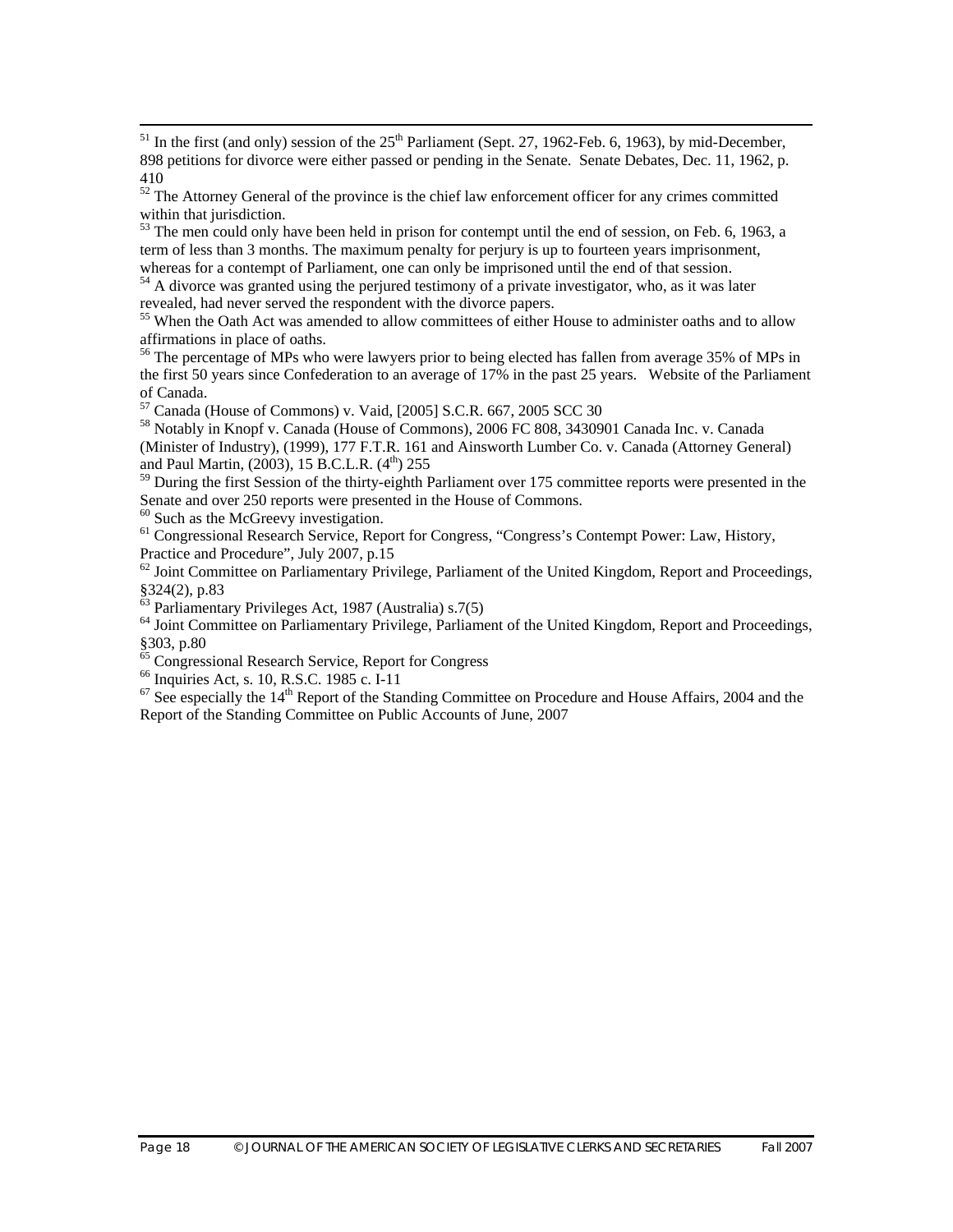[51] In the first (and only) session of the 25th Parliament (Sept. 27, 1962-Feb. 6, 1963), by mid-December, 898 petitions for divorce were either passed or pending in the Senate. Senate Debates, Dec. 11, 1962, p. 410

[52] The Attorney General of the province is the chief law enforcement officer for any crimes committed within that jurisdiction.

[53] The men could only have been held in prison for contempt until the end of session, on Feb. 6, 1963, a term of less than 3 months. The maximum penalty for perjury is up to fourteen years imprisonment, whereas for a contempt of Parliament, one can only be imprisoned until the end of that session.

[54] A divorce was granted using the perjured testimony of a private investigator, who, as it was later revealed, had never served the respondent with the divorce papers.

[55] When the Oath Act was amended to allow committees of either House to administer oaths and to allow affirmations in place of oaths.

[56] The percentage of MPs who were lawyers prior to being elected has fallen from average 35% of MPs in the first 50 years since Confederation to an average of 17% in the past 25 years. Website of the Parliament of Canada.

[57] Canada (House of Commons) v. Vaid, [2005] S.C.R. 667, 2005 SCC 30

[58] Notably in Knopf v. Canada (House of Commons), 2006 FC 808, 3430901 Canada Inc. v. Canada (Minister of Industry), (1999), 177 F.T.R. 161 and Ainsworth Lumber Co. v. Canada (Attorney General) and Paul Martin, (2003), 15 B.C.L.R. (4th) 255

[59] During the first Session of the thirty-eighth Parliament over 175 committee reports were presented in the Senate and over 250 reports were presented in the House of Commons.

[60] Such as the McGreevy investigation.

[61] Congressional Research Service, Report for Congress, "Congress's Contempt Power: Law, History, Practice and Procedure", July 2007, p.15

[62] Joint Committee on Parliamentary Privilege, Parliament of the United Kingdom, Report and Proceedings, §324(2), p.83

[63] Parliamentary Privileges Act, 1987 (Australia) s.7(5)

[64] Joint Committee on Parliamentary Privilege, Parliament of the United Kingdom, Report and Proceedings, §303, p.80

[65] Congressional Research Service, Report for Congress

[66] Inquiries Act, s. 10, R.S.C. 1985 c. I-11

[67] See especially the 14th Report of the Standing Committee on Procedure and House Affairs, 2004 and the Report of the Standing Committee on Public Accounts of June, 2007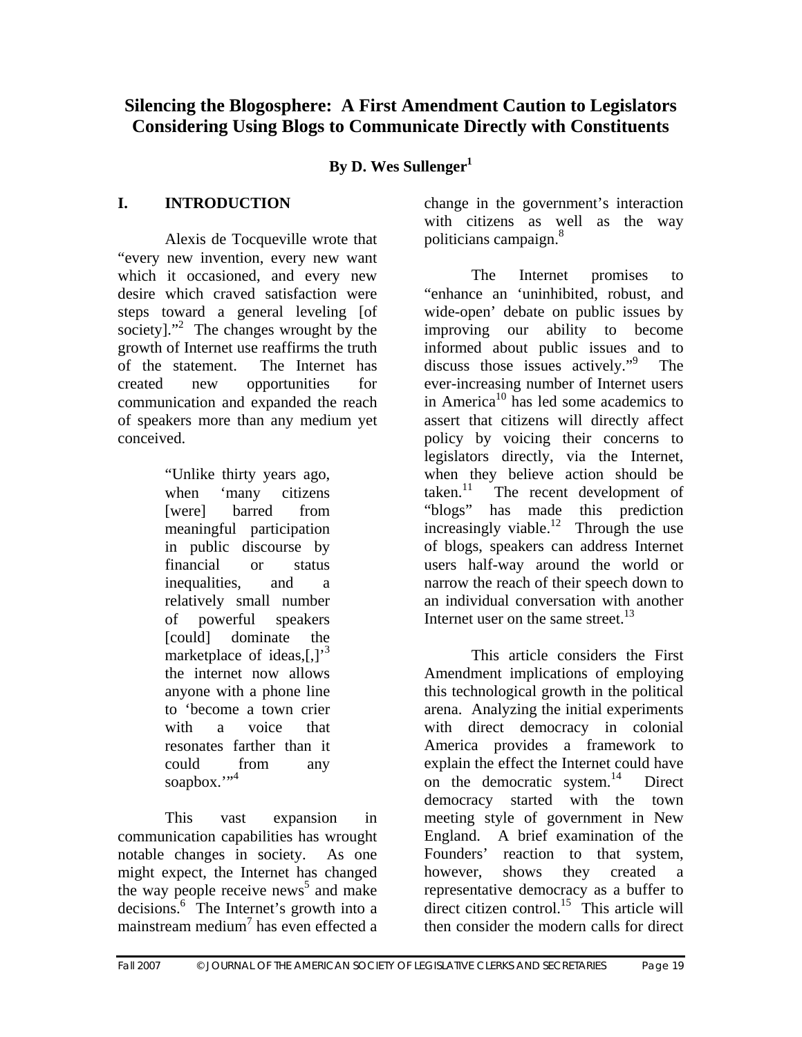# Silencing the Blogosphere: A First Amendment Caution to Legislators Considering Using Blogs to Communicate Directly with Constituents

**By D. Wes Sullenger[1]**

## I. INTRODUCTION

Alexis de Tocqueville wrote that "every new invention, every new want which it occasioned, and every new desire which craved satisfaction were steps toward a general leveling [of society]."[2] The changes wrought by the growth of Internet use reaffirms the truth of the statement. The Internet has created new opportunities for communication and expanded the reach of speakers more than any medium yet conceived.

> "Unlike thirty years ago, when 'many citizens [were] barred from meaningful participation in public discourse by financial or status inequalities, and a relatively small number of powerful speakers [could] dominate the marketplace of ideas,[,]'[3] the internet now allows anyone with a phone line to 'become a town crier with a voice that resonates farther than it could from any soapbox.'"[4]

This vast expansion in communication capabilities has wrought notable changes in society. As one might expect, the Internet has changed the way people receive news[5] and make decisions.[6] The Internet's growth into a mainstream medium[7] has even effected a change in the government's interaction with citizens as well as the way politicians campaign.[8]

The Internet promises to "enhance an 'uninhibited, robust, and wide-open' debate on public issues by improving our ability to become informed about public issues and to discuss those issues actively."[9] The ever-increasing number of Internet users in America[10] has led some academics to assert that citizens will directly affect policy by voicing their concerns to legislators directly, via the Internet, when they believe action should be taken.[11] The recent development of "blogs" has made this prediction increasingly viable.[12] Through the use of blogs, speakers can address Internet users half-way around the world or narrow the reach of their speech down to an individual conversation with another Internet user on the same street.[13]

This article considers the First Amendment implications of employing this technological growth in the political arena. Analyzing the initial experiments with direct democracy in colonial America provides a framework to explain the effect the Internet could have on the democratic system.[14] Direct democracy started with the town meeting style of government in New England. A brief examination of the Founders' reaction to that system, however, shows they created a representative democracy as a buffer to direct citizen control.[15] This article will then consider the modern calls for direct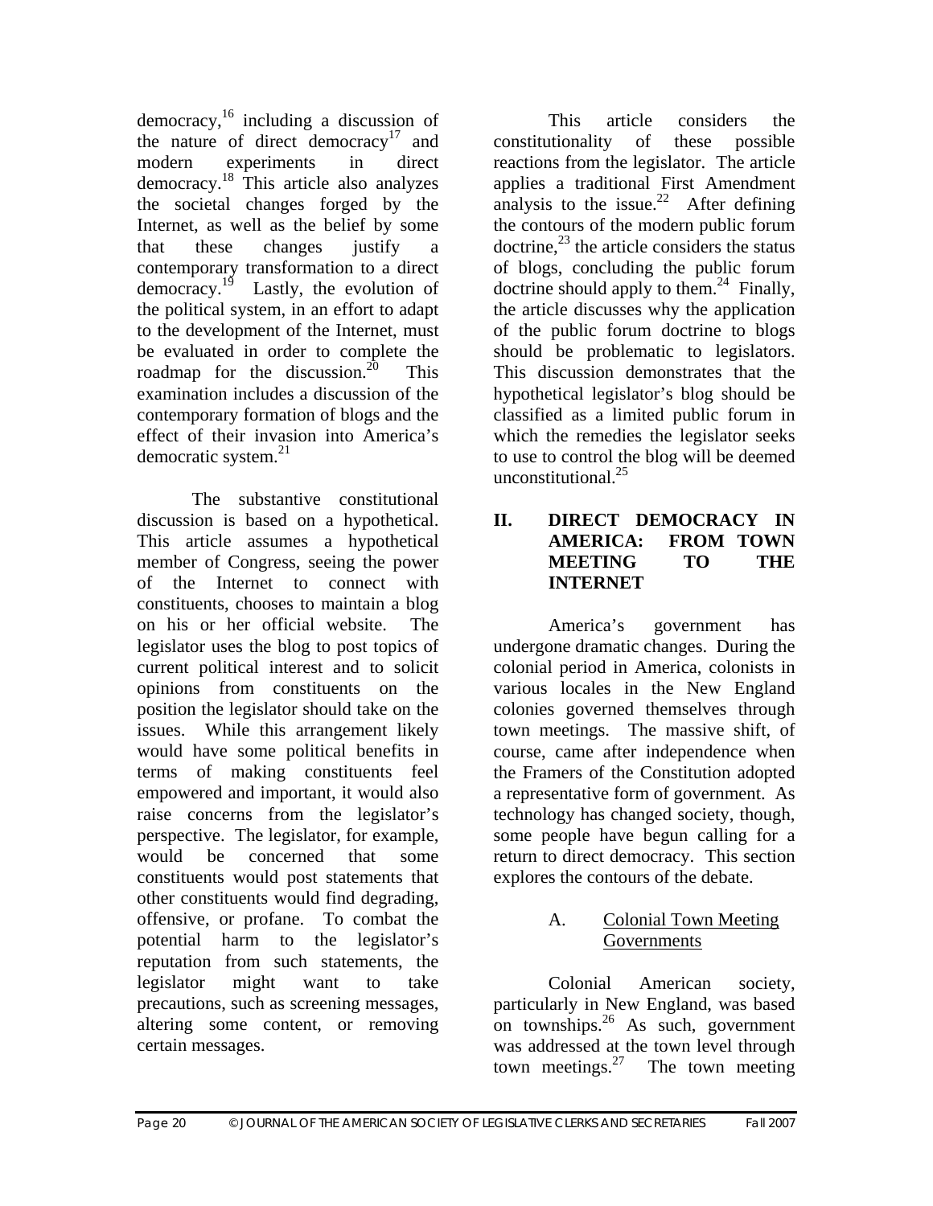democracy,[16] including a discussion of the nature of direct democracy[17] and modern experiments in direct democracy.[18] This article also analyzes the societal changes forged by the Internet, as well as the belief by some that these changes justify a contemporary transformation to a direct democracy.[19] Lastly, the evolution of the political system, in an effort to adapt to the development of the Internet, must be evaluated in order to complete the roadmap for the discussion.[20] This examination includes a discussion of the contemporary formation of blogs and the effect of their invasion into America's democratic system.[21]

The substantive constitutional discussion is based on a hypothetical. This article assumes a hypothetical member of Congress, seeing the power of the Internet to connect with constituents, chooses to maintain a blog on his or her official website. The legislator uses the blog to post topics of current political interest and to solicit opinions from constituents on the position the legislator should take on the issues. While this arrangement likely would have some political benefits in terms of making constituents feel empowered and important, it would also raise concerns from the legislator's perspective. The legislator, for example, would be concerned that some constituents would post statements that other constituents would find degrading, offensive, or profane. To combat the potential harm to the legislator's reputation from such statements, the legislator might want to take precautions, such as screening messages, altering some content, or removing certain messages.

This article considers the constitutionality of these possible reactions from the legislator. The article applies a traditional First Amendment analysis to the issue.[22] After defining the contours of the modern public forum doctrine,[23] the article considers the status of blogs, concluding the public forum doctrine should apply to them.[24] Finally, the article discusses why the application of the public forum doctrine to blogs should be problematic to legislators. This discussion demonstrates that the hypothetical legislator's blog should be classified as a limited public forum in which the remedies the legislator seeks to use to control the blog will be deemed unconstitutional.[25]

## II. DIRECT DEMOCRACY IN AMERICA: FROM TOWN MEETING TO THE INTERNET

America's government has undergone dramatic changes. During the colonial period in America, colonists in various locales in the New England colonies governed themselves through town meetings. The massive shift, of course, came after independence when the Framers of the Constitution adopted a representative form of government. As technology has changed society, though, some people have begun calling for a return to direct democracy. This section explores the contours of the debate.

### A. Colonial Town Meeting Governments

Colonial American society, particularly in New England, was based on townships.[26] As such, government was addressed at the town level through town meetings.[27] The town meeting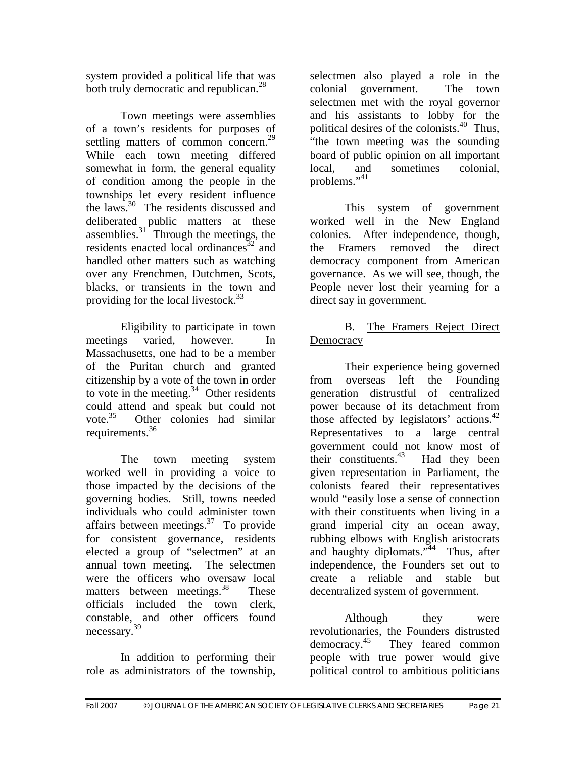system provided a political life that was both truly democratic and republican.[28]

Town meetings were assemblies of a town's residents for purposes of settling matters of common concern.[29] While each town meeting differed somewhat in form, the general equality of condition among the people in the townships let every resident influence the laws.[30] The residents discussed and deliberated public matters at these assemblies.[31] Through the meetings, the residents enacted local ordinances[32] and handled other matters such as watching over any Frenchmen, Dutchmen, Scots, blacks, or transients in the town and providing for the local livestock.[33]

Eligibility to participate in town meetings varied, however. In Massachusetts, one had to be a member of the Puritan church and granted citizenship by a vote of the town in order to vote in the meeting.[34] Other residents could attend and speak but could not vote.[35] Other colonies had similar requirements.[36]

The town meeting system worked well in providing a voice to those impacted by the decisions of the governing bodies. Still, towns needed individuals who could administer town affairs between meetings.[37] To provide for consistent governance, residents elected a group of "selectmen" at an annual town meeting. The selectmen were the officers who oversaw local matters between meetings.[38] These officials included the town clerk, constable, and other officers found necessary.[39]

In addition to performing their role as administrators of the township, selectmen also played a role in the colonial government. The town selectmen met with the royal governor and his assistants to lobby for the political desires of the colonists.[40] Thus, "the town meeting was the sounding board of public opinion on all important local, and sometimes colonial, problems."[41]

This system of government worked well in the New England colonies. After independence, though, the Framers removed the direct democracy component from American governance. As we will see, though, the People never lost their yearning for a direct say in government.

### B. The Framers Reject Direct Democracy

Their experience being governed from overseas left the Founding generation distrustful of centralized power because of its detachment from those affected by legislators' actions.[42] Representatives to a large central government could not know most of their constituents.[43] Had they been given representation in Parliament, the colonists feared their representatives would "easily lose a sense of connection with their constituents when living in a grand imperial city an ocean away, rubbing elbows with English aristocrats and haughty diplomats."[44] Thus, after independence, the Founders set out to create a reliable and stable but decentralized system of government.

Although they were revolutionaries, the Founders distrusted democracy.[45] They feared common people with true power would give political control to ambitious politicians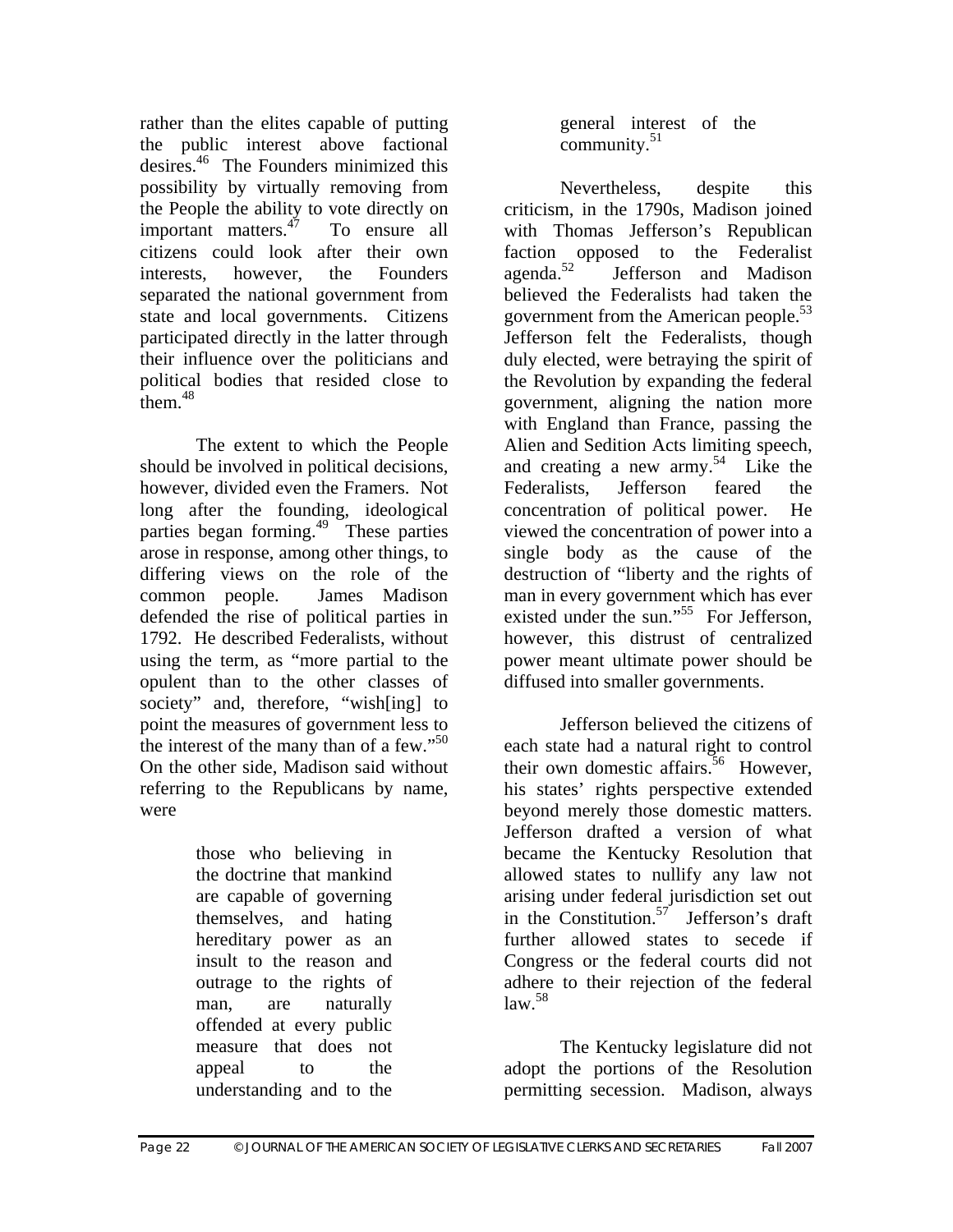rather than the elites capable of putting the public interest above factional desires.[46] The Founders minimized this possibility by virtually removing from the People the ability to vote directly on important matters.[47] To ensure all citizens could look after their own interests, however, the Founders separated the national government from state and local governments. Citizens participated directly in the latter through their influence over the politicians and political bodies that resided close to them.[48]

The extent to which the People should be involved in political decisions, however, divided even the Framers. Not long after the founding, ideological parties began forming.[49] These parties arose in response, among other things, to differing views on the role of the common people. James Madison defended the rise of political parties in 1792. He described Federalists, without using the term, as "more partial to the opulent than to the other classes of society" and, therefore, "wish[ing] to point the measures of government less to the interest of the many than of a few."[50] On the other side, Madison said without referring to the Republicans by name, were

> those who believing in the doctrine that mankind are capable of governing themselves, and hating hereditary power as an insult to the reason and outrage to the rights of man, are naturally offended at every public measure that does not appeal to the understanding and to the general interest of the community.[51]

Nevertheless, despite this criticism, in the 1790s, Madison joined with Thomas Jefferson's Republican faction opposed to the Federalist agenda.[52] Jefferson and Madison believed the Federalists had taken the government from the American people.[53] Jefferson felt the Federalists, though duly elected, were betraying the spirit of the Revolution by expanding the federal government, aligning the nation more with England than France, passing the Alien and Sedition Acts limiting speech, and creating a new army.[54] Like the Federalists, Jefferson feared the concentration of political power. He viewed the concentration of power into a single body as the cause of the destruction of "liberty and the rights of man in every government which has ever existed under the sun."[55] For Jefferson, however, this distrust of centralized power meant ultimate power should be diffused into smaller governments.

Jefferson believed the citizens of each state had a natural right to control their own domestic affairs.[56] However, his states' rights perspective extended beyond merely those domestic matters. Jefferson drafted a version of what became the Kentucky Resolution that allowed states to nullify any law not arising under federal jurisdiction set out in the Constitution.[57] Jefferson's draft further allowed states to secede if Congress or the federal courts did not adhere to their rejection of the federal law.[58]

The Kentucky legislature did not adopt the portions of the Resolution permitting secession. Madison, always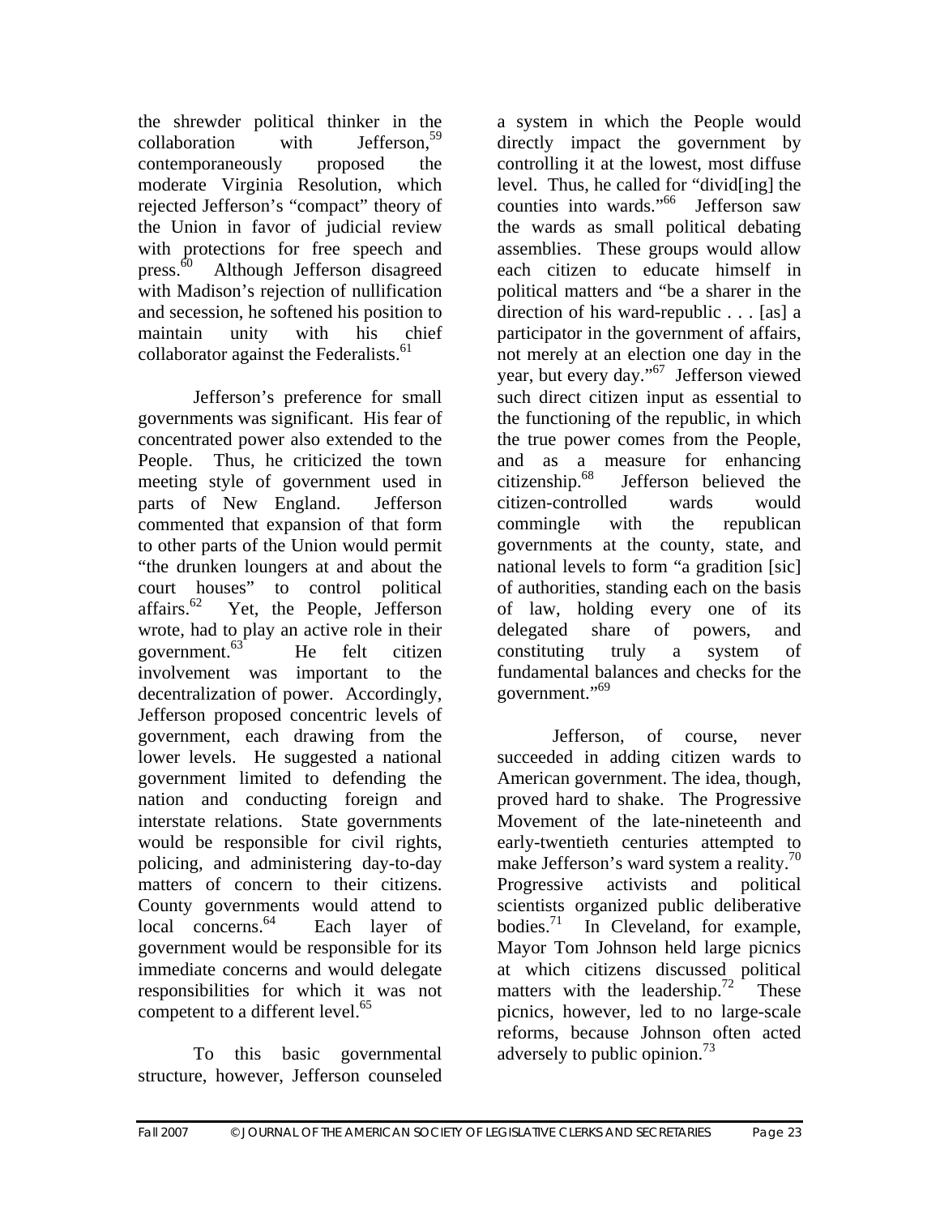the shrewder political thinker in the collaboration with Jefferson,[59] contemporaneously proposed the moderate Virginia Resolution, which rejected Jefferson's "compact" theory of the Union in favor of judicial review with protections for free speech and press.[60] Although Jefferson disagreed with Madison's rejection of nullification and secession, he softened his position to maintain unity with his chief collaborator against the Federalists.[61]

Jefferson's preference for small governments was significant. His fear of concentrated power also extended to the People. Thus, he criticized the town meeting style of government used in parts of New England. Jefferson commented that expansion of that form to other parts of the Union would permit "the drunken loungers at and about the court houses" to control political affairs.[62] Yet, the People, Jefferson wrote, had to play an active role in their government.[63] He felt citizen involvement was important to the decentralization of power. Accordingly, Jefferson proposed concentric levels of government, each drawing from the lower levels. He suggested a national government limited to defending the nation and conducting foreign and interstate relations. State governments would be responsible for civil rights, policing, and administering day-to-day matters of concern to their citizens. County governments would attend to local concerns.[64] Each layer of government would be responsible for its immediate concerns and would delegate responsibilities for which it was not competent to a different level.[65]

To this basic governmental structure, however, Jefferson counseled a system in which the People would directly impact the government by controlling it at the lowest, most diffuse level. Thus, he called for "divid[ing] the counties into wards."[66] Jefferson saw the wards as small political debating assemblies. These groups would allow each citizen to educate himself in political matters and "be a sharer in the direction of his ward-republic . . . [as] a participator in the government of affairs, not merely at an election one day in the year, but every day."[67] Jefferson viewed such direct citizen input as essential to the functioning of the republic, in which the true power comes from the People, and as a measure for enhancing citizenship.[68] Jefferson believed the citizen-controlled wards would commingle with the republican governments at the county, state, and national levels to form "a gradition [sic] of authorities, standing each on the basis of law, holding every one of its delegated share of powers, and constituting truly a system of fundamental balances and checks for the government."[69]

Jefferson, of course, never succeeded in adding citizen wards to American government. The idea, though, proved hard to shake. The Progressive Movement of the late-nineteenth and early-twentieth centuries attempted to make Jefferson's ward system a reality.[70] Progressive activists and political scientists organized public deliberative bodies.[71] In Cleveland, for example, Mayor Tom Johnson held large picnics at which citizens discussed political matters with the leadership.[72] These picnics, however, led to no large-scale reforms, because Johnson often acted adversely to public opinion.[73]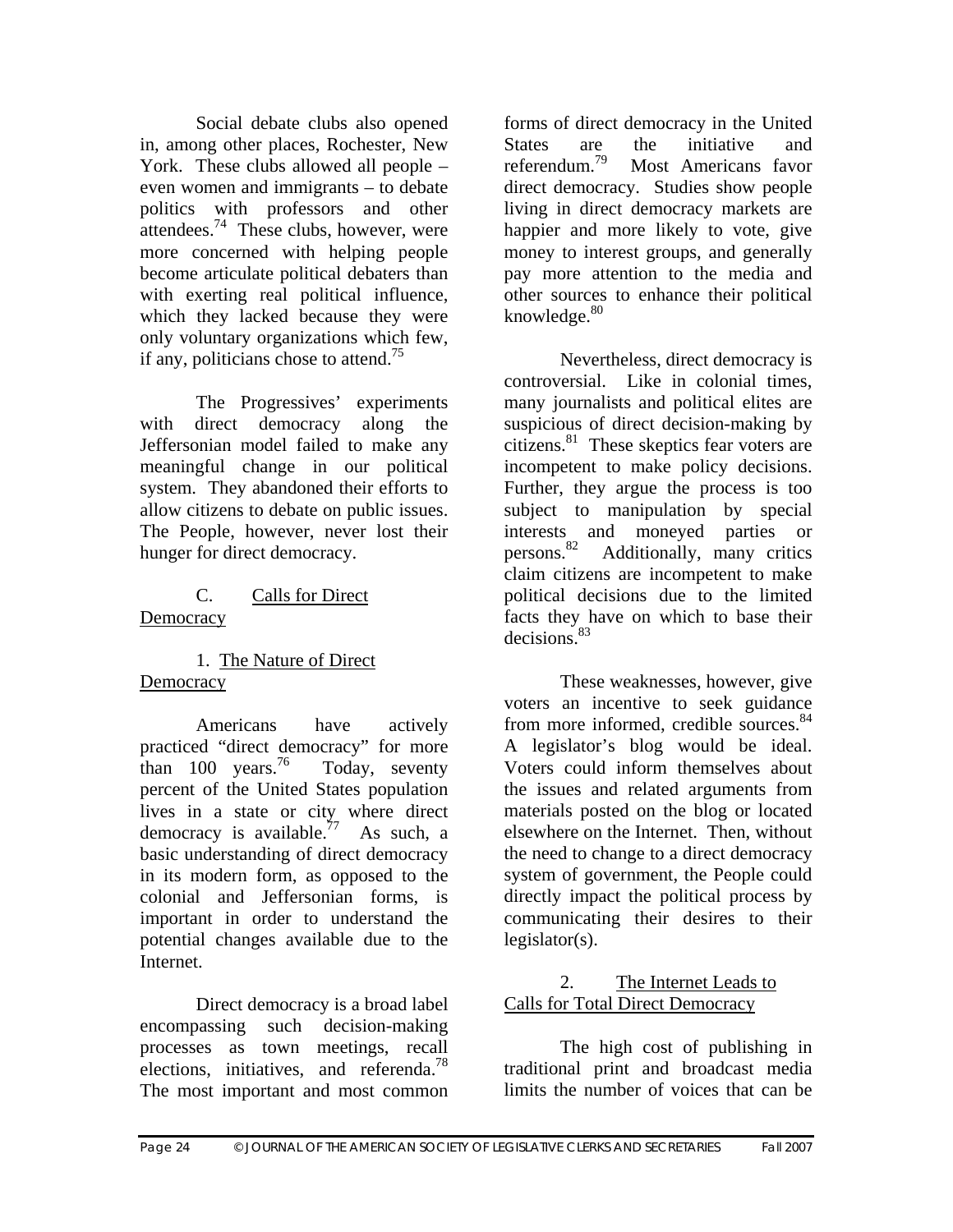Social debate clubs also opened in, among other places, Rochester, New York. These clubs allowed all people – even women and immigrants – to debate politics with professors and other attendees.[74] These clubs, however, were more concerned with helping people become articulate political debaters than with exerting real political influence, which they lacked because they were only voluntary organizations which few, if any, politicians chose to attend.[75]

The Progressives' experiments with direct democracy along the Jeffersonian model failed to make any meaningful change in our political system. They abandoned their efforts to allow citizens to debate on public issues. The People, however, never lost their hunger for direct democracy.

### C. Calls for Direct Democracy

#### 1. The Nature of Direct Democracy

Americans have actively practiced "direct democracy" for more than 100 years.[76] Today, seventy percent of the United States population lives in a state or city where direct democracy is available.[77] As such, a basic understanding of direct democracy in its modern form, as opposed to the colonial and Jeffersonian forms, is important in order to understand the potential changes available due to the Internet.

Direct democracy is a broad label encompassing such decision-making processes as town meetings, recall elections, initiatives, and referenda.[78] The most important and most common forms of direct democracy in the United States are the initiative and referendum.[79] Most Americans favor direct democracy. Studies show people living in direct democracy markets are happier and more likely to vote, give money to interest groups, and generally pay more attention to the media and other sources to enhance their political knowledge.[80]

Nevertheless, direct democracy is controversial. Like in colonial times, many journalists and political elites are suspicious of direct decision-making by citizens.[81] These skeptics fear voters are incompetent to make policy decisions. Further, they argue the process is too subject to manipulation by special interests and moneyed parties or persons.[82] Additionally, many critics claim citizens are incompetent to make political decisions due to the limited facts they have on which to base their decisions.[83]

These weaknesses, however, give voters an incentive to seek guidance from more informed, credible sources.[84] A legislator's blog would be ideal. Voters could inform themselves about the issues and related arguments from materials posted on the blog or located elsewhere on the Internet. Then, without the need to change to a direct democracy system of government, the People could directly impact the political process by communicating their desires to their legislator(s).

#### 2. The Internet Leads to Calls for Total Direct Democracy

The high cost of publishing in traditional print and broadcast media limits the number of voices that can be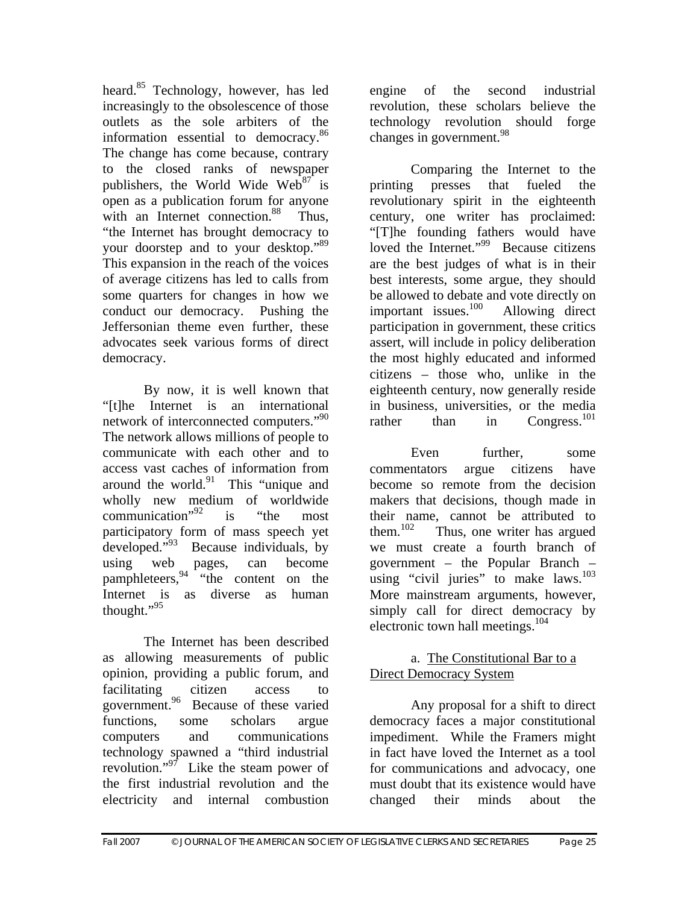heard.[85] Technology, however, has led increasingly to the obsolescence of those outlets as the sole arbiters of the information essential to democracy.[86] The change has come because, contrary to the closed ranks of newspaper publishers, the World Wide Web[87] is open as a publication forum for anyone with an Internet connection.[88] Thus, "the Internet has brought democracy to your doorstep and to your desktop."[89] This expansion in the reach of the voices of average citizens has led to calls from some quarters for changes in how we conduct our democracy. Pushing the Jeffersonian theme even further, these advocates seek various forms of direct democracy.

By now, it is well known that "[t]he Internet is an international network of interconnected computers."[90] The network allows millions of people to communicate with each other and to access vast caches of information from around the world.[91] This "unique and wholly new medium of worldwide communication"[92] is "the most participatory form of mass speech yet developed."[93] Because individuals, by using web pages, can become pamphleteers,[94] "the content on the Internet is as diverse as human thought."[95]

The Internet has been described as allowing measurements of public opinion, providing a public forum, and facilitating citizen access to government.[96] Because of these varied functions, some scholars argue computers and communications technology spawned a "third industrial revolution."[97] Like the steam power of the first industrial revolution and the electricity and internal combustion engine of the second industrial revolution, these scholars believe the technology revolution should forge changes in government.[98]

Comparing the Internet to the printing presses that fueled the revolutionary spirit in the eighteenth century, one writer has proclaimed: "[T]he founding fathers would have loved the Internet."[99] Because citizens are the best judges of what is in their best interests, some argue, they should be allowed to debate and vote directly on important issues.[100] Allowing direct participation in government, these critics assert, will include in policy deliberation the most highly educated and informed citizens – those who, unlike in the eighteenth century, now generally reside in business, universities, or the media rather than in Congress.[101]

Even further, some commentators argue citizens have become so remote from the decision makers that decisions, though made in their name, cannot be attributed to them.[102] Thus, one writer has argued we must create a fourth branch of government – the Popular Branch – using "civil juries" to make laws.[103] More mainstream arguments, however, simply call for direct democracy by electronic town hall meetings.[104]

#### a. The Constitutional Bar to a Direct Democracy System

Any proposal for a shift to direct democracy faces a major constitutional impediment. While the Framers might in fact have loved the Internet as a tool for communications and advocacy, one must doubt that its existence would have changed their minds about the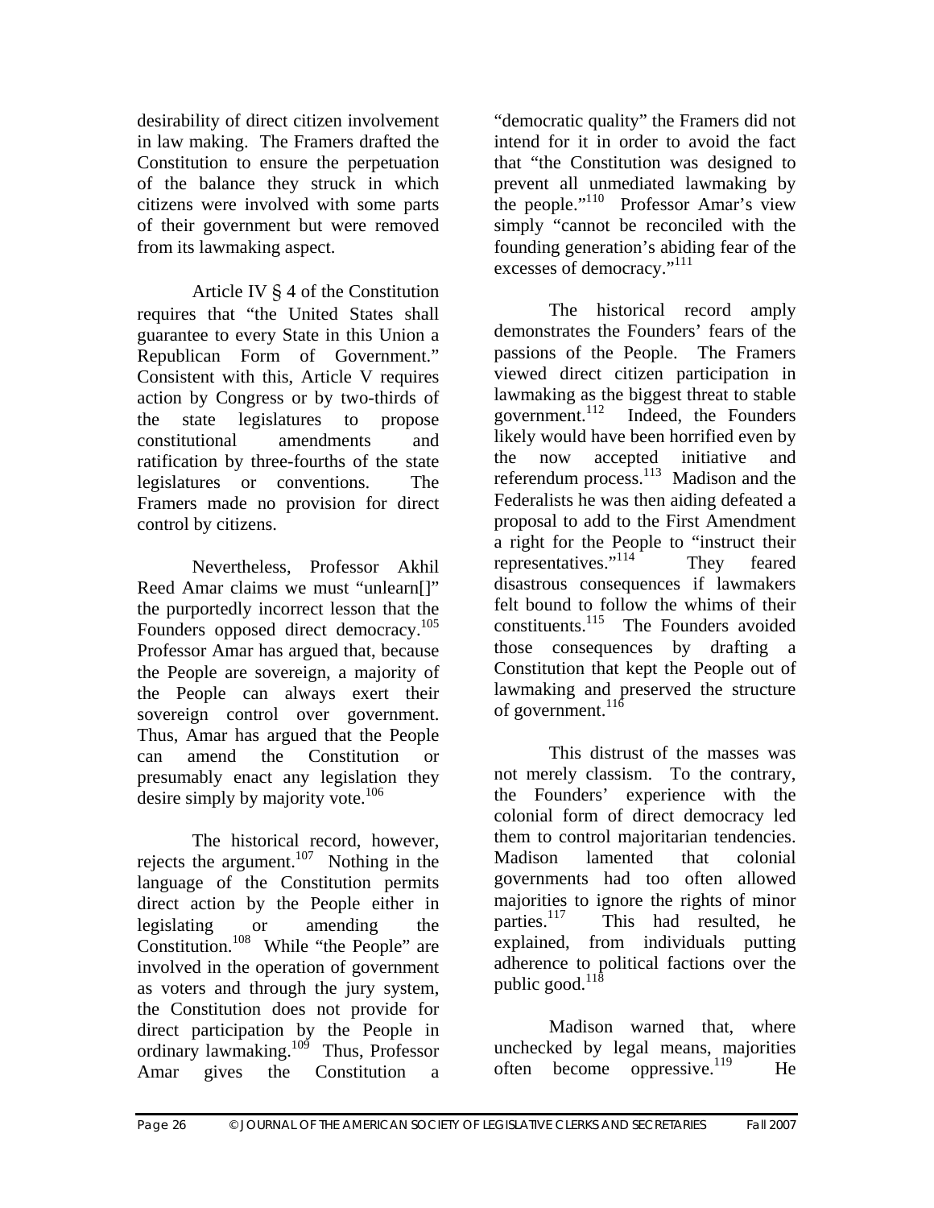desirability of direct citizen involvement in law making. The Framers drafted the Constitution to ensure the perpetuation of the balance they struck in which citizens were involved with some parts of their government but were removed from its lawmaking aspect.

Article IV § 4 of the Constitution requires that "the United States shall guarantee to every State in this Union a Republican Form of Government." Consistent with this, Article V requires action by Congress or by two-thirds of the state legislatures to propose constitutional amendments and ratification by three-fourths of the state legislatures or conventions. The Framers made no provision for direct control by citizens.

Nevertheless, Professor Akhil Reed Amar claims we must "unlearn[]" the purportedly incorrect lesson that the Founders opposed direct democracy.[105] Professor Amar has argued that, because the People are sovereign, a majority of the People can always exert their sovereign control over government. Thus, Amar has argued that the People can amend the Constitution or presumably enact any legislation they desire simply by majority vote.[106]

The historical record, however, rejects the argument.[107] Nothing in the language of the Constitution permits direct action by the People either in legislating or amending the Constitution.[108] While "the People" are involved in the operation of government as voters and through the jury system, the Constitution does not provide for direct participation by the People in ordinary lawmaking.[109] Thus, Professor Amar gives the Constitution a "democratic quality" the Framers did not intend for it in order to avoid the fact that "the Constitution was designed to prevent all unmediated lawmaking by the people."[110] Professor Amar's view simply "cannot be reconciled with the founding generation's abiding fear of the excesses of democracy."[111]

The historical record amply demonstrates the Founders' fears of the passions of the People. The Framers viewed direct citizen participation in lawmaking as the biggest threat to stable government.[112] Indeed, the Founders likely would have been horrified even by the now accepted initiative and referendum process.[113] Madison and the Federalists he was then aiding defeated a proposal to add to the First Amendment a right for the People to "instruct their representatives."[114] They feared disastrous consequences if lawmakers felt bound to follow the whims of their constituents.[115] The Founders avoided those consequences by drafting a Constitution that kept the People out of lawmaking and preserved the structure of government.[116]

This distrust of the masses was not merely classism. To the contrary, the Founders' experience with the colonial form of direct democracy led them to control majoritarian tendencies. Madison lamented that colonial governments had too often allowed majorities to ignore the rights of minor parties.[117] This had resulted, he explained, from individuals putting adherence to political factions over the public good.[118]

Madison warned that, where unchecked by legal means, majorities often become oppressive.[119] He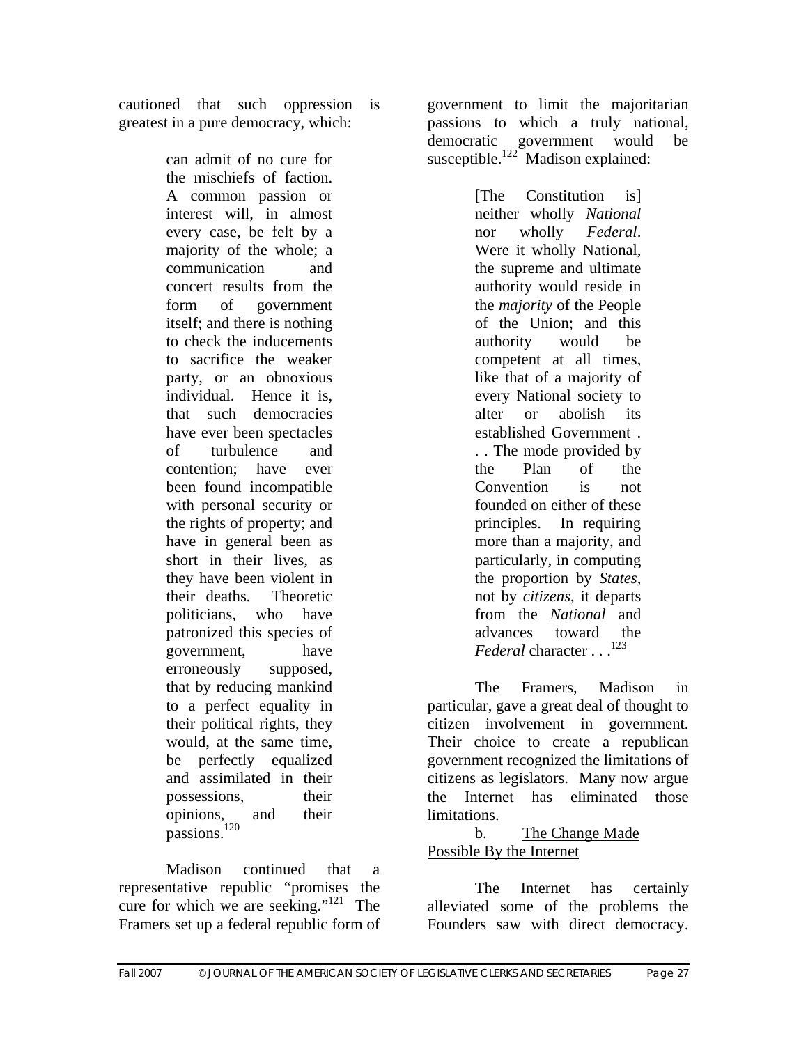cautioned that such oppression is greatest in a pure democracy, which:

> can admit of no cure for the mischiefs of faction. A common passion or interest will, in almost every case, be felt by a majority of the whole; a communication and concert results from the form of government itself; and there is nothing to check the inducements to sacrifice the weaker party, or an obnoxious individual. Hence it is, that such democracies have ever been spectacles of turbulence and contention; have ever been found incompatible with personal security or the rights of property; and have in general been as short in their lives, as they have been violent in their deaths. Theoretic politicians, who have patronized this species of government, have erroneously supposed, that by reducing mankind to a perfect equality in their political rights, they would, at the same time, be perfectly equalized and assimilated in their possessions, their opinions, and their passions.[120]

Madison continued that a representative republic "promises the cure for which we are seeking."[121] The Framers set up a federal republic form of government to limit the majoritarian passions to which a truly national, democratic government would be susceptible.[122] Madison explained:

> [The Constitution is] neither wholly *National* nor wholly *Federal*. Were it wholly National, the supreme and ultimate authority would reside in the *majority* of the People of the Union; and this authority would be competent at all times, like that of a majority of every National society to alter or abolish its established Government . . . The mode provided by the Plan of the Convention is not founded on either of these principles. In requiring more than a majority, and particularly, in computing the proportion by *States*, not by *citizens*, it departs from the *National* and advances toward the *Federal* character . . .[123]

The Framers, Madison in particular, gave a great deal of thought to citizen involvement in government. Their choice to create a republican government recognized the limitations of citizens as legislators. Many now argue the Internet has eliminated those limitations.

b. <u>The Change Made Possible By the Internet</u>

The Internet has certainly alleviated some of the problems the Founders saw with direct democracy.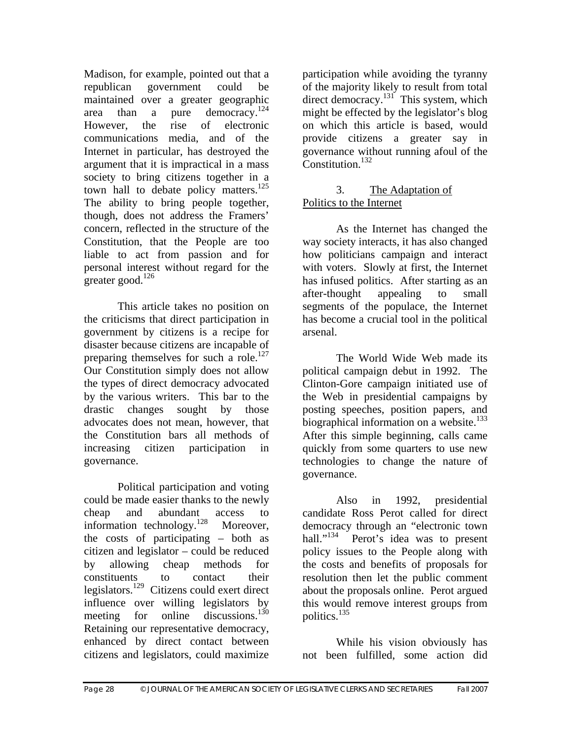Madison, for example, pointed out that a republican government could be maintained over a greater geographic area than a pure democracy.[124] However, the rise of electronic communications media, and of the Internet in particular, has destroyed the argument that it is impractical in a mass society to bring citizens together in a town hall to debate policy matters.[125] The ability to bring people together, though, does not address the Framers' concern, reflected in the structure of the Constitution, that the People are too liable to act from passion and for personal interest without regard for the greater good.[126]

This article takes no position on the criticisms that direct participation in government by citizens is a recipe for disaster because citizens are incapable of preparing themselves for such a role.[127] Our Constitution simply does not allow the types of direct democracy advocated by the various writers. This bar to the drastic changes sought by those advocates does not mean, however, that the Constitution bars all methods of increasing citizen participation in governance.

Political participation and voting could be made easier thanks to the newly cheap and abundant access to information technology.[128] Moreover, the costs of participating – both as citizen and legislator – could be reduced by allowing cheap methods for constituents to contact their legislators.[129] Citizens could exert direct influence over willing legislators by meeting for online discussions.[130] Retaining our representative democracy, enhanced by direct contact between citizens and legislators, could maximize participation while avoiding the tyranny of the majority likely to result from total direct democracy.[131] This system, which might be effected by the legislator's blog on which this article is based, would provide citizens a greater say in governance without running afoul of the Constitution.[132]

### 3. The Adaptation of Politics to the Internet

As the Internet has changed the way society interacts, it has also changed how politicians campaign and interact with voters. Slowly at first, the Internet has infused politics. After starting as an after-thought appealing to small segments of the populace, the Internet has become a crucial tool in the political arsenal.

The World Wide Web made its political campaign debut in 1992. The Clinton-Gore campaign initiated use of the Web in presidential campaigns by posting speeches, position papers, and biographical information on a website.[133] After this simple beginning, calls came quickly from some quarters to use new technologies to change the nature of governance.

Also in 1992, presidential candidate Ross Perot called for direct democracy through an "electronic town hall."[134] Perot's idea was to present policy issues to the People along with the costs and benefits of proposals for resolution then let the public comment about the proposals online. Perot argued this would remove interest groups from politics.[135]

While his vision obviously has not been fulfilled, some action did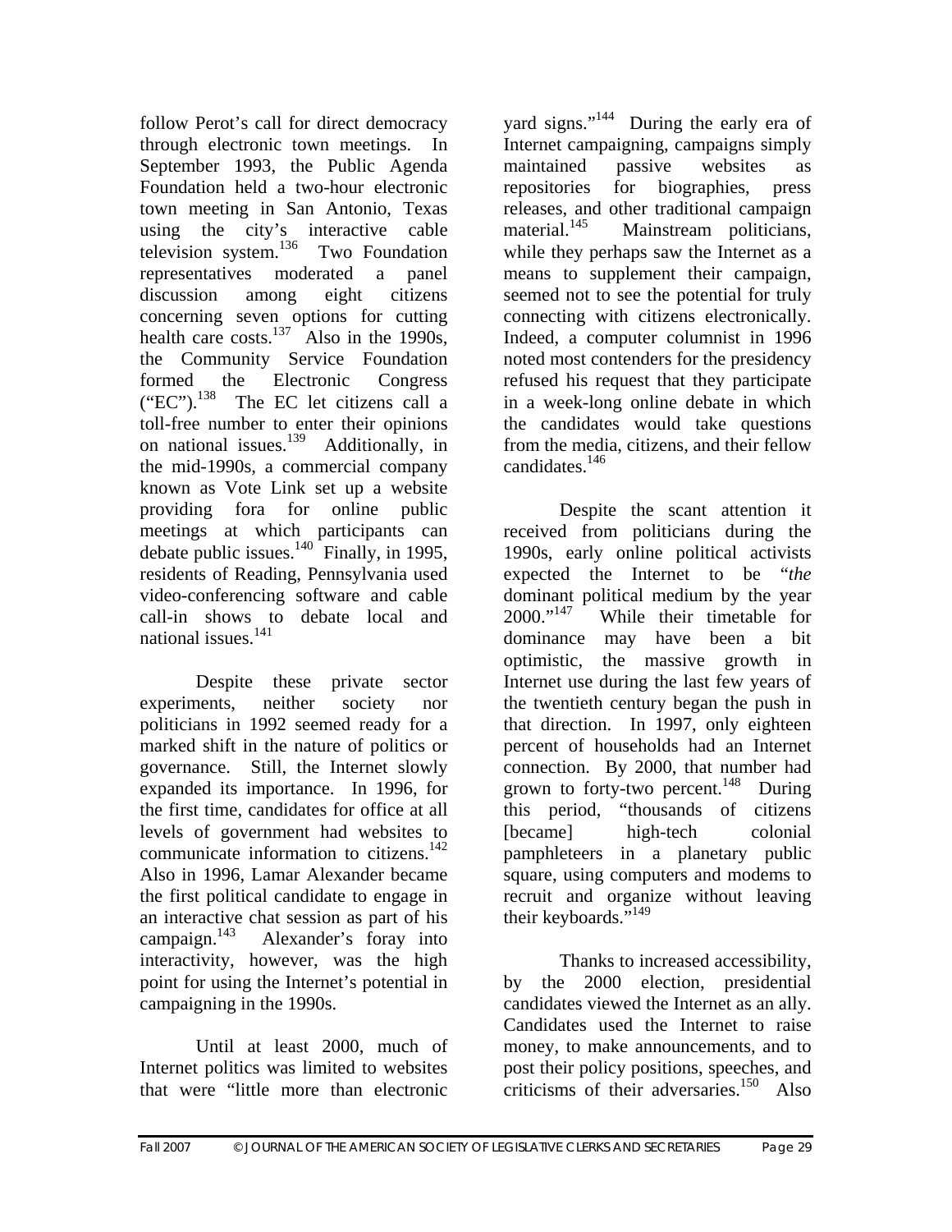follow Perot's call for direct democracy through electronic town meetings. In September 1993, the Public Agenda Foundation held a two-hour electronic town meeting in San Antonio, Texas using the city's interactive cable television system.[136] Two Foundation representatives moderated a panel discussion among eight citizens concerning seven options for cutting health care costs.[137] Also in the 1990s, the Community Service Foundation formed the Electronic Congress ("EC").[138] The EC let citizens call a toll-free number to enter their opinions on national issues.[139] Additionally, in the mid-1990s, a commercial company known as Vote Link set up a website providing fora for online public meetings at which participants can debate public issues.[140] Finally, in 1995, residents of Reading, Pennsylvania used video-conferencing software and cable call-in shows to debate local and national issues.[141]

Despite these private sector experiments, neither society nor politicians in 1992 seemed ready for a marked shift in the nature of politics or governance. Still, the Internet slowly expanded its importance. In 1996, for the first time, candidates for office at all levels of government had websites to communicate information to citizens.[142] Also in 1996, Lamar Alexander became the first political candidate to engage in an interactive chat session as part of his campaign.[143] Alexander's foray into interactivity, however, was the high point for using the Internet's potential in campaigning in the 1990s.

Until at least 2000, much of Internet politics was limited to websites that were "little more than electronic yard signs."[144] During the early era of Internet campaigning, campaigns simply maintained passive websites as repositories for biographies, press releases, and other traditional campaign material.[145] Mainstream politicians, while they perhaps saw the Internet as a means to supplement their campaign, seemed not to see the potential for truly connecting with citizens electronically. Indeed, a computer columnist in 1996 noted most contenders for the presidency refused his request that they participate in a week-long online debate in which the candidates would take questions from the media, citizens, and their fellow candidates.[146]

Despite the scant attention it received from politicians during the 1990s, early online political activists expected the Internet to be "*the* dominant political medium by the year 2000."[147] While their timetable for dominance may have been a bit optimistic, the massive growth in Internet use during the last few years of the twentieth century began the push in that direction. In 1997, only eighteen percent of households had an Internet connection. By 2000, that number had grown to forty-two percent.[148] During this period, "thousands of citizens [became] high-tech colonial pamphleteers in a planetary public square, using computers and modems to recruit and organize without leaving their keyboards."[149]

Thanks to increased accessibility, by the 2000 election, presidential candidates viewed the Internet as an ally. Candidates used the Internet to raise money, to make announcements, and to post their policy positions, speeches, and criticisms of their adversaries.[150] Also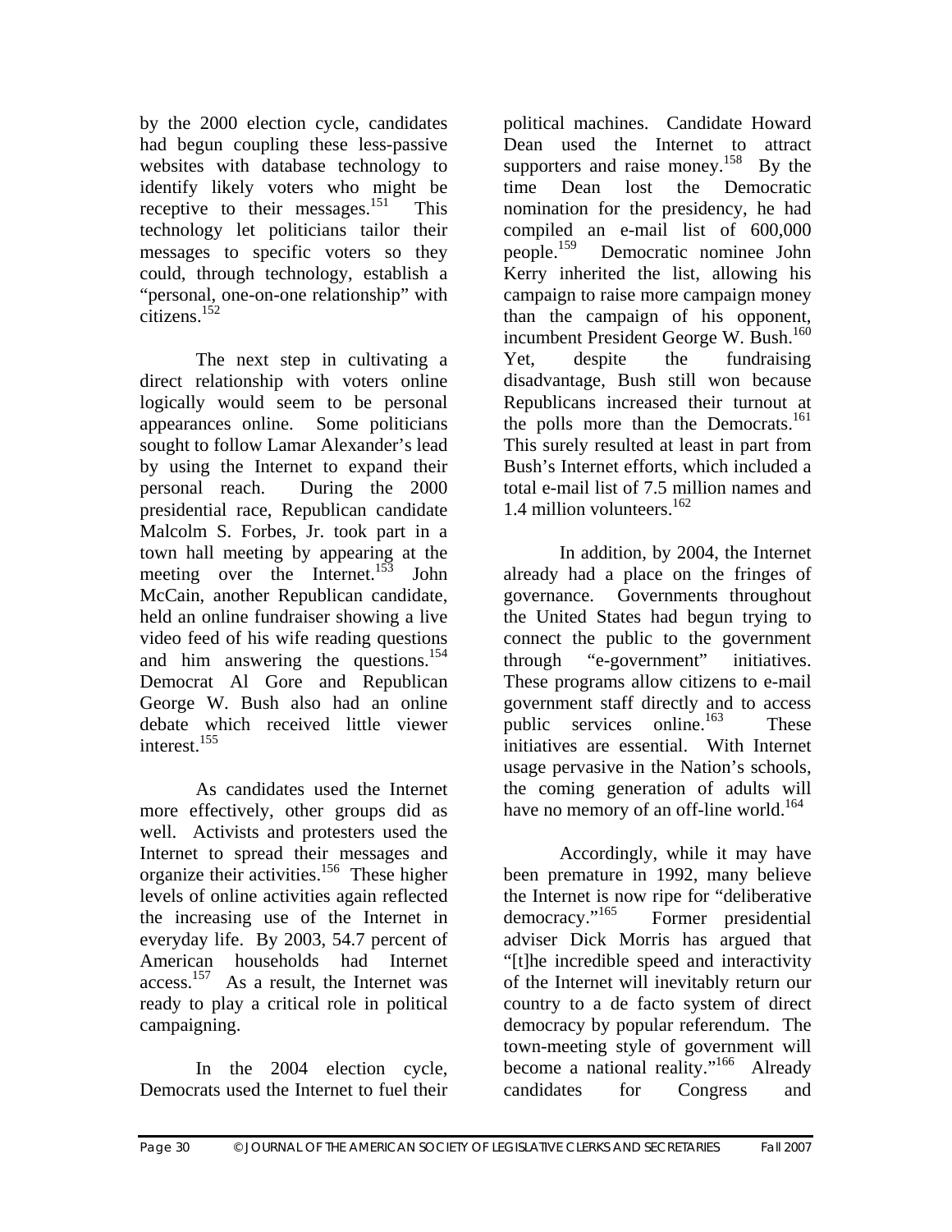by the 2000 election cycle, candidates had begun coupling these less-passive websites with database technology to identify likely voters who might be receptive to their messages.[151] This technology let politicians tailor their messages to specific voters so they could, through technology, establish a "personal, one-on-one relationship" with citizens.[152]

The next step in cultivating a direct relationship with voters online logically would seem to be personal appearances online. Some politicians sought to follow Lamar Alexander's lead by using the Internet to expand their personal reach. During the 2000 presidential race, Republican candidate Malcolm S. Forbes, Jr. took part in a town hall meeting by appearing at the meeting over the Internet.[153] John McCain, another Republican candidate, held an online fundraiser showing a live video feed of his wife reading questions and him answering the questions.[154] Democrat Al Gore and Republican George W. Bush also had an online debate which received little viewer interest.[155]

As candidates used the Internet more effectively, other groups did as well. Activists and protesters used the Internet to spread their messages and organize their activities.[156] These higher levels of online activities again reflected the increasing use of the Internet in everyday life. By 2003, 54.7 percent of American households had Internet access.[157] As a result, the Internet was ready to play a critical role in political campaigning.

In the 2004 election cycle, Democrats used the Internet to fuel their political machines. Candidate Howard Dean used the Internet to attract supporters and raise money.[158] By the time Dean lost the Democratic nomination for the presidency, he had compiled an e-mail list of 600,000 people.[159] Democratic nominee John Kerry inherited the list, allowing his campaign to raise more campaign money than the campaign of his opponent, incumbent President George W. Bush.[160] Yet, despite the fundraising disadvantage, Bush still won because Republicans increased their turnout at the polls more than the Democrats.[161] This surely resulted at least in part from Bush's Internet efforts, which included a total e-mail list of 7.5 million names and 1.4 million volunteers.[162]

In addition, by 2004, the Internet already had a place on the fringes of governance. Governments throughout the United States had begun trying to connect the public to the government through "e-government" initiatives. These programs allow citizens to e-mail government staff directly and to access public services online.[163] These initiatives are essential. With Internet usage pervasive in the Nation's schools, the coming generation of adults will have no memory of an off-line world.[164]

Accordingly, while it may have been premature in 1992, many believe the Internet is now ripe for "deliberative democracy."[165] Former presidential adviser Dick Morris has argued that "[t]he incredible speed and interactivity of the Internet will inevitably return our country to a de facto system of direct democracy by popular referendum. The town-meeting style of government will become a national reality."[166] Already candidates for Congress and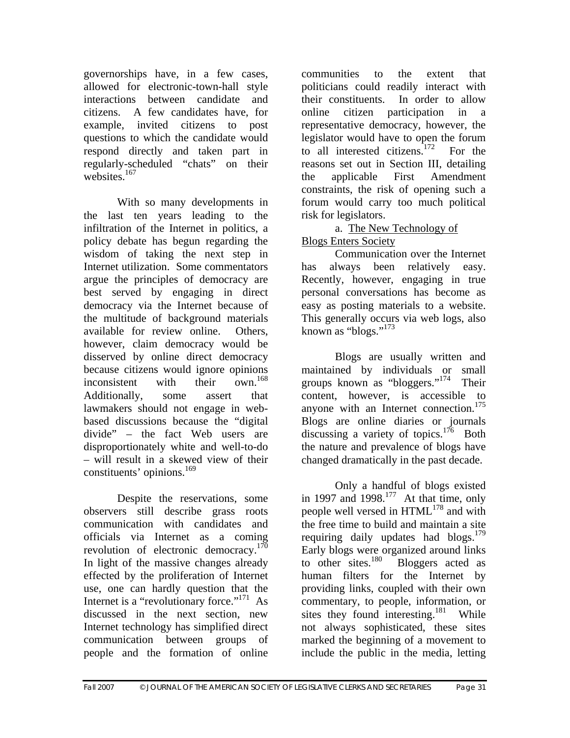governorships have, in a few cases, allowed for electronic-town-hall style interactions between candidate and citizens. A few candidates have, for example, invited citizens to post questions to which the candidate would respond directly and taken part in regularly-scheduled "chats" on their websites.[167]

With so many developments in the last ten years leading to the infiltration of the Internet in politics, a policy debate has begun regarding the wisdom of taking the next step in Internet utilization. Some commentators argue the principles of democracy are best served by engaging in direct democracy via the Internet because of the multitude of background materials available for review online. Others, however, claim democracy would be disserved by online direct democracy because citizens would ignore opinions inconsistent with their own.[168] Additionally, some assert that lawmakers should not engage in web-based discussions because the "digital divide" – the fact Web users are disproportionately white and well-to-do – will result in a skewed view of their constituents' opinions.[169]

Despite the reservations, some observers still describe grass roots communication with candidates and officials via Internet as a coming revolution of electronic democracy.[170] In light of the massive changes already effected by the proliferation of Internet use, one can hardly question that the Internet is a "revolutionary force."[171] As discussed in the next section, new Internet technology has simplified direct communication between groups of people and the formation of online communities to the extent that politicians could readily interact with their constituents. In order to allow online citizen participation in a representative democracy, however, the legislator would have to open the forum to all interested citizens.[172] For the reasons set out in Section III, detailing the applicable First Amendment constraints, the risk of opening such a forum would carry too much political risk for legislators.

a. The New Technology of Blogs Enters Society

Communication over the Internet has always been relatively easy. Recently, however, engaging in true personal conversations has become as easy as posting materials to a website. This generally occurs via web logs, also known as "blogs."[173]

Blogs are usually written and maintained by individuals or small groups known as "bloggers."[174] Their content, however, is accessible to anyone with an Internet connection.[175] Blogs are online diaries or journals discussing a variety of topics.[176] Both the nature and prevalence of blogs have changed dramatically in the past decade.

Only a handful of blogs existed in 1997 and 1998.[177] At that time, only people well versed in HTML[178] and with the free time to build and maintain a site requiring daily updates had blogs.[179] Early blogs were organized around links to other sites.[180] Bloggers acted as human filters for the Internet by providing links, coupled with their own commentary, to people, information, or sites they found interesting.[181] While not always sophisticated, these sites marked the beginning of a movement to include the public in the media, letting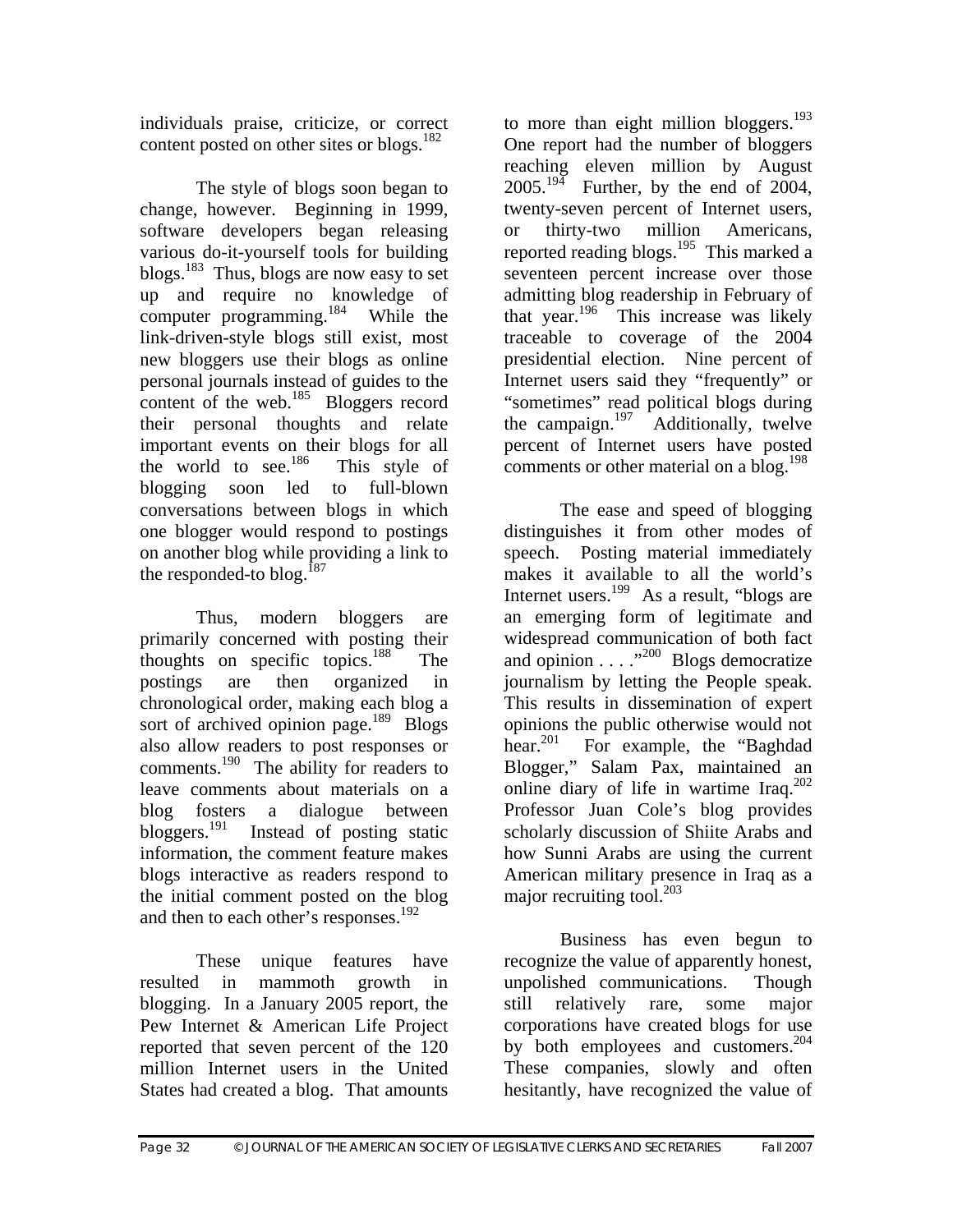individuals praise, criticize, or correct content posted on other sites or blogs.[182]

The style of blogs soon began to change, however. Beginning in 1999, software developers began releasing various do-it-yourself tools for building blogs.[183] Thus, blogs are now easy to set up and require no knowledge of computer programming.[184] While the link-driven-style blogs still exist, most new bloggers use their blogs as online personal journals instead of guides to the content of the web.[185] Bloggers record their personal thoughts and relate important events on their blogs for all the world to see.[186] This style of blogging soon led to full-blown conversations between blogs in which one blogger would respond to postings on another blog while providing a link to the responded-to blog.[187]

Thus, modern bloggers are primarily concerned with posting their thoughts on specific topics.[188] The postings are then organized in chronological order, making each blog a sort of archived opinion page.[189] Blogs also allow readers to post responses or comments.[190] The ability for readers to leave comments about materials on a blog fosters a dialogue between bloggers.[191] Instead of posting static information, the comment feature makes blogs interactive as readers respond to the initial comment posted on the blog and then to each other's responses.[192]

These unique features have resulted in mammoth growth in blogging. In a January 2005 report, the Pew Internet & American Life Project reported that seven percent of the 120 million Internet users in the United States had created a blog. That amounts to more than eight million bloggers.[193] One report had the number of bloggers reaching eleven million by August 2005.[194] Further, by the end of 2004, twenty-seven percent of Internet users, or thirty-two million Americans, reported reading blogs.[195] This marked a seventeen percent increase over those admitting blog readership in February of that year.[196] This increase was likely traceable to coverage of the 2004 presidential election. Nine percent of Internet users said they "frequently" or "sometimes" read political blogs during the campaign.[197] Additionally, twelve percent of Internet users have posted comments or other material on a blog.[198]

The ease and speed of blogging distinguishes it from other modes of speech. Posting material immediately makes it available to all the world's Internet users.[199] As a result, "blogs are an emerging form of legitimate and widespread communication of both fact and opinion . . . ."[200] Blogs democratize journalism by letting the People speak. This results in dissemination of expert opinions the public otherwise would not hear.[201] For example, the "Baghdad Blogger," Salam Pax, maintained an online diary of life in wartime Iraq.[202] Professor Juan Cole's blog provides scholarly discussion of Shiite Arabs and how Sunni Arabs are using the current American military presence in Iraq as a major recruiting tool.[203]

Business has even begun to recognize the value of apparently honest, unpolished communications. Though still relatively rare, some major corporations have created blogs for use by both employees and customers.[204] These companies, slowly and often hesitantly, have recognized the value of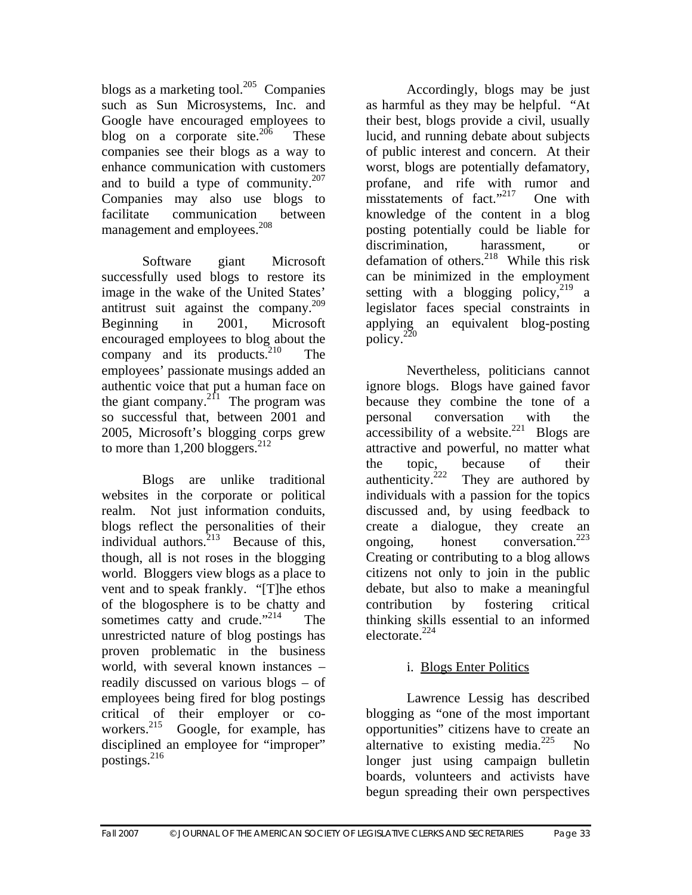blogs as a marketing tool.[205] Companies such as Sun Microsystems, Inc. and Google have encouraged employees to blog on a corporate site.[206] These companies see their blogs as a way to enhance communication with customers and to build a type of community.[207] Companies may also use blogs to facilitate communication between management and employees.[208]

Software giant Microsoft successfully used blogs to restore its image in the wake of the United States' antitrust suit against the company.[209] Beginning in 2001, Microsoft encouraged employees to blog about the company and its products.[210] The employees' passionate musings added an authentic voice that put a human face on the giant company.[211] The program was so successful that, between 2001 and 2005, Microsoft's blogging corps grew to more than 1,200 bloggers.[212]

Blogs are unlike traditional websites in the corporate or political realm. Not just information conduits, blogs reflect the personalities of their individual authors.[213] Because of this, though, all is not roses in the blogging world. Bloggers view blogs as a place to vent and to speak frankly. "[T]he ethos of the blogosphere is to be chatty and sometimes catty and crude."[214] The unrestricted nature of blog postings has proven problematic in the business world, with several known instances – readily discussed on various blogs – of employees being fired for blog postings critical of their employer or co-workers.[215] Google, for example, has disciplined an employee for "improper" postings.[216]

Accordingly, blogs may be just as harmful as they may be helpful. "At their best, blogs provide a civil, usually lucid, and running debate about subjects of public interest and concern. At their worst, blogs are potentially defamatory, profane, and rife with rumor and misstatements of fact."[217] One with knowledge of the content in a blog posting potentially could be liable for discrimination, harassment, or defamation of others.[218] While this risk can be minimized in the employment setting with a blogging policy,[219] a legislator faces special constraints in applying an equivalent blog-posting policy.[220]

Nevertheless, politicians cannot ignore blogs. Blogs have gained favor because they combine the tone of a personal conversation with the accessibility of a website.[221] Blogs are attractive and powerful, no matter what the topic, because of their authenticity.[222] They are authored by individuals with a passion for the topics discussed and, by using feedback to create a dialogue, they create an ongoing, honest conversation.[223] Creating or contributing to a blog allows citizens not only to join in the public debate, but also to make a meaningful contribution by fostering critical thinking skills essential to an informed electorate.[224]

#### i. Blogs Enter Politics

Lawrence Lessig has described blogging as "one of the most important opportunities" citizens have to create an alternative to existing media.[225] No longer just using campaign bulletin boards, volunteers and activists have begun spreading their own perspectives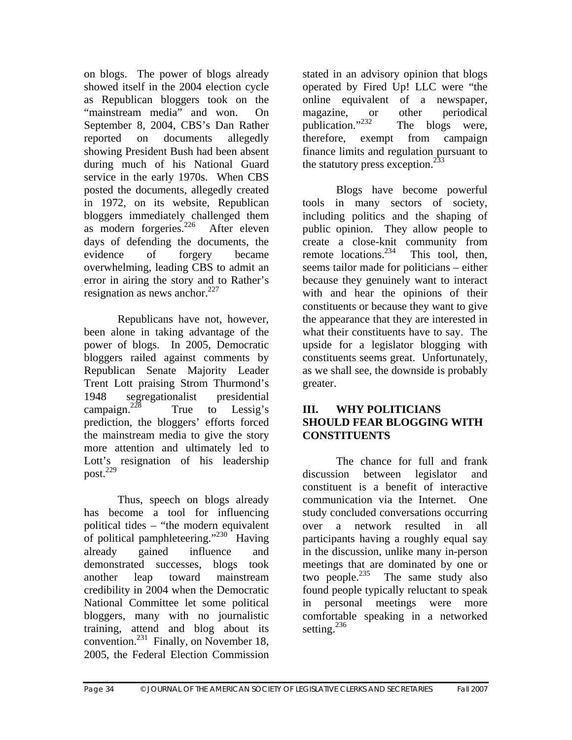on blogs. The power of blogs already showed itself in the 2004 election cycle as Republican bloggers took on the "mainstream media" and won. On September 8, 2004, CBS's Dan Rather reported on documents allegedly showing President Bush had been absent during much of his National Guard service in the early 1970s. When CBS posted the documents, allegedly created in 1972, on its website, Republican bloggers immediately challenged them as modern forgeries.[226] After eleven days of defending the documents, the evidence of forgery became overwhelming, leading CBS to admit an error in airing the story and to Rather's resignation as news anchor.[227]

Republicans have not, however, been alone in taking advantage of the power of blogs. In 2005, Democratic bloggers railed against comments by Republican Senate Majority Leader Trent Lott praising Strom Thurmond's 1948 segregationalist presidential campaign.[228] True to Lessig's prediction, the bloggers' efforts forced the mainstream media to give the story more attention and ultimately led to Lott's resignation of his leadership post.[229]

Thus, speech on blogs already has become a tool for influencing political tides – "the modern equivalent of political pamphleteering."[230] Having already gained influence and demonstrated successes, blogs took another leap toward mainstream credibility in 2004 when the Democratic National Committee let some political bloggers, many with no journalistic training, attend and blog about its convention.[231] Finally, on November 18, 2005, the Federal Election Commission stated in an advisory opinion that blogs operated by Fired Up! LLC were "the online equivalent of a newspaper, magazine, or other periodical publication."[232] The blogs were, therefore, exempt from campaign finance limits and regulation pursuant to the statutory press exception.[233]

Blogs have become powerful tools in many sectors of society, including politics and the shaping of public opinion. They allow people to create a close-knit community from remote locations.[234] This tool, then, seems tailor made for politicians – either because they genuinely want to interact with and hear the opinions of their constituents or because they want to give the appearance that they are interested in what their constituents have to say. The upside for a legislator blogging with constituents seems great. Unfortunately, as we shall see, the downside is probably greater.

## III. WHY POLITICIANS SHOULD FEAR BLOGGING WITH CONSTITUENTS

The chance for full and frank discussion between legislator and constituent is a benefit of interactive communication via the Internet. One study concluded conversations occurring over a network resulted in all participants having a roughly equal say in the discussion, unlike many in-person meetings that are dominated by one or two people.[235] The same study also found people typically reluctant to speak in personal meetings were more comfortable speaking in a networked setting.[236]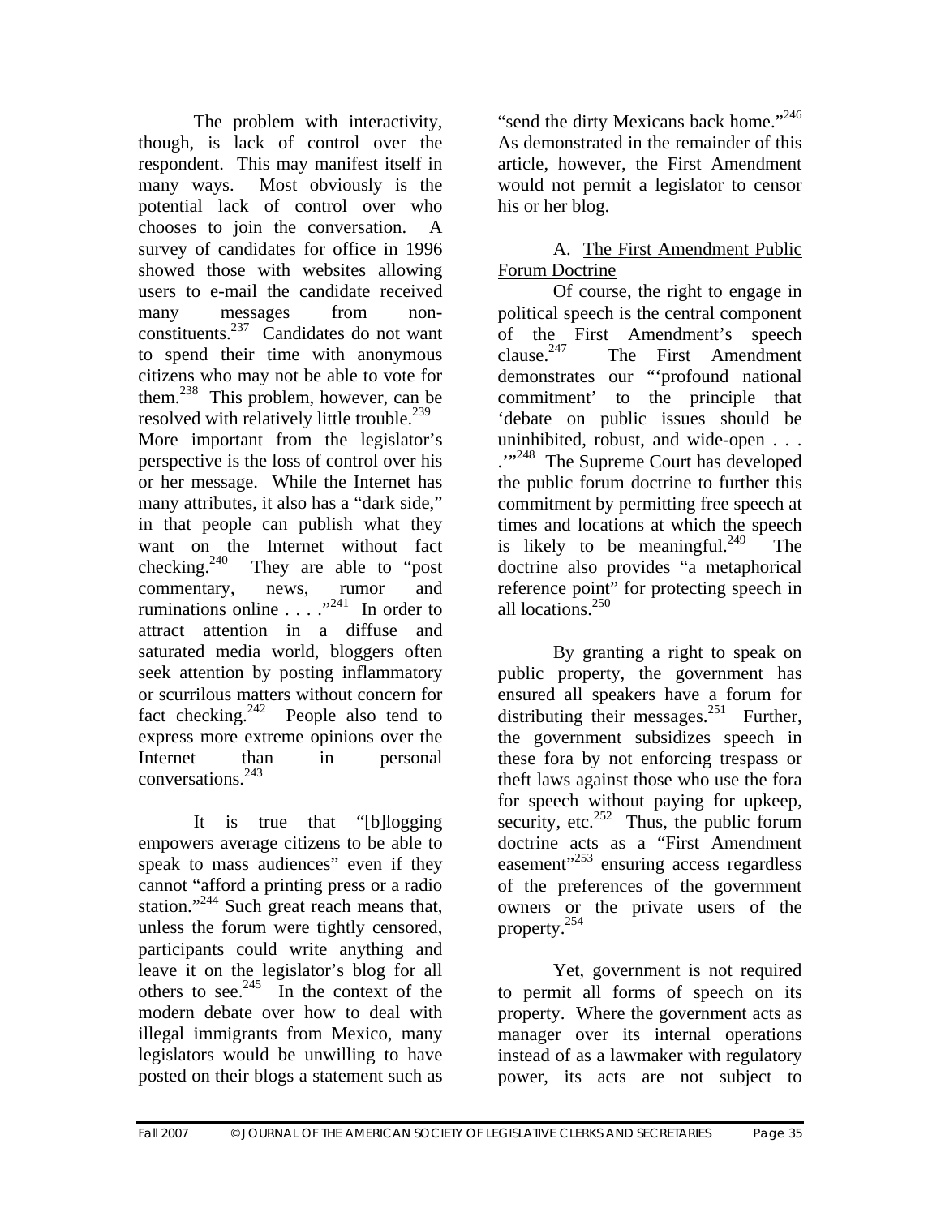The problem with interactivity, though, is lack of control over the respondent. This may manifest itself in many ways. Most obviously is the potential lack of control over who chooses to join the conversation. A survey of candidates for office in 1996 showed those with websites allowing users to e-mail the candidate received many messages from non-constituents.[237] Candidates do not want to spend their time with anonymous citizens who may not be able to vote for them.[238] This problem, however, can be resolved with relatively little trouble.[239] More important from the legislator's perspective is the loss of control over his or her message. While the Internet has many attributes, it also has a "dark side," in that people can publish what they want on the Internet without fact checking.[240] They are able to "post commentary, news, rumor and ruminations online . . . ."[241] In order to attract attention in a diffuse and saturated media world, bloggers often seek attention by posting inflammatory or scurrilous matters without concern for fact checking.[242] People also tend to express more extreme opinions over the Internet than in personal conversations.[243]

It is true that "[b]logging empowers average citizens to be able to speak to mass audiences" even if they cannot "afford a printing press or a radio station."[244] Such great reach means that, unless the forum were tightly censored, participants could write anything and leave it on the legislator's blog for all others to see.[245] In the context of the modern debate over how to deal with illegal immigrants from Mexico, many legislators would be unwilling to have posted on their blogs a statement such as "send the dirty Mexicans back home."[246] As demonstrated in the remainder of this article, however, the First Amendment would not permit a legislator to censor his or her blog.

## A. The First Amendment Public Forum Doctrine

Of course, the right to engage in political speech is the central component of the First Amendment's speech clause.[247] The First Amendment demonstrates our "'profound national commitment' to the principle that 'debate on public issues should be uninhibited, robust, and wide-open . . . .'"[248] The Supreme Court has developed the public forum doctrine to further this commitment by permitting free speech at times and locations at which the speech is likely to be meaningful.[249] The doctrine also provides "a metaphorical reference point" for protecting speech in all locations.[250]

By granting a right to speak on public property, the government has ensured all speakers have a forum for distributing their messages.[251] Further, the government subsidizes speech in these fora by not enforcing trespass or theft laws against those who use the fora for speech without paying for upkeep, security, etc.[252] Thus, the public forum doctrine acts as a "First Amendment easement"[253] ensuring access regardless of the preferences of the government owners or the private users of the property.[254]

Yet, government is not required to permit all forms of speech on its property. Where the government acts as manager over its internal operations instead of as a lawmaker with regulatory power, its acts are not subject to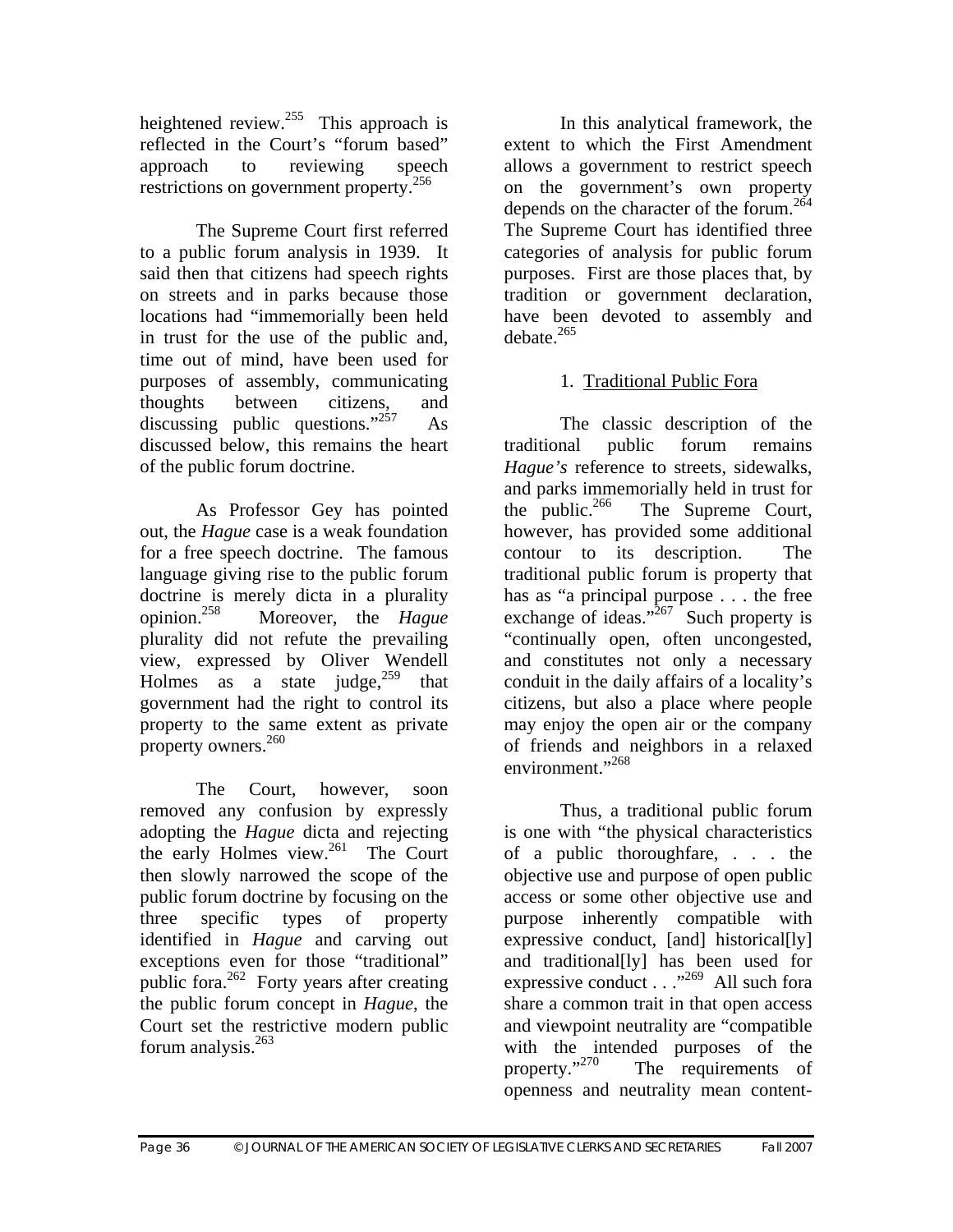heightened review.[255] This approach is reflected in the Court's "forum based" approach to reviewing speech restrictions on government property.[256]

The Supreme Court first referred to a public forum analysis in 1939. It said then that citizens had speech rights on streets and in parks because those locations had "immemorially been held in trust for the use of the public and, time out of mind, have been used for purposes of assembly, communicating thoughts between citizens, and discussing public questions."[257] As discussed below, this remains the heart of the public forum doctrine.

As Professor Gey has pointed out, the *Hague* case is a weak foundation for a free speech doctrine. The famous language giving rise to the public forum doctrine is merely dicta in a plurality opinion.[258] Moreover, the *Hague* plurality did not refute the prevailing view, expressed by Oliver Wendell Holmes as a state judge,[259] that government had the right to control its property to the same extent as private property owners.[260]

The Court, however, soon removed any confusion by expressly adopting the *Hague* dicta and rejecting the early Holmes view.[261] The Court then slowly narrowed the scope of the public forum doctrine by focusing on the three specific types of property identified in *Hague* and carving out exceptions even for those "traditional" public fora.[262] Forty years after creating the public forum concept in *Hague*, the Court set the restrictive modern public forum analysis.[263]

In this analytical framework, the extent to which the First Amendment allows a government to restrict speech on the government's own property depends on the character of the forum.[264] The Supreme Court has identified three categories of analysis for public forum purposes. First are those places that, by tradition or government declaration, have been devoted to assembly and debate.[265]

1. Traditional Public Fora

The classic description of the traditional public forum remains *Hague's* reference to streets, sidewalks, and parks immemorially held in trust for the public.[266] The Supreme Court, however, has provided some additional contour to its description. The traditional public forum is property that has as "a principal purpose . . . the free exchange of ideas."[267] Such property is "continually open, often uncongested, and constitutes not only a necessary conduit in the daily affairs of a locality's citizens, but also a place where people may enjoy the open air or the company of friends and neighbors in a relaxed environment."[268]

Thus, a traditional public forum is one with "the physical characteristics of a public thoroughfare, . . . the objective use and purpose of open public access or some other objective use and purpose inherently compatible with expressive conduct, [and] historical[ly] and traditional[ly] has been used for expressive conduct . . ."[269] All such fora share a common trait in that open access and viewpoint neutrality are "compatible with the intended purposes of the property."[270] The requirements of openness and neutrality mean content-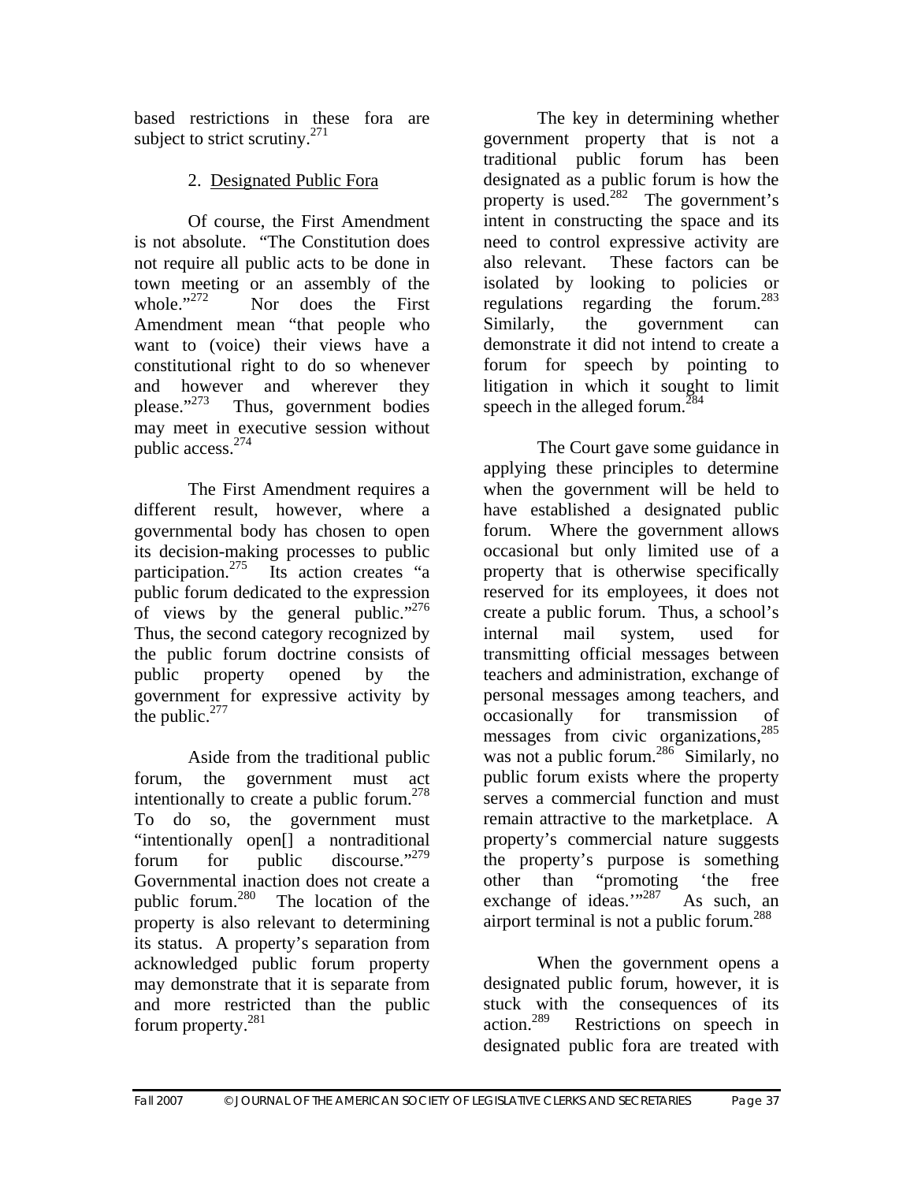based restrictions in these fora are subject to strict scrutiny.[271]

2. Designated Public Fora

Of course, the First Amendment is not absolute. "The Constitution does not require all public acts to be done in town meeting or an assembly of the whole."[272] Nor does the First Amendment mean "that people who want to (voice) their views have a constitutional right to do so whenever and however and wherever they please."[273] Thus, government bodies may meet in executive session without public access.[274]

The First Amendment requires a different result, however, where a governmental body has chosen to open its decision-making processes to public participation.[275] Its action creates "a public forum dedicated to the expression of views by the general public."[276] Thus, the second category recognized by the public forum doctrine consists of public property opened by the government for expressive activity by the public.[277]

Aside from the traditional public forum, the government must act intentionally to create a public forum.[278] To do so, the government must "intentionally open[] a nontraditional forum for public discourse."[279] Governmental inaction does not create a public forum.[280] The location of the property is also relevant to determining its status. A property's separation from acknowledged public forum property may demonstrate that it is separate from and more restricted than the public forum property.[281]

The key in determining whether government property that is not a traditional public forum has been designated as a public forum is how the property is used.[282] The government's intent in constructing the space and its need to control expressive activity are also relevant. These factors can be isolated by looking to policies or regulations regarding the forum.[283] Similarly, the government can demonstrate it did not intend to create a forum for speech by pointing to litigation in which it sought to limit speech in the alleged forum.[284]

The Court gave some guidance in applying these principles to determine when the government will be held to have established a designated public forum. Where the government allows occasional but only limited use of a property that is otherwise specifically reserved for its employees, it does not create a public forum. Thus, a school's internal mail system, used for transmitting official messages between teachers and administration, exchange of personal messages among teachers, and occasionally for transmission of messages from civic organizations,[285] was not a public forum.[286] Similarly, no public forum exists where the property serves a commercial function and must remain attractive to the marketplace. A property's commercial nature suggests the property's purpose is something other than "promoting 'the free exchange of ideas.'"[287] As such, an airport terminal is not a public forum.[288]

When the government opens a designated public forum, however, it is stuck with the consequences of its action.[289] Restrictions on speech in designated public fora are treated with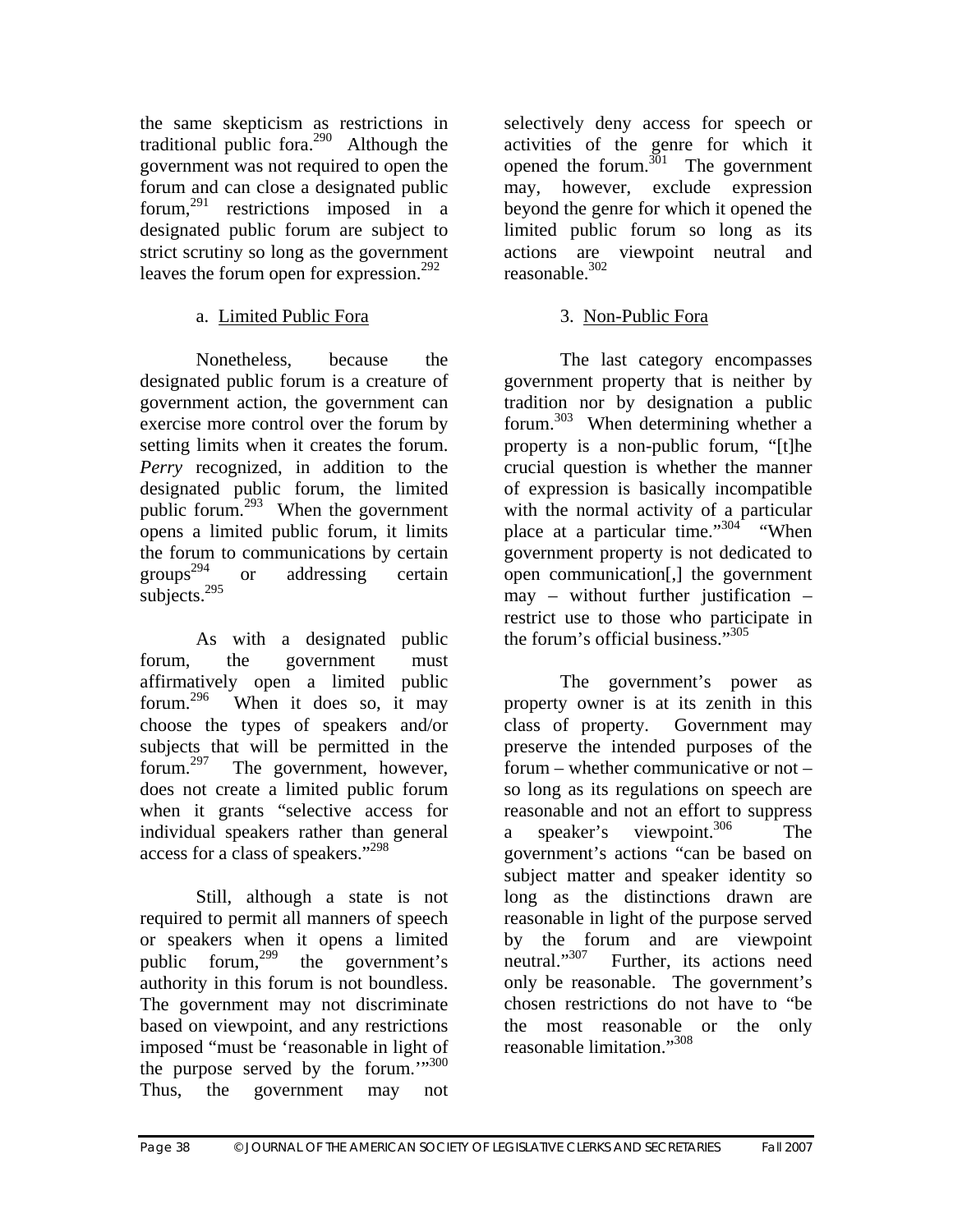the same skepticism as restrictions in traditional public fora.[290] Although the government was not required to open the forum and can close a designated public forum,[291] restrictions imposed in a designated public forum are subject to strict scrutiny so long as the government leaves the forum open for expression.[292]

### a. Limited Public Fora

Nonetheless, because the designated public forum is a creature of government action, the government can exercise more control over the forum by setting limits when it creates the forum. *Perry* recognized, in addition to the designated public forum, the limited public forum.[293] When the government opens a limited public forum, it limits the forum to communications by certain groups[294] or addressing certain subjects.[295]

As with a designated public forum, the government must affirmatively open a limited public forum.[296] When it does so, it may choose the types of speakers and/or subjects that will be permitted in the forum.[297] The government, however, does not create a limited public forum when it grants "selective access for individual speakers rather than general access for a class of speakers."[298]

Still, although a state is not required to permit all manners of speech or speakers when it opens a limited public forum,[299] the government's authority in this forum is not boundless. The government may not discriminate based on viewpoint, and any restrictions imposed "must be 'reasonable in light of the purpose served by the forum.'"[300] Thus, the government may not selectively deny access for speech or activities of the genre for which it opened the forum.[301] The government may, however, exclude expression beyond the genre for which it opened the limited public forum so long as its actions are viewpoint neutral and reasonable.[302]

### 3. Non-Public Fora

The last category encompasses government property that is neither by tradition nor by designation a public forum.[303] When determining whether a property is a non-public forum, "[t]he crucial question is whether the manner of expression is basically incompatible with the normal activity of a particular place at a particular time."[304] "When government property is not dedicated to open communication[,] the government may – without further justification – restrict use to those who participate in the forum's official business."[305]

The government's power as property owner is at its zenith in this class of property. Government may preserve the intended purposes of the forum – whether communicative or not – so long as its regulations on speech are reasonable and not an effort to suppress a speaker's viewpoint.[306] The government's actions "can be based on subject matter and speaker identity so long as the distinctions drawn are reasonable in light of the purpose served by the forum and are viewpoint neutral."[307] Further, its actions need only be reasonable. The government's chosen restrictions do not have to "be the most reasonable or the only reasonable limitation."[308]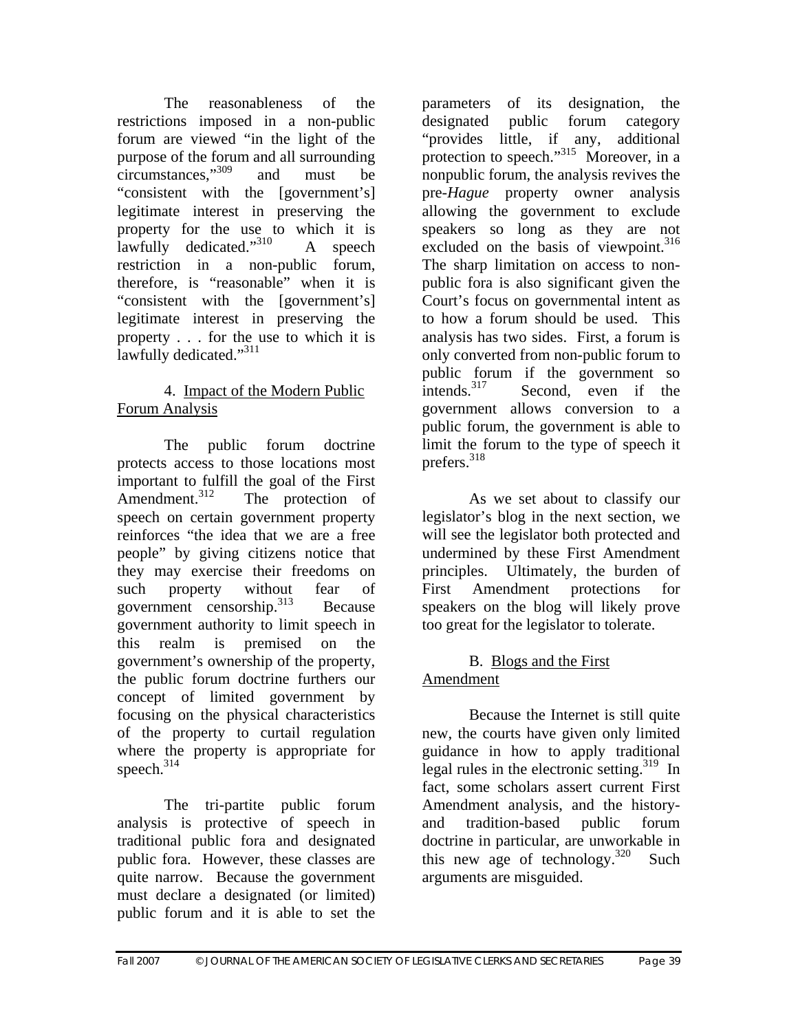The reasonableness of the restrictions imposed in a non-public forum are viewed "in the light of the purpose of the forum and all surrounding circumstances,"[309] and must be "consistent with the [government's] legitimate interest in preserving the property for the use to which it is lawfully dedicated."[310] A speech restriction in a non-public forum, therefore, is "reasonable" when it is "consistent with the [government's] legitimate interest in preserving the property . . . for the use to which it is lawfully dedicated."[311]

#### 4. Impact of the Modern Public Forum Analysis

The public forum doctrine protects access to those locations most important to fulfill the goal of the First Amendment.[312] The protection of speech on certain government property reinforces "the idea that we are a free people" by giving citizens notice that they may exercise their freedoms on such property without fear of government censorship.[313] Because government authority to limit speech in this realm is premised on the government's ownership of the property, the public forum doctrine furthers our concept of limited government by focusing on the physical characteristics of the property to curtail regulation where the property is appropriate for speech.[314]

The tri-partite public forum analysis is protective of speech in traditional public fora and designated public fora. However, these classes are quite narrow. Because the government must declare a designated (or limited) public forum and it is able to set the parameters of its designation, the designated public forum category "provides little, if any, additional protection to speech."[315] Moreover, in a nonpublic forum, the analysis revives the pre-*Hague* property owner analysis allowing the government to exclude speakers so long as they are not excluded on the basis of viewpoint.[316] The sharp limitation on access to non-public fora is also significant given the Court's focus on governmental intent as to how a forum should be used. This analysis has two sides. First, a forum is only converted from non-public forum to public forum if the government so intends.[317] Second, even if the government allows conversion to a public forum, the government is able to limit the forum to the type of speech it prefers.[318]

As we set about to classify our legislator's blog in the next section, we will see the legislator both protected and undermined by these First Amendment principles. Ultimately, the burden of First Amendment protections for speakers on the blog will likely prove too great for the legislator to tolerate.

### B. Blogs and the First Amendment

Because the Internet is still quite new, the courts have given only limited guidance in how to apply traditional legal rules in the electronic setting.[319] In fact, some scholars assert current First Amendment analysis, and the history- and tradition-based public forum doctrine in particular, are unworkable in this new age of technology.[320] Such arguments are misguided.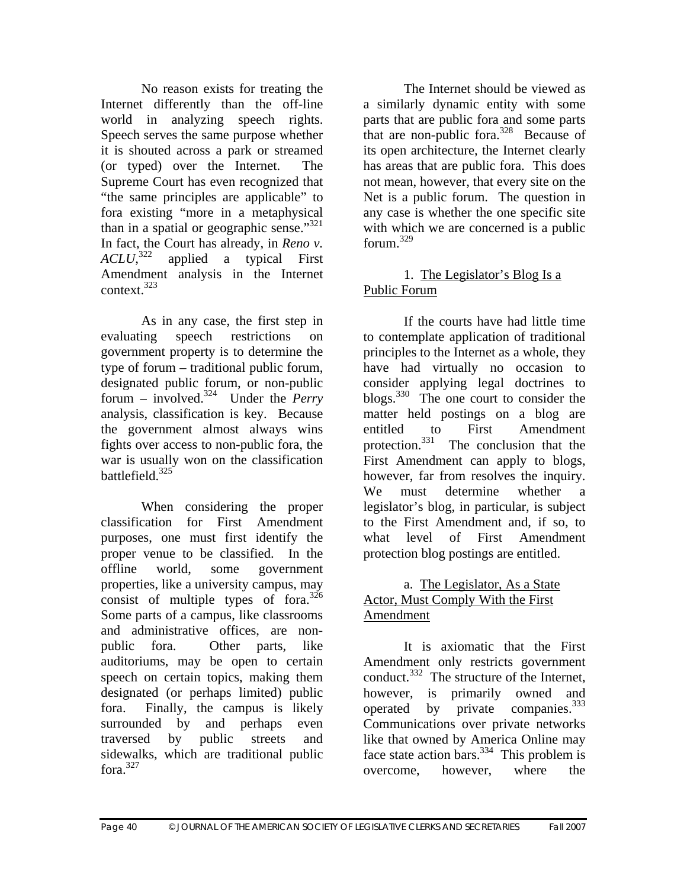No reason exists for treating the Internet differently than the off-line world in analyzing speech rights. Speech serves the same purpose whether it is shouted across a park or streamed (or typed) over the Internet. The Supreme Court has even recognized that "the same principles are applicable" to fora existing "more in a metaphysical than in a spatial or geographic sense."[321] In fact, the Court has already, in *Reno v. ACLU*,[322] applied a typical First Amendment analysis in the Internet context.[323]

As in any case, the first step in evaluating speech restrictions on government property is to determine the type of forum – traditional public forum, designated public forum, or non-public forum – involved.[324] Under the *Perry* analysis, classification is key. Because the government almost always wins fights over access to non-public fora, the war is usually won on the classification battlefield.[325]

When considering the proper classification for First Amendment purposes, one must first identify the proper venue to be classified. In the offline world, some government properties, like a university campus, may consist of multiple types of fora.[326] Some parts of a campus, like classrooms and administrative offices, are non-public fora. Other parts, like auditoriums, may be open to certain speech on certain topics, making them designated (or perhaps limited) public fora. Finally, the campus is likely surrounded by and perhaps even traversed by public streets and sidewalks, which are traditional public fora.[327]

The Internet should be viewed as a similarly dynamic entity with some parts that are public fora and some parts that are non-public fora.[328] Because of its open architecture, the Internet clearly has areas that are public fora. This does not mean, however, that every site on the Net is a public forum. The question in any case is whether the one specific site with which we are concerned is a public forum.[329]

### 1. <u>The Legislator's Blog Is a Public Forum</u>

If the courts have had little time to contemplate application of traditional principles to the Internet as a whole, they have had virtually no occasion to consider applying legal doctrines to blogs.[330] The one court to consider the matter held postings on a blog are entitled to First Amendment protection.[331] The conclusion that the First Amendment can apply to blogs, however, far from resolves the inquiry. We must determine whether a legislator's blog, in particular, is subject to the First Amendment and, if so, to what level of First Amendment protection blog postings are entitled.

#### a. <u>The Legislator, As a State Actor, Must Comply With the First Amendment</u>

It is axiomatic that the First Amendment only restricts government conduct.[332] The structure of the Internet, however, is primarily owned and operated by private companies.[333] Communications over private networks like that owned by America Online may face state action bars.[334] This problem is overcome, however, where the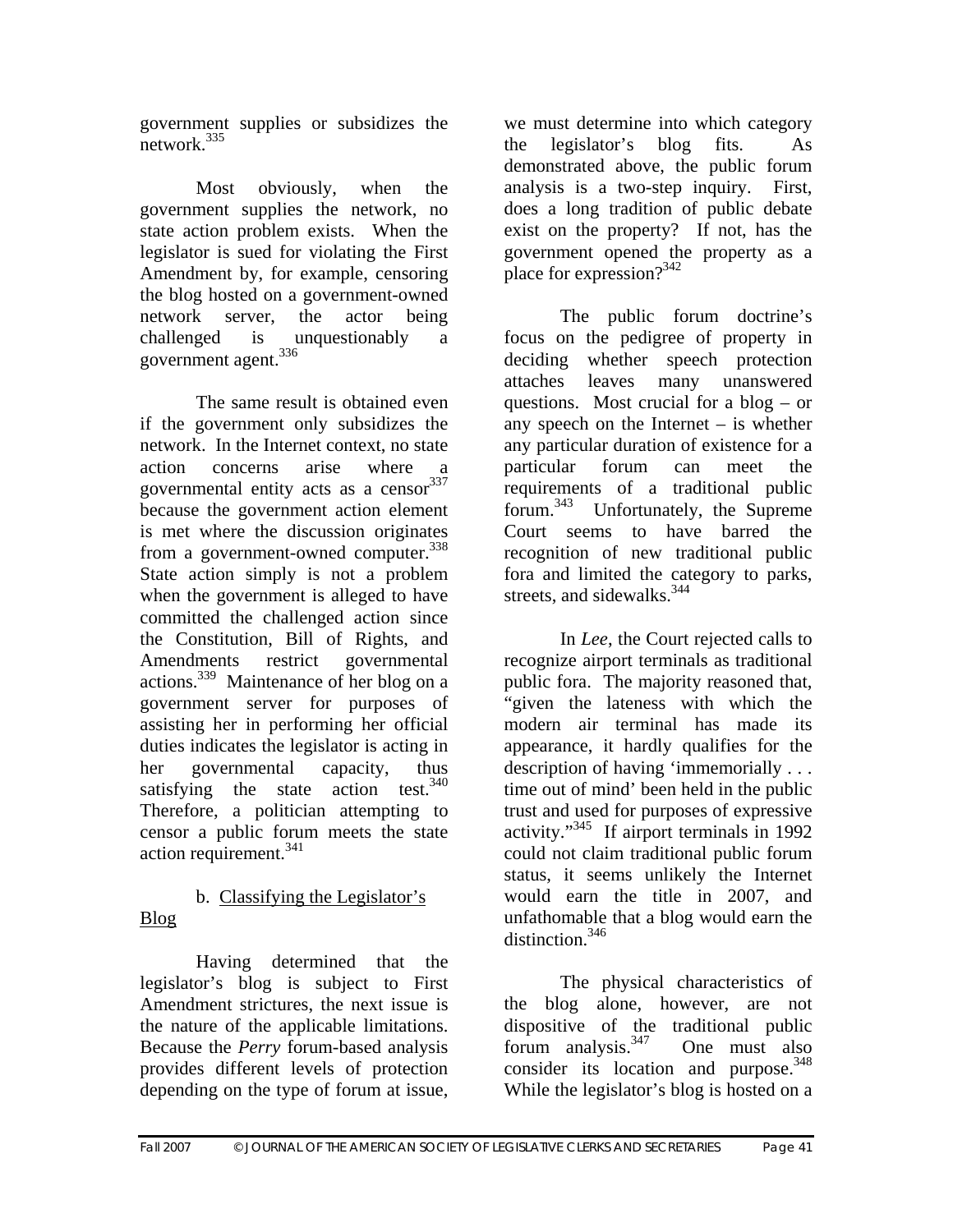government supplies or subsidizes the network.[335]

Most obviously, when the government supplies the network, no state action problem exists. When the legislator is sued for violating the First Amendment by, for example, censoring the blog hosted on a government-owned network server, the actor being challenged is unquestionably a government agent.[336]

The same result is obtained even if the government only subsidizes the network. In the Internet context, no state action concerns arise where a governmental entity acts as a censor[337] because the government action element is met where the discussion originates from a government-owned computer.[338] State action simply is not a problem when the government is alleged to have committed the challenged action since the Constitution, Bill of Rights, and Amendments restrict governmental actions.[339] Maintenance of her blog on a government server for purposes of assisting her in performing her official duties indicates the legislator is acting in her governmental capacity, thus satisfying the state action test.[340] Therefore, a politician attempting to censor a public forum meets the state action requirement.[341]

b. <u>Classifying the Legislator's Blog</u>

Having determined that the legislator's blog is subject to First Amendment strictures, the next issue is the nature of the applicable limitations. Because the *Perry* forum-based analysis provides different levels of protection depending on the type of forum at issue, we must determine into which category the legislator's blog fits. As demonstrated above, the public forum analysis is a two-step inquiry. First, does a long tradition of public debate exist on the property? If not, has the government opened the property as a place for expression?[342]

The public forum doctrine's focus on the pedigree of property in deciding whether speech protection attaches leaves many unanswered questions. Most crucial for a blog – or any speech on the Internet – is whether any particular duration of existence for a particular forum can meet the requirements of a traditional public forum.[343] Unfortunately, the Supreme Court seems to have barred the recognition of new traditional public fora and limited the category to parks, streets, and sidewalks.[344]

In *Lee*, the Court rejected calls to recognize airport terminals as traditional public fora. The majority reasoned that, "given the lateness with which the modern air terminal has made its appearance, it hardly qualifies for the description of having 'immemorially . . . time out of mind' been held in the public trust and used for purposes of expressive activity."[345] If airport terminals in 1992 could not claim traditional public forum status, it seems unlikely the Internet would earn the title in 2007, and unfathomable that a blog would earn the distinction.[346]

The physical characteristics of the blog alone, however, are not dispositive of the traditional public forum analysis.[347] One must also consider its location and purpose.[348] While the legislator's blog is hosted on a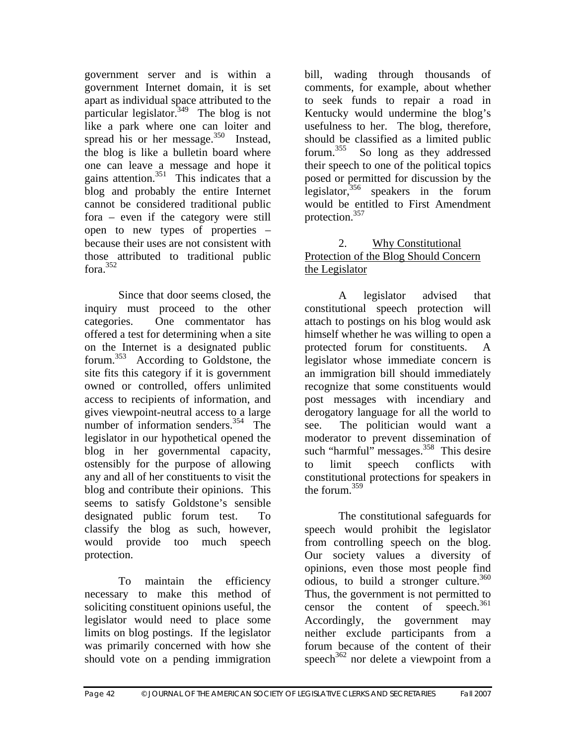government server and is within a government Internet domain, it is set apart as individual space attributed to the particular legislator.[349] The blog is not like a park where one can loiter and spread his or her message.[350] Instead, the blog is like a bulletin board where one can leave a message and hope it gains attention.[351] This indicates that a blog and probably the entire Internet cannot be considered traditional public fora – even if the category were still open to new types of properties – because their uses are not consistent with those attributed to traditional public fora.[352]

Since that door seems closed, the inquiry must proceed to the other categories. One commentator has offered a test for determining when a site on the Internet is a designated public forum.[353] According to Goldstone, the site fits this category if it is government owned or controlled, offers unlimited access to recipients of information, and gives viewpoint-neutral access to a large number of information senders.[354] The legislator in our hypothetical opened the blog in her governmental capacity, ostensibly for the purpose of allowing any and all of her constituents to visit the blog and contribute their opinions. This seems to satisfy Goldstone's sensible designated public forum test. To classify the blog as such, however, would provide too much speech protection.

To maintain the efficiency necessary to make this method of soliciting constituent opinions useful, the legislator would need to place some limits on blog postings. If the legislator was primarily concerned with how she should vote on a pending immigration bill, wading through thousands of comments, for example, about whether to seek funds to repair a road in Kentucky would undermine the blog's usefulness to her. The blog, therefore, should be classified as a limited public forum.[355] So long as they addressed their speech to one of the political topics posed or permitted for discussion by the legislator,[356] speakers in the forum would be entitled to First Amendment protection.[357]

### 2. Why Constitutional Protection of the Blog Should Concern the Legislator

A legislator advised that constitutional speech protection will attach to postings on his blog would ask himself whether he was willing to open a protected forum for constituents. A legislator whose immediate concern is an immigration bill should immediately recognize that some constituents would post messages with incendiary and derogatory language for all the world to see. The politician would want a moderator to prevent dissemination of such "harmful" messages.[358] This desire to limit speech conflicts with constitutional protections for speakers in the forum.[359]

The constitutional safeguards for speech would prohibit the legislator from controlling speech on the blog. Our society values a diversity of opinions, even those most people find odious, to build a stronger culture.[360] Thus, the government is not permitted to censor the content of speech.[361] Accordingly, the government may neither exclude participants from a forum because of the content of their speech[362] nor delete a viewpoint from a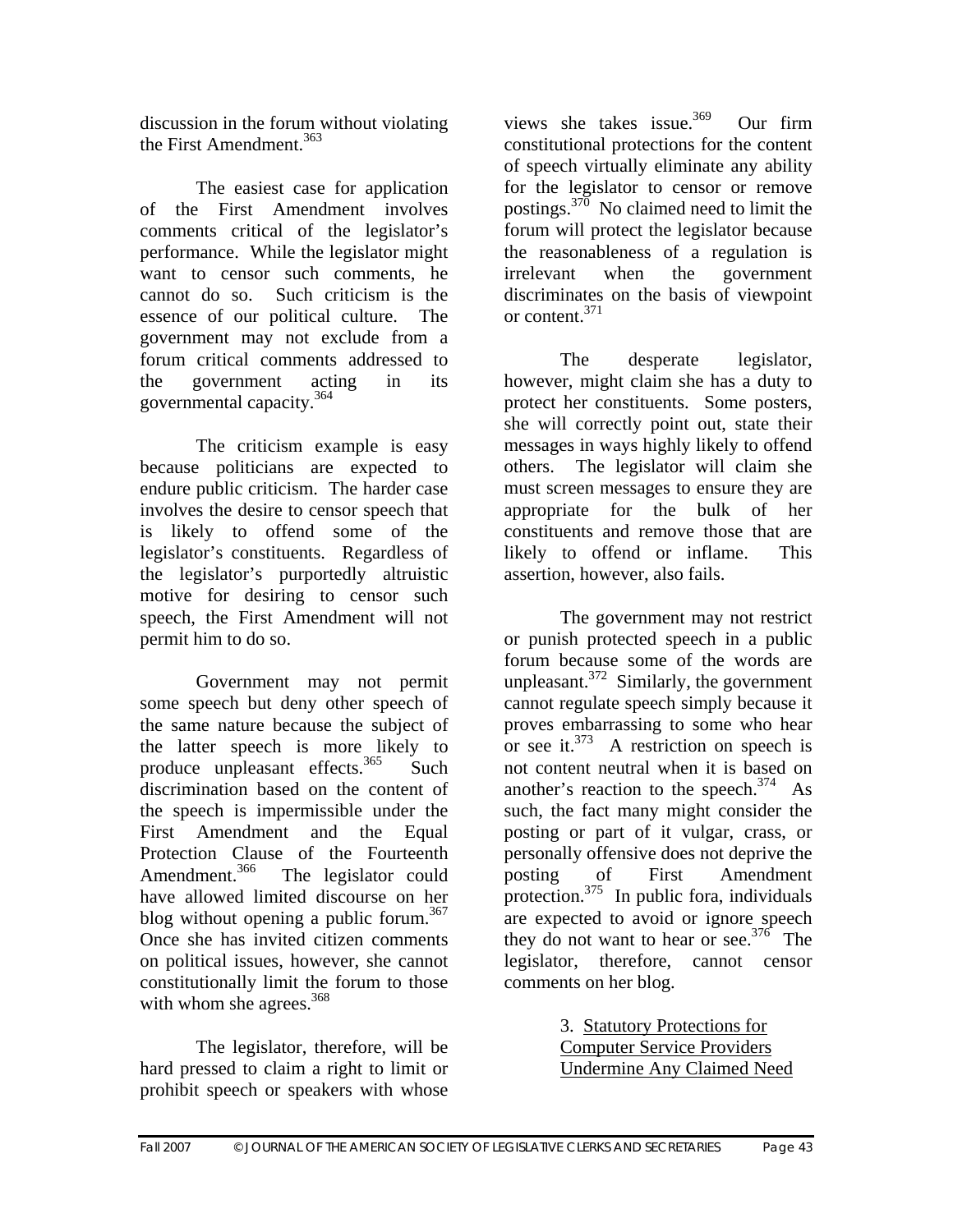discussion in the forum without violating the First Amendment.[363]

The easiest case for application of the First Amendment involves comments critical of the legislator's performance. While the legislator might want to censor such comments, he cannot do so. Such criticism is the essence of our political culture. The government may not exclude from a forum critical comments addressed to the government acting in its governmental capacity.[364]

The criticism example is easy because politicians are expected to endure public criticism. The harder case involves the desire to censor speech that is likely to offend some of the legislator's constituents. Regardless of the legislator's purportedly altruistic motive for desiring to censor such speech, the First Amendment will not permit him to do so.

Government may not permit some speech but deny other speech of the same nature because the subject of the latter speech is more likely to produce unpleasant effects.[365] Such discrimination based on the content of the speech is impermissible under the First Amendment and the Equal Protection Clause of the Fourteenth Amendment.[366] The legislator could have allowed limited discourse on her blog without opening a public forum.[367] Once she has invited citizen comments on political issues, however, she cannot constitutionally limit the forum to those with whom she agrees.[368]

The legislator, therefore, will be hard pressed to claim a right to limit or prohibit speech or speakers with whose views she takes issue.[369] Our firm constitutional protections for the content of speech virtually eliminate any ability for the legislator to censor or remove postings.[370] No claimed need to limit the forum will protect the legislator because the reasonableness of a regulation is irrelevant when the government discriminates on the basis of viewpoint or content.[371]

The desperate legislator, however, might claim she has a duty to protect her constituents. Some posters, she will correctly point out, state their messages in ways highly likely to offend others. The legislator will claim she must screen messages to ensure they are appropriate for the bulk of her constituents and remove those that are likely to offend or inflame. This assertion, however, also fails.

The government may not restrict or punish protected speech in a public forum because some of the words are unpleasant.[372] Similarly, the government cannot regulate speech simply because it proves embarrassing to some who hear or see it.[373] A restriction on speech is not content neutral when it is based on another's reaction to the speech.[374] As such, the fact many might consider the posting or part of it vulgar, crass, or personally offensive does not deprive the posting of First Amendment protection.[375] In public fora, individuals are expected to avoid or ignore speech they do not want to hear or see.[376] The legislator, therefore, cannot censor comments on her blog.

### 3. Statutory Protections for Computer Service Providers Undermine Any Claimed Need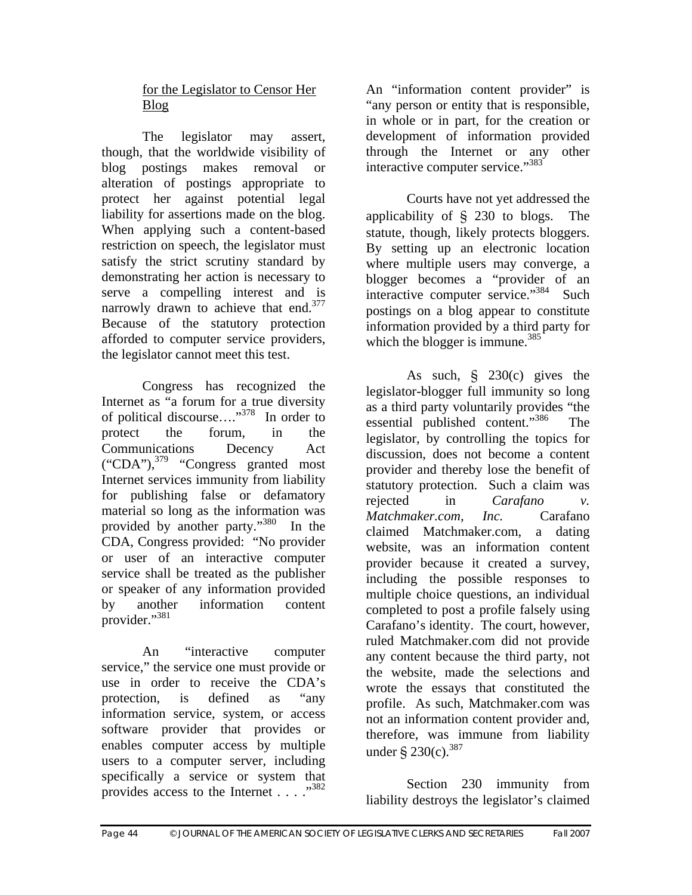for the Legislator to Censor Her Blog

The legislator may assert, though, that the worldwide visibility of blog postings makes removal or alteration of postings appropriate to protect her against potential legal liability for assertions made on the blog. When applying such a content-based restriction on speech, the legislator must satisfy the strict scrutiny standard by demonstrating her action is necessary to serve a compelling interest and is narrowly drawn to achieve that end.[377] Because of the statutory protection afforded to computer service providers, the legislator cannot meet this test.

Congress has recognized the Internet as "a forum for a true diversity of political discourse…."[378] In order to protect the forum, in the Communications Decency Act ("CDA"),[379] "Congress granted most Internet services immunity from liability for publishing false or defamatory material so long as the information was provided by another party."[380] In the CDA, Congress provided: "No provider or user of an interactive computer service shall be treated as the publisher or speaker of any information provided by another information content provider."[381]

An "interactive computer service," the service one must provide or use in order to receive the CDA's protection, is defined as "any information service, system, or access software provider that provides or enables computer access by multiple users to a computer server, including specifically a service or system that provides access to the Internet . . . ."[382] An "information content provider" is "any person or entity that is responsible, in whole or in part, for the creation or development of information provided through the Internet or any other interactive computer service."[383]

Courts have not yet addressed the applicability of § 230 to blogs. The statute, though, likely protects bloggers. By setting up an electronic location where multiple users may converge, a blogger becomes a "provider of an interactive computer service."[384] Such postings on a blog appear to constitute information provided by a third party for which the blogger is immune.[385]

As such, § 230(c) gives the legislator-blogger full immunity so long as a third party voluntarily provides "the essential published content."[386] The legislator, by controlling the topics for discussion, does not become a content provider and thereby lose the benefit of statutory protection. Such a claim was rejected in *Carafano v. Matchmaker.com, Inc.* Carafano claimed Matchmaker.com, a dating website, was an information content provider because it created a survey, including the possible responses to multiple choice questions, an individual completed to post a profile falsely using Carafano's identity. The court, however, ruled Matchmaker.com did not provide any content because the third party, not the website, made the selections and wrote the essays that constituted the profile. As such, Matchmaker.com was not an information content provider and, therefore, was immune from liability under § 230(c).[387]

Section 230 immunity from liability destroys the legislator's claimed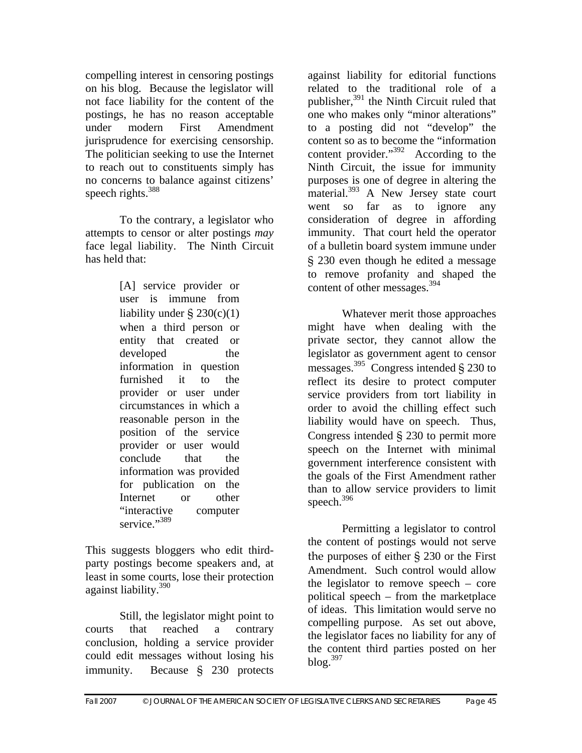compelling interest in censoring postings on his blog. Because the legislator will not face liability for the content of the postings, he has no reason acceptable under modern First Amendment jurisprudence for exercising censorship. The politician seeking to use the Internet to reach out to constituents simply has no concerns to balance against citizens' speech rights.[388]

To the contrary, a legislator who attempts to censor or alter postings *may* face legal liability. The Ninth Circuit has held that:

> [A] service provider or user is immune from liability under § 230(c)(1) when a third person or entity that created or developed the information in question furnished it to the provider or user under circumstances in which a reasonable person in the position of the service provider or user would conclude that the information was provided for publication on the Internet or other "interactive computer service."[389]

This suggests bloggers who edit third-party postings become speakers and, at least in some courts, lose their protection against liability.[390]

Still, the legislator might point to courts that reached a contrary conclusion, holding a service provider could edit messages without losing his immunity. Because § 230 protects against liability for editorial functions related to the traditional role of a publisher,[391] the Ninth Circuit ruled that one who makes only "minor alterations" to a posting did not "develop" the content so as to become the "information content provider."[392] According to the Ninth Circuit, the issue for immunity purposes is one of degree in altering the material.[393] A New Jersey state court went so far as to ignore any consideration of degree in affording immunity. That court held the operator of a bulletin board system immune under § 230 even though he edited a message to remove profanity and shaped the content of other messages.[394]

Whatever merit those approaches might have when dealing with the private sector, they cannot allow the legislator as government agent to censor messages.[395] Congress intended § 230 to reflect its desire to protect computer service providers from tort liability in order to avoid the chilling effect such liability would have on speech. Thus, Congress intended § 230 to permit more speech on the Internet with minimal government interference consistent with the goals of the First Amendment rather than to allow service providers to limit speech.[396]

Permitting a legislator to control the content of postings would not serve the purposes of either § 230 or the First Amendment. Such control would allow the legislator to remove speech – core political speech – from the marketplace of ideas. This limitation would serve no compelling purpose. As set out above, the legislator faces no liability for any of the content third parties posted on her blog.[397]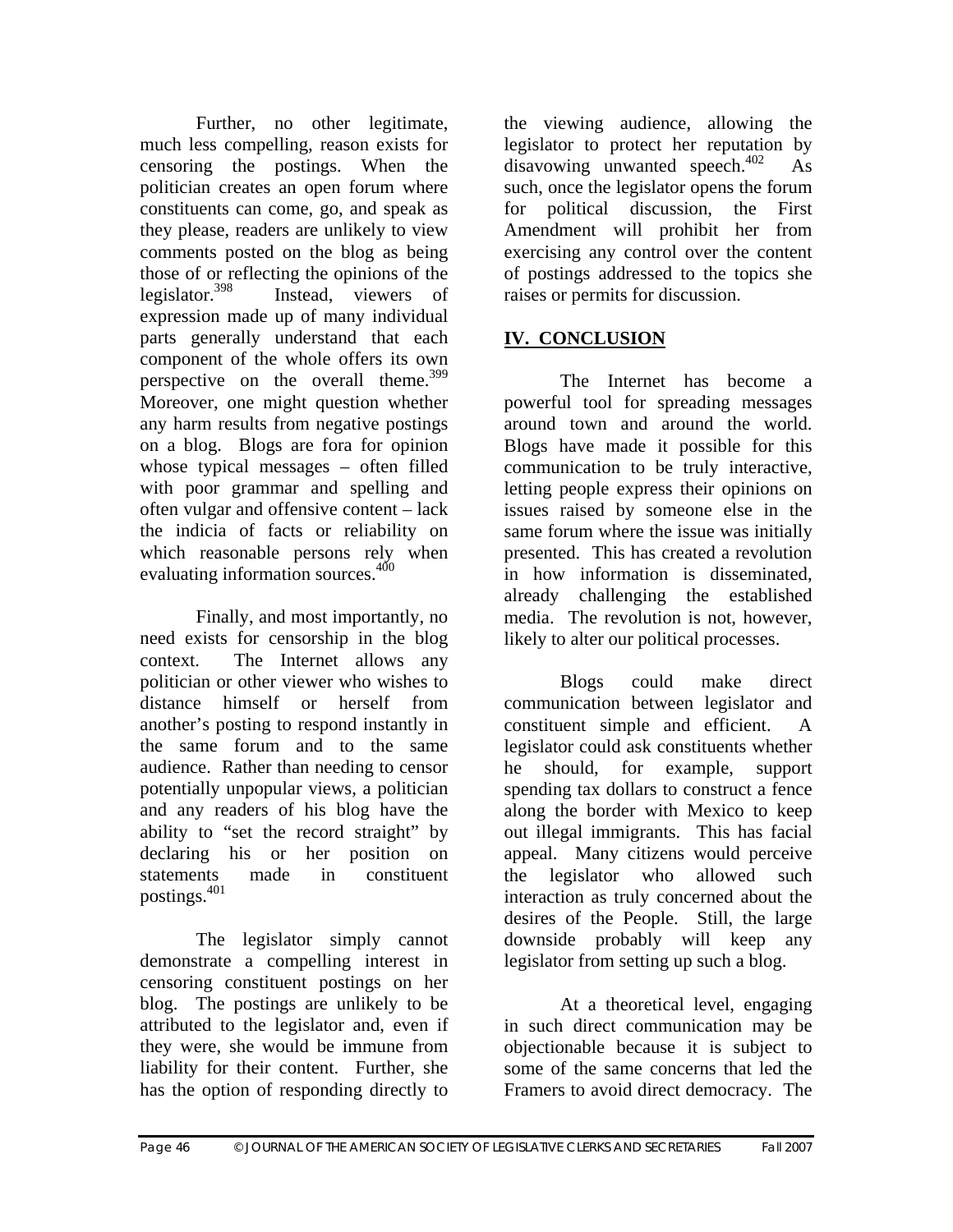Further, no other legitimate, much less compelling, reason exists for censoring the postings. When the politician creates an open forum where constituents can come, go, and speak as they please, readers are unlikely to view comments posted on the blog as being those of or reflecting the opinions of the legislator.[398] Instead, viewers of expression made up of many individual parts generally understand that each component of the whole offers its own perspective on the overall theme.[399] Moreover, one might question whether any harm results from negative postings on a blog. Blogs are fora for opinion whose typical messages – often filled with poor grammar and spelling and often vulgar and offensive content – lack the indicia of facts or reliability on which reasonable persons rely when evaluating information sources.[400]

Finally, and most importantly, no need exists for censorship in the blog context. The Internet allows any politician or other viewer who wishes to distance himself or herself from another's posting to respond instantly in the same forum and to the same audience. Rather than needing to censor potentially unpopular views, a politician and any readers of his blog have the ability to "set the record straight" by declaring his or her position on statements made in constituent postings.[401]

The legislator simply cannot demonstrate a compelling interest in censoring constituent postings on her blog. The postings are unlikely to be attributed to the legislator and, even if they were, she would be immune from liability for their content. Further, she has the option of responding directly to the viewing audience, allowing the legislator to protect her reputation by disavowing unwanted speech.[402] As such, once the legislator opens the forum for political discussion, the First Amendment will prohibit her from exercising any control over the content of postings addressed to the topics she raises or permits for discussion.

## IV. CONCLUSION

The Internet has become a powerful tool for spreading messages around town and around the world. Blogs have made it possible for this communication to be truly interactive, letting people express their opinions on issues raised by someone else in the same forum where the issue was initially presented. This has created a revolution in how information is disseminated, already challenging the established media. The revolution is not, however, likely to alter our political processes.

Blogs could make direct communication between legislator and constituent simple and efficient. A legislator could ask constituents whether he should, for example, support spending tax dollars to construct a fence along the border with Mexico to keep out illegal immigrants. This has facial appeal. Many citizens would perceive the legislator who allowed such interaction as truly concerned about the desires of the People. Still, the large downside probably will keep any legislator from setting up such a blog.

At a theoretical level, engaging in such direct communication may be objectionable because it is subject to some of the same concerns that led the Framers to avoid direct democracy. The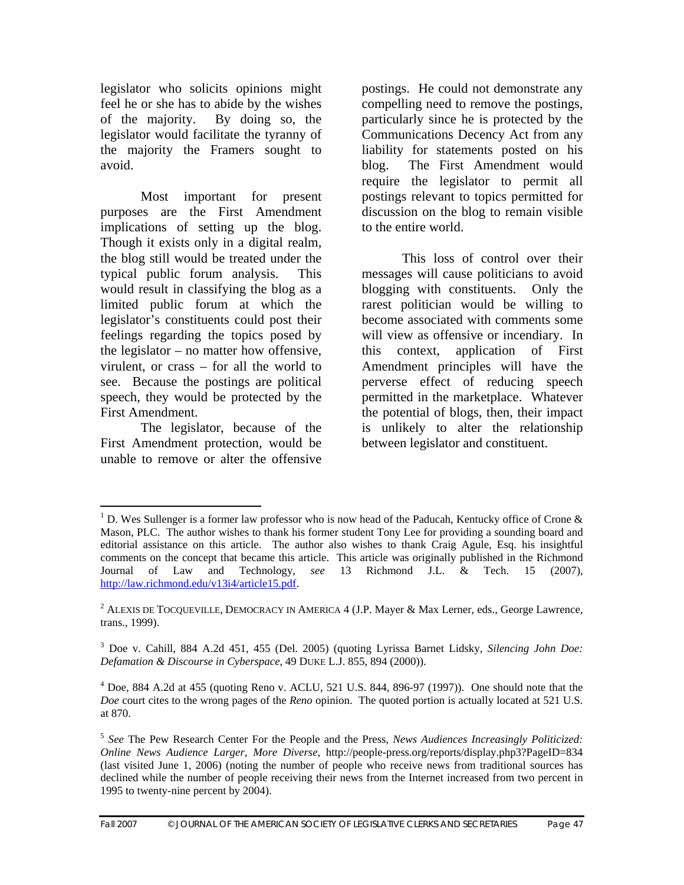legislator who solicits opinions might feel he or she has to abide by the wishes of the majority. By doing so, the legislator would facilitate the tyranny of the majority the Framers sought to avoid.

Most important for present purposes are the First Amendment implications of setting up the blog. Though it exists only in a digital realm, the blog still would be treated under the typical public forum analysis. This would result in classifying the blog as a limited public forum at which the legislator's constituents could post their feelings regarding the topics posed by the legislator – no matter how offensive, virulent, or crass – for all the world to see. Because the postings are political speech, they would be protected by the First Amendment.

The legislator, because of the First Amendment protection, would be unable to remove or alter the offensive postings. He could not demonstrate any compelling need to remove the postings, particularly since he is protected by the Communications Decency Act from any liability for statements posted on his blog. The First Amendment would require the legislator to permit all postings relevant to topics permitted for discussion on the blog to remain visible to the entire world.

This loss of control over their messages will cause politicians to avoid blogging with constituents. Only the rarest politician would be willing to become associated with comments some will view as offensive or incendiary. In this context, application of First Amendment principles will have the perverse effect of reducing speech permitted in the marketplace. Whatever the potential of blogs, then, their impact is unlikely to alter the relationship between legislator and constituent.

---

[1] D. Wes Sullenger is a former law professor who is now head of the Paducah, Kentucky office of Crone & Mason, PLC. The author wishes to thank his former student Tony Lee for providing a sounding board and editorial assistance on this article. The author also wishes to thank Craig Agule, Esq. his insightful comments on the concept that became this article. This article was originally published in the Richmond Journal of Law and Technology, *see* 13 Richmond J.L. & Tech. 15 (2007), http://law.richmond.edu/v13i4/article15.pdf.

[2] ALEXIS DE TOCQUEVILLE, DEMOCRACY IN AMERICA 4 (J.P. Mayer & Max Lerner, eds., George Lawrence, trans., 1999).

[3] Doe v. Cahill, 884 A.2d 451, 455 (Del. 2005) (quoting Lyrissa Barnet Lidsky, *Silencing John Doe: Defamation & Discourse in Cyberspace*, 49 DUKE L.J. 855, 894 (2000)).

[4] Doe, 884 A.2d at 455 (quoting Reno v. ACLU, 521 U.S. 844, 896-97 (1997)). One should note that the *Doe* court cites to the wrong pages of the *Reno* opinion. The quoted portion is actually located at 521 U.S. at 870.

[5] *See* The Pew Research Center For the People and the Press, *News Audiences Increasingly Politicized: Online News Audience Larger, More Diverse*, http://people-press.org/reports/display.php3?PageID=834 (last visited June 1, 2006) (noting the number of people who receive news from traditional sources has declined while the number of people receiving their news from the Internet increased from two percent in 1995 to twenty-nine percent by 2004).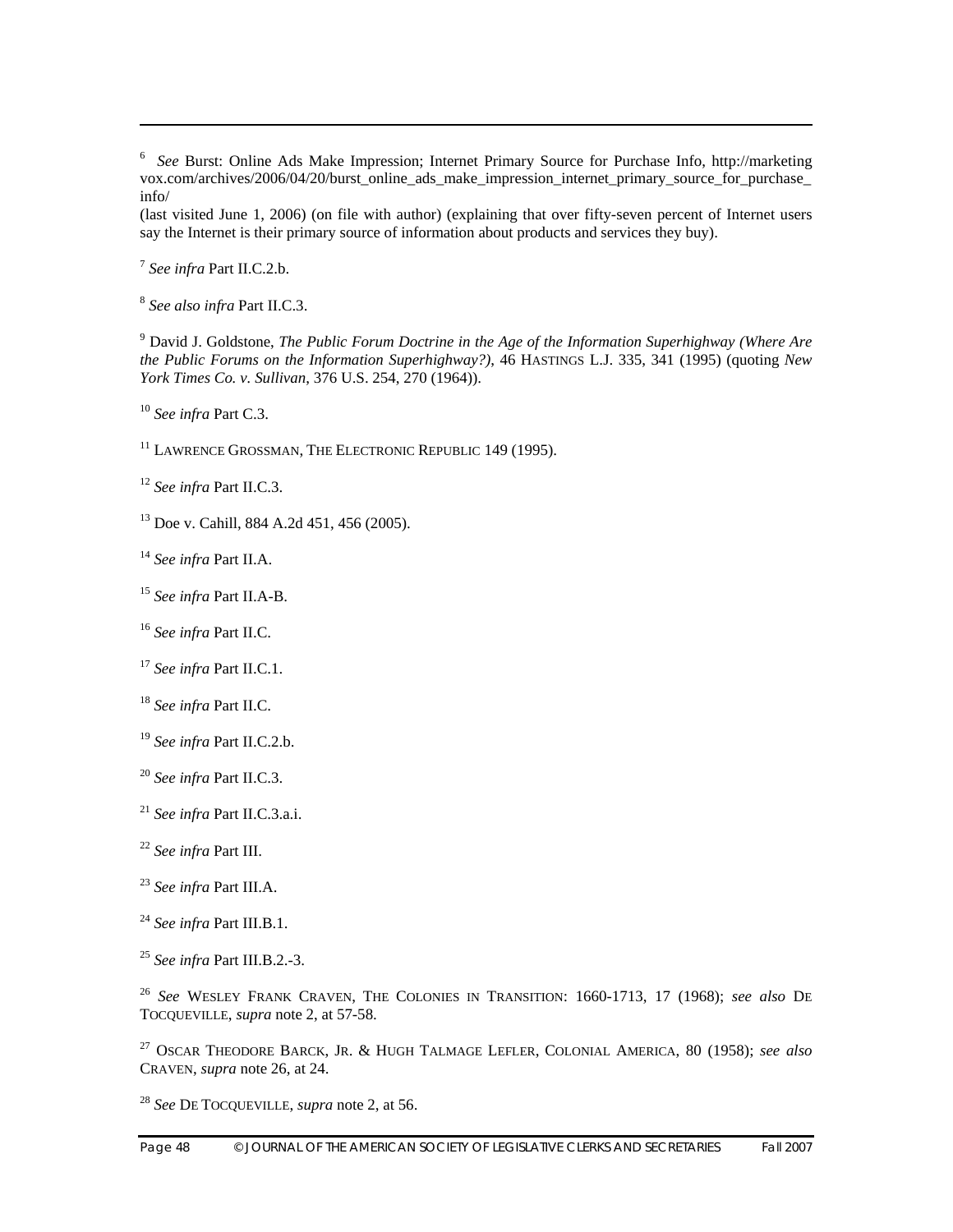[6] *See* Burst: Online Ads Make Impression; Internet Primary Source for Purchase Info, http://marketing vox.com/archives/2006/04/20/burst_online_ads_make_impression_internet_primary_source_for_purchase_info/
(last visited June 1, 2006) (on file with author) (explaining that over fifty-seven percent of Internet users say the Internet is their primary source of information about products and services they buy).

[7] *See infra* Part II.C.2.b.

[8] *See also infra* Part II.C.3.

[9] David J. Goldstone, *The Public Forum Doctrine in the Age of the Information Superhighway (Where Are the Public Forums on the Information Superhighway?)*, 46 HASTINGS L.J. 335, 341 (1995) (quoting *New York Times Co. v. Sullivan*, 376 U.S. 254, 270 (1964)).

[10] *See infra* Part C.3.

[11] LAWRENCE GROSSMAN, THE ELECTRONIC REPUBLIC 149 (1995).

[12] *See infra* Part II.C.3.

[13] Doe v. Cahill, 884 A.2d 451, 456 (2005).

[14] *See infra* Part II.A.

[15] *See infra* Part II.A-B.

[16] *See infra* Part II.C.

[17] *See infra* Part II.C.1.

[18] *See infra* Part II.C.

[19] *See infra* Part II.C.2.b.

[20] *See infra* Part II.C.3.

[21] *See infra* Part II.C.3.a.i.

[22] *See infra* Part III.

[23] *See infra* Part III.A.

[24] *See infra* Part III.B.1.

[25] *See infra* Part III.B.2.-3.

[26] *See* WESLEY FRANK CRAVEN, THE COLONIES IN TRANSITION: 1660-1713, 17 (1968); *see also* DE TOCQUEVILLE, *supra* note 2, at 57-58.

[27] OSCAR THEODORE BARCK, JR. & HUGH TALMAGE LEFLER, COLONIAL AMERICA, 80 (1958); *see also* CRAVEN, *supra* note 26, at 24.

[28] *See* DE TOCQUEVILLE, *supra* note 2, at 56.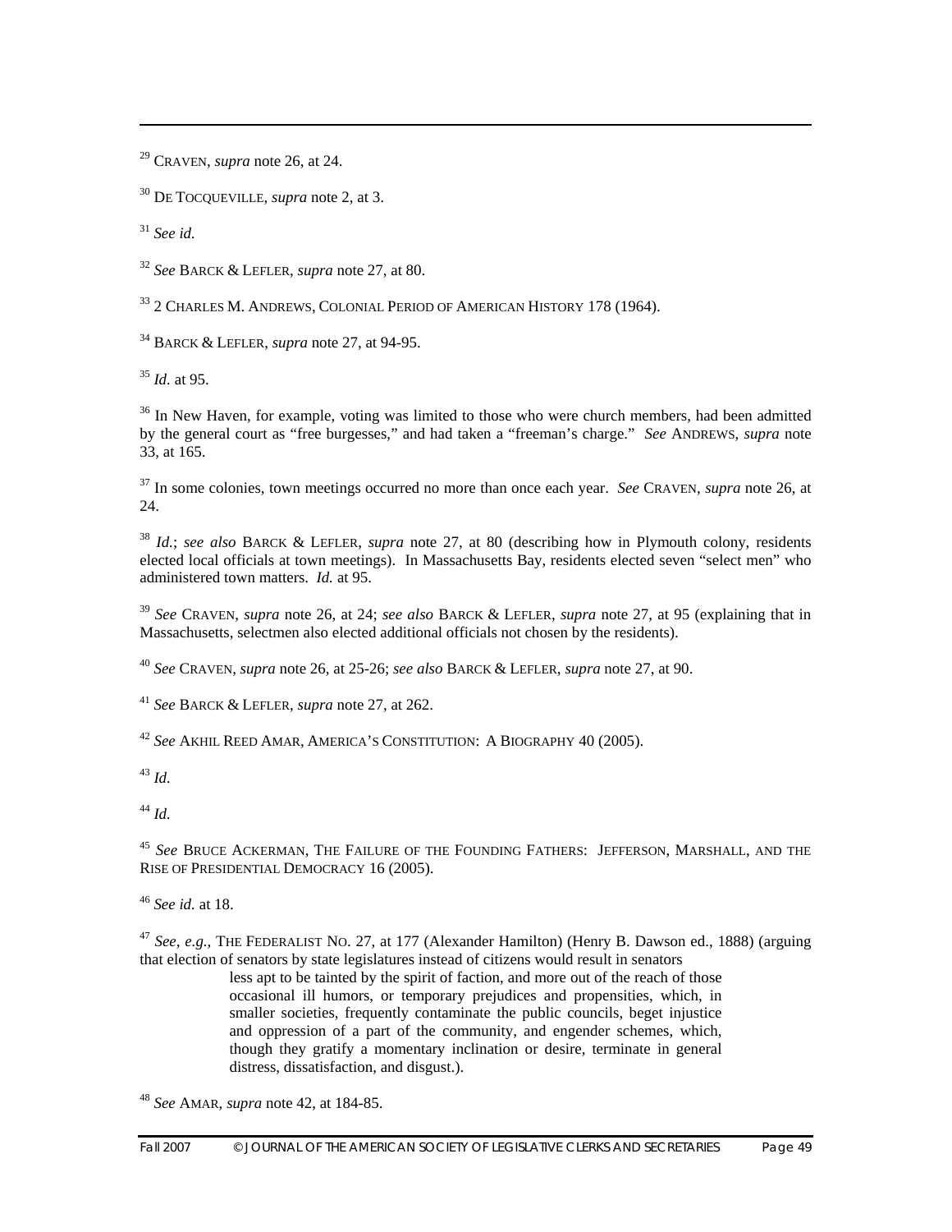[29] CRAVEN, *supra* note 26, at 24.

[30] DE TOCQUEVILLE, *supra* note 2, at 3.

[31] *See id.*

[32] *See* BARCK & LEFLER, *supra* note 27, at 80.

[33] 2 CHARLES M. ANDREWS, COLONIAL PERIOD OF AMERICAN HISTORY 178 (1964).

[34] BARCK & LEFLER, *supra* note 27, at 94-95.

[35] *Id.* at 95.

[36] In New Haven, for example, voting was limited to those who were church members, had been admitted by the general court as "free burgesses," and had taken a "freeman's charge." *See* ANDREWS, *supra* note 33, at 165.

[37] In some colonies, town meetings occurred no more than once each year. *See* CRAVEN, *supra* note 26, at 24.

[38] *Id.*; *see also* BARCK & LEFLER, *supra* note 27, at 80 (describing how in Plymouth colony, residents elected local officials at town meetings). In Massachusetts Bay, residents elected seven "select men" who administered town matters. *Id.* at 95.

[39] *See* CRAVEN, *supra* note 26, at 24; *see also* BARCK & LEFLER, *supra* note 27, at 95 (explaining that in Massachusetts, selectmen also elected additional officials not chosen by the residents).

[40] *See* CRAVEN, *supra* note 26, at 25-26; *see also* BARCK & LEFLER, *supra* note 27, at 90.

[41] *See* BARCK & LEFLER, *supra* note 27, at 262.

[42] *See* AKHIL REED AMAR, AMERICA'S CONSTITUTION: A BIOGRAPHY 40 (2005).

[43] *Id.*

[44] *Id.*

[45] *See* BRUCE ACKERMAN, THE FAILURE OF THE FOUNDING FATHERS: JEFFERSON, MARSHALL, AND THE RISE OF PRESIDENTIAL DEMOCRACY 16 (2005).

[46] *See id.* at 18.

[47] *See, e.g.*, THE FEDERALIST NO. 27, at 177 (Alexander Hamilton) (Henry B. Dawson ed., 1888) (arguing that election of senators by state legislatures instead of citizens would result in senators

> less apt to be tainted by the spirit of faction, and more out of the reach of those occasional ill humors, or temporary prejudices and propensities, which, in smaller societies, frequently contaminate the public councils, beget injustice and oppression of a part of the community, and engender schemes, which, though they gratify a momentary inclination or desire, terminate in general distress, dissatisfaction, and disgust.).

[48] *See* AMAR, *supra* note 42, at 184-85.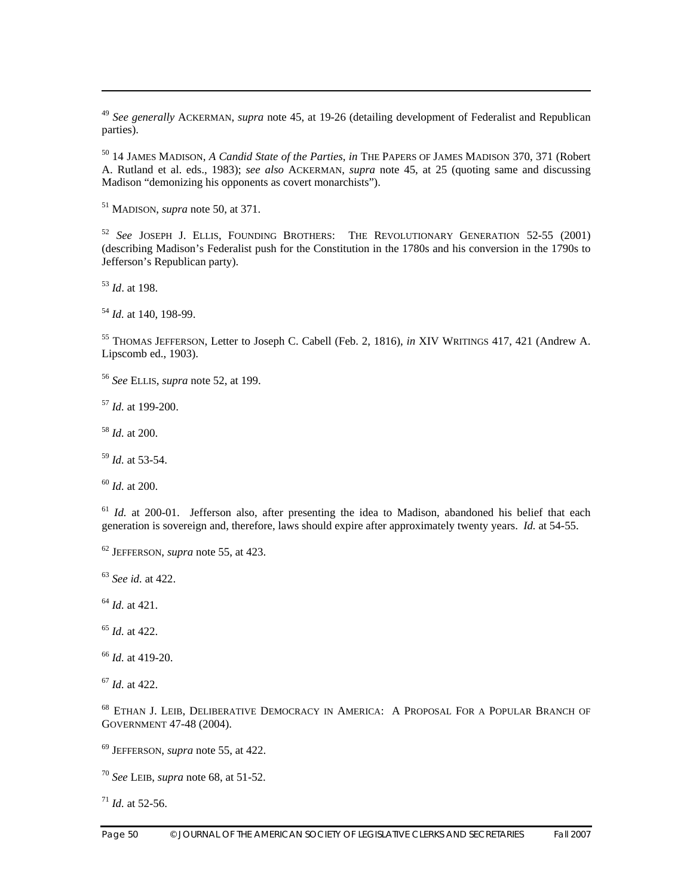[49] *See generally* ACKERMAN, *supra* note 45, at 19-26 (detailing development of Federalist and Republican parties).

[50] 14 JAMES MADISON, *A Candid State of the Parties*, *in* THE PAPERS OF JAMES MADISON 370, 371 (Robert A. Rutland et al. eds., 1983); *see also* ACKERMAN, *supra* note 45, at 25 (quoting same and discussing Madison "demonizing his opponents as covert monarchists").

[51] MADISON, *supra* note 50, at 371.

[52] *See* JOSEPH J. ELLIS, FOUNDING BROTHERS: THE REVOLUTIONARY GENERATION 52-55 (2001) (describing Madison's Federalist push for the Constitution in the 1780s and his conversion in the 1790s to Jefferson's Republican party).

[53] *Id*. at 198.

[54] *Id.* at 140, 198-99.

[55] THOMAS JEFFERSON, Letter to Joseph C. Cabell (Feb. 2, 1816), *in* XIV WRITINGS 417, 421 (Andrew A. Lipscomb ed., 1903).

[56] *See* ELLIS, *supra* note 52, at 199.

[57] *Id.* at 199-200.

[58] *Id.* at 200.

[59] *Id.* at 53-54.

[60] *Id.* at 200.

[61] *Id.* at 200-01. Jefferson also, after presenting the idea to Madison, abandoned his belief that each generation is sovereign and, therefore, laws should expire after approximately twenty years. *Id.* at 54-55.

[62] JEFFERSON, *supra* note 55, at 423.

[63] *See id.* at 422.

[64] *Id.* at 421.

[65] *Id.* at 422.

[66] *Id.* at 419-20.

[67] *Id.* at 422.

[68] ETHAN J. LEIB, DELIBERATIVE DEMOCRACY IN AMERICA: A PROPOSAL FOR A POPULAR BRANCH OF GOVERNMENT 47-48 (2004).

[69] JEFFERSON, *supra* note 55, at 422.

[70] *See* LEIB, *supra* note 68, at 51-52.

[71] *Id.* at 52-56.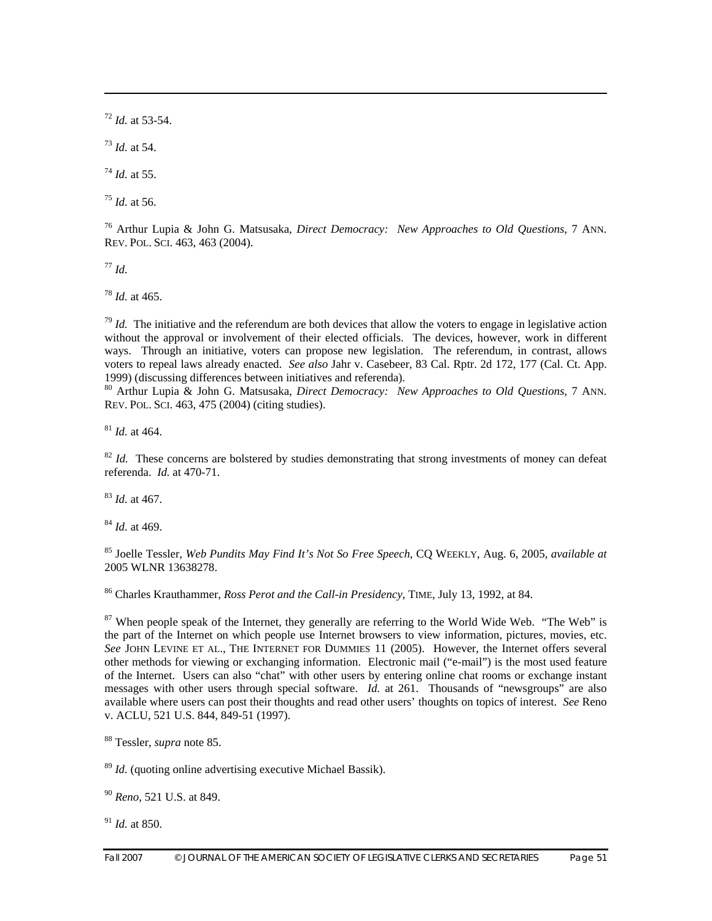[72] *Id.* at 53-54.

[73] *Id.* at 54.

[74] *Id.* at 55.

[75] *Id.* at 56.

[76] Arthur Lupia & John G. Matsusaka, *Direct Democracy: New Approaches to Old Questions*, 7 ANN. REV. POL. SCI. 463, 463 (2004).

[77] *Id.*

[78] *Id.* at 465.

[79] *Id.* The initiative and the referendum are both devices that allow the voters to engage in legislative action without the approval or involvement of their elected officials. The devices, however, work in different ways. Through an initiative, voters can propose new legislation. The referendum, in contrast, allows voters to repeal laws already enacted. *See also* Jahr v. Casebeer, 83 Cal. Rptr. 2d 172, 177 (Cal. Ct. App. 1999) (discussing differences between initiatives and referenda).

[80] Arthur Lupia & John G. Matsusaka, *Direct Democracy: New Approaches to Old Questions*, 7 ANN. REV. POL. SCI. 463, 475 (2004) (citing studies).

[81] *Id.* at 464.

[82] *Id.* These concerns are bolstered by studies demonstrating that strong investments of money can defeat referenda. *Id.* at 470-71.

[83] *Id.* at 467.

[84] *Id.* at 469.

[85] Joelle Tessler, *Web Pundits May Find It's Not So Free Speech*, CQ WEEKLY, Aug. 6, 2005, *available at* 2005 WLNR 13638278.

[86] Charles Krauthammer, *Ross Perot and the Call-in Presidency*, TIME, July 13, 1992, at 84.

[87] When people speak of the Internet, they generally are referring to the World Wide Web. "The Web" is the part of the Internet on which people use Internet browsers to view information, pictures, movies, etc. *See* JOHN LEVINE ET AL., THE INTERNET FOR DUMMIES 11 (2005). However, the Internet offers several other methods for viewing or exchanging information. Electronic mail ("e-mail") is the most used feature of the Internet. Users can also "chat" with other users by entering online chat rooms or exchange instant messages with other users through special software. *Id.* at 261. Thousands of "newsgroups" are also available where users can post their thoughts and read other users' thoughts on topics of interest. *See* Reno v. ACLU, 521 U.S. 844, 849-51 (1997).

[88] Tessler, *supra* note 85.

[89] *Id.* (quoting online advertising executive Michael Bassik).

[90] *Reno*, 521 U.S. at 849.

[91] *Id.* at 850.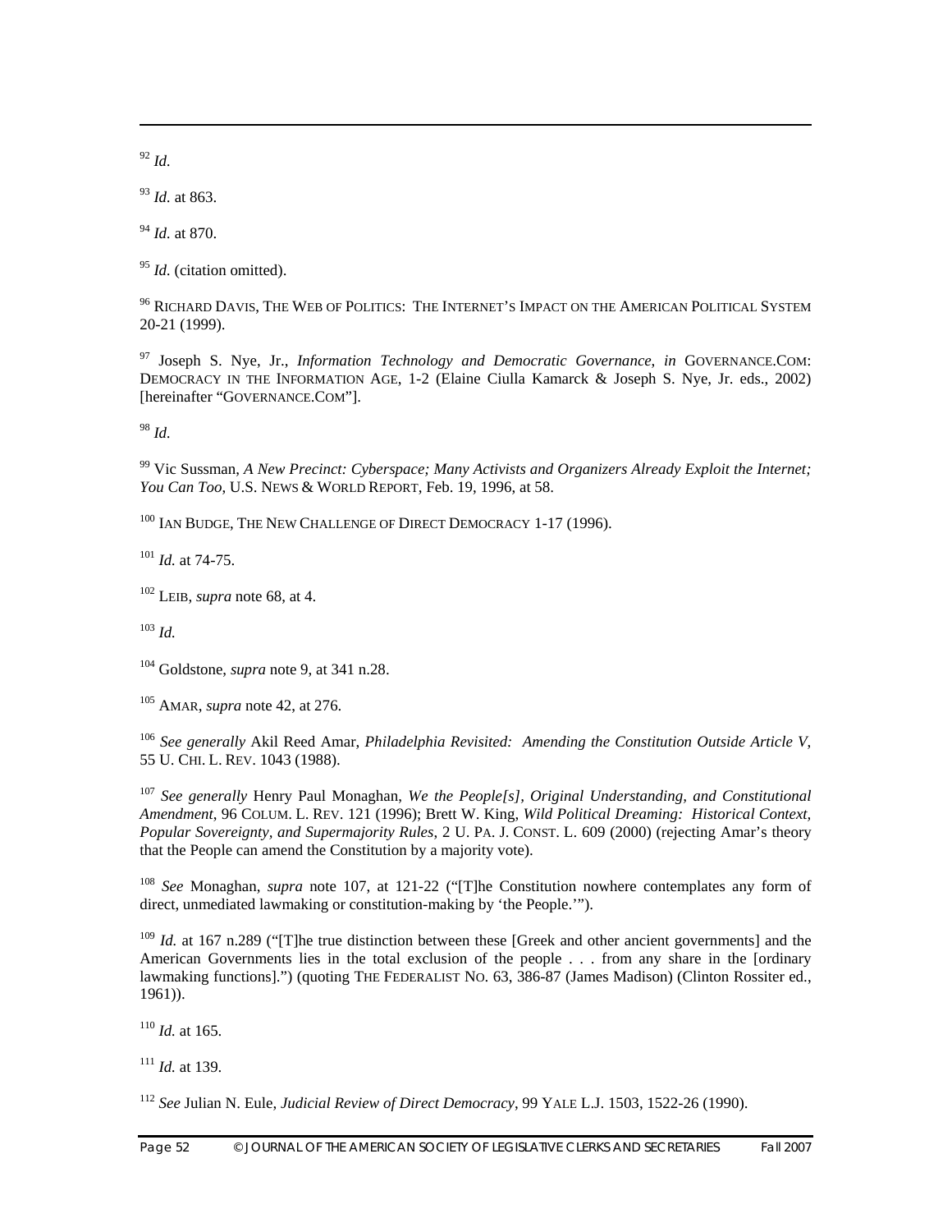[92] *Id*.

[93] *Id.* at 863.

[94] *Id.* at 870.

[95] *Id.* (citation omitted).

[96] RICHARD DAVIS, THE WEB OF POLITICS: THE INTERNET'S IMPACT ON THE AMERICAN POLITICAL SYSTEM 20-21 (1999).

[97] Joseph S. Nye, Jr., *Information Technology and Democratic Governance*, *in* GOVERNANCE.COM: DEMOCRACY IN THE INFORMATION AGE, 1-2 (Elaine Ciulla Kamarck & Joseph S. Nye, Jr. eds., 2002) [hereinafter "GOVERNANCE.COM"].

[98] *Id*.

[99] Vic Sussman, *A New Precinct: Cyberspace; Many Activists and Organizers Already Exploit the Internet; You Can Too*, U.S. NEWS & WORLD REPORT, Feb. 19, 1996, at 58.

[100] IAN BUDGE, THE NEW CHALLENGE OF DIRECT DEMOCRACY 1-17 (1996).

[101] *Id.* at 74-75.

[102] LEIB, *supra* note 68, at 4.

[103] *Id.*

[104] Goldstone, *supra* note 9, at 341 n.28.

[105] AMAR, *supra* note 42, at 276.

[106] *See generally* Akil Reed Amar, *Philadelphia Revisited: Amending the Constitution Outside Article V*, 55 U. CHI. L. REV. 1043 (1988).

[107] *See generally* Henry Paul Monaghan, *We the People[s], Original Understanding, and Constitutional Amendment*, 96 COLUM. L. REV. 121 (1996); Brett W. King, *Wild Political Dreaming: Historical Context, Popular Sovereignty, and Supermajority Rules*, 2 U. PA. J. CONST. L. 609 (2000) (rejecting Amar's theory that the People can amend the Constitution by a majority vote).

[108] *See* Monaghan, *supra* note 107, at 121-22 ("[T]he Constitution nowhere contemplates any form of direct, unmediated lawmaking or constitution-making by 'the People.'").

[109] *Id.* at 167 n.289 ("[T]he true distinction between these [Greek and other ancient governments] and the American Governments lies in the total exclusion of the people . . . from any share in the [ordinary lawmaking functions].") (quoting THE FEDERALIST NO. 63, 386-87 (James Madison) (Clinton Rossiter ed., 1961)).

[110] *Id.* at 165.

[111] *Id.* at 139.

[112] *See* Julian N. Eule, *Judicial Review of Direct Democracy*, 99 YALE L.J. 1503, 1522-26 (1990).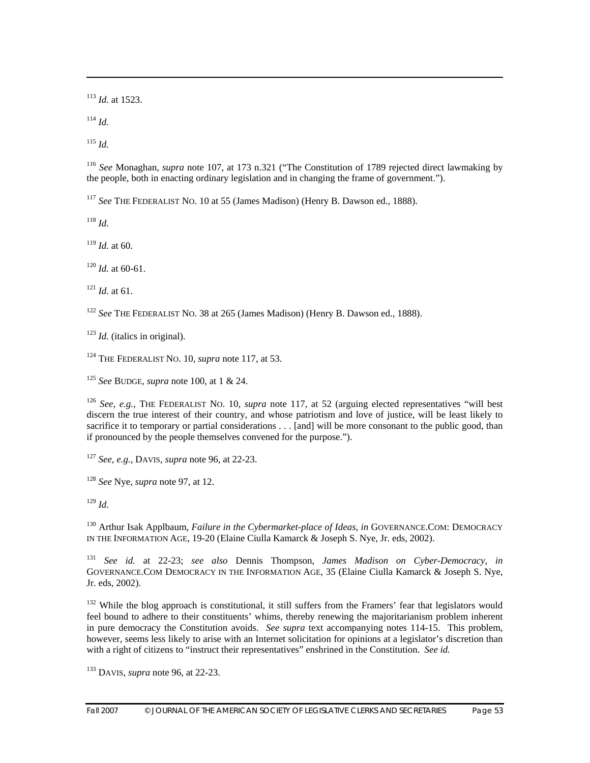[113] *Id.* at 1523.

[114] *Id.*

[115] *Id.*

[116] *See* Monaghan, *supra* note 107, at 173 n.321 ("The Constitution of 1789 rejected direct lawmaking by the people, both in enacting ordinary legislation and in changing the frame of government.").

[117] *See* THE FEDERALIST NO. 10 at 55 (James Madison) (Henry B. Dawson ed., 1888).

[118] *Id.*

[119] *Id.* at 60.

[120] *Id.* at 60-61.

[121] *Id.* at 61.

[122] *See* THE FEDERALIST NO. 38 at 265 (James Madison) (Henry B. Dawson ed., 1888).

[123] *Id.* (italics in original).

[124] THE FEDERALIST NO. 10, *supra* note 117, at 53.

[125] *See* BUDGE, *supra* note 100, at 1 & 24.

[126] *See, e.g.*, THE FEDERALIST NO. 10, *supra* note 117, at 52 (arguing elected representatives "will best discern the true interest of their country, and whose patriotism and love of justice, will be least likely to sacrifice it to temporary or partial considerations . . . [and] will be more consonant to the public good, than if pronounced by the people themselves convened for the purpose.").

[127] *See, e.g.*, DAVIS, *supra* note 96, at 22-23.

[128] *See* Nye, *supra* note 97, at 12.

[129] *Id.*

[130] Arthur Isak Applbaum, *Failure in the Cybermarket-place of Ideas*, *in* GOVERNANCE.COM: DEMOCRACY IN THE INFORMATION AGE, 19-20 (Elaine Ciulla Kamarck & Joseph S. Nye, Jr. eds, 2002).

[131] *See id.* at 22-23; *see also* Dennis Thompson, *James Madison on Cyber-Democracy*, *in* GOVERNANCE.COM DEMOCRACY IN THE INFORMATION AGE, 35 (Elaine Ciulla Kamarck & Joseph S. Nye, Jr. eds, 2002).

[132] While the blog approach is constitutional, it still suffers from the Framers' fear that legislators would feel bound to adhere to their constituents' whims, thereby renewing the majoritarianism problem inherent in pure democracy the Constitution avoids. *See supra* text accompanying notes 114-15. This problem, however, seems less likely to arise with an Internet solicitation for opinions at a legislator's discretion than with a right of citizens to "instruct their representatives" enshrined in the Constitution. *See id.*

[133] DAVIS, *supra* note 96, at 22-23.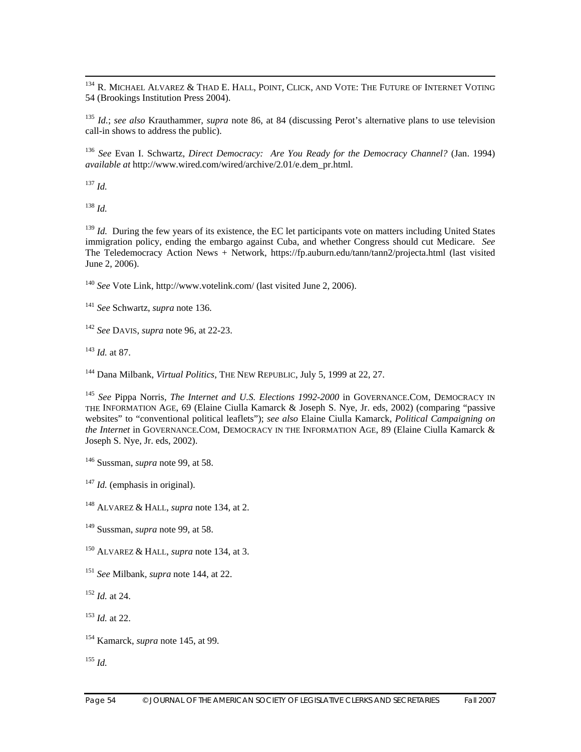[134] R. MICHAEL ALVAREZ & THAD E. HALL, POINT, CLICK, AND VOTE: THE FUTURE OF INTERNET VOTING 54 (Brookings Institution Press 2004).

[135] *Id.*; *see also* Krauthammer, *supra* note 86, at 84 (discussing Perot's alternative plans to use television call-in shows to address the public).

[136] *See* Evan I. Schwartz, *Direct Democracy: Are You Ready for the Democracy Channel?* (Jan. 1994) *available at* http://www.wired.com/wired/archive/2.01/e.dem_pr.html.

[137] *Id.*

[138] *Id.*

[139] *Id.* During the few years of its existence, the EC let participants vote on matters including United States immigration policy, ending the embargo against Cuba, and whether Congress should cut Medicare. *See* The Teledemocracy Action News + Network, https://fp.auburn.edu/tann/tann2/projecta.html (last visited June 2, 2006).

[140] *See* Vote Link, http://www.votelink.com/ (last visited June 2, 2006).

[141] *See* Schwartz, *supra* note 136.

[142] *See* DAVIS, *supra* note 96, at 22-23.

[143] *Id.* at 87.

[144] Dana Milbank, *Virtual Politics*, THE NEW REPUBLIC, July 5, 1999 at 22, 27.

[145] *See* Pippa Norris, *The Internet and U.S. Elections 1992-2000* in GOVERNANCE.COM, DEMOCRACY IN THE INFORMATION AGE, 69 (Elaine Ciulla Kamarck & Joseph S. Nye, Jr. eds, 2002) (comparing "passive websites" to "conventional political leaflets"); *see also* Elaine Ciulla Kamarck, *Political Campaigning on the Internet* in GOVERNANCE.COM, DEMOCRACY IN THE INFORMATION AGE, 89 (Elaine Ciulla Kamarck & Joseph S. Nye, Jr. eds, 2002).

[146] Sussman, *supra* note 99, at 58.

[147] *Id.* (emphasis in original).

[148] ALVAREZ & HALL, *supra* note 134, at 2.

[149] Sussman, *supra* note 99, at 58.

[150] ALVAREZ & HALL, *supra* note 134, at 3.

[151] *See* Milbank, *supra* note 144, at 22.

[152] *Id.* at 24.

[153] *Id.* at 22.

[154] Kamarck, *supra* note 145, at 99.

[155] *Id.*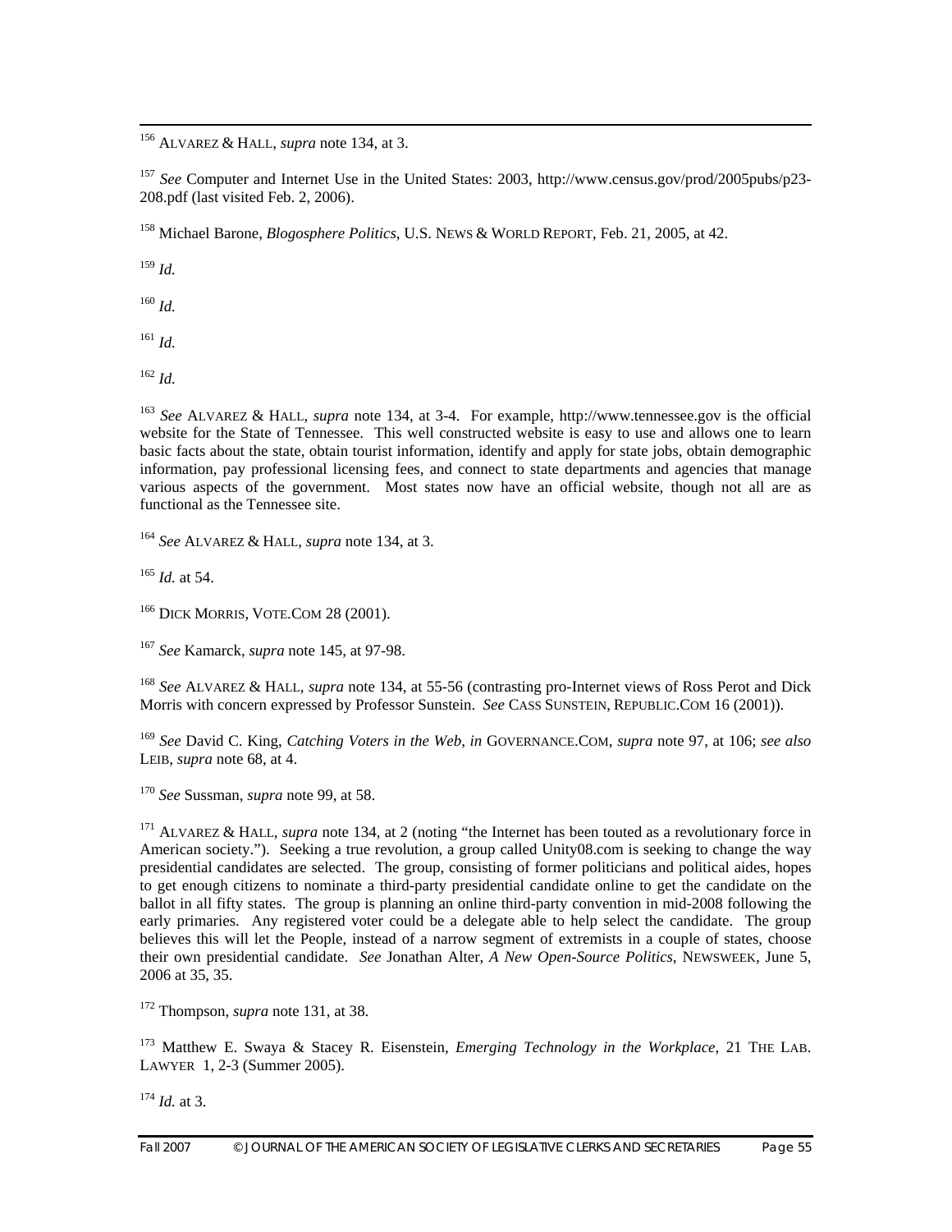[156] ALVAREZ & HALL, *supra* note 134, at 3.

[157] *See* Computer and Internet Use in the United States: 2003, http://www.census.gov/prod/2005pubs/p23-208.pdf (last visited Feb. 2, 2006).

[158] Michael Barone, *Blogosphere Politics*, U.S. NEWS & WORLD REPORT, Feb. 21, 2005, at 42.

[159] *Id.*

[160] *Id.*

[161] *Id.*

[162] *Id.*

[163] *See* ALVAREZ & HALL, *supra* note 134, at 3-4. For example, http://www.tennessee.gov is the official website for the State of Tennessee. This well constructed website is easy to use and allows one to learn basic facts about the state, obtain tourist information, identify and apply for state jobs, obtain demographic information, pay professional licensing fees, and connect to state departments and agencies that manage various aspects of the government. Most states now have an official website, though not all are as functional as the Tennessee site.

[164] *See* ALVAREZ & HALL, *supra* note 134, at 3.

[165] *Id.* at 54.

[166] DICK MORRIS, VOTE.COM 28 (2001).

[167] *See* Kamarck, *supra* note 145, at 97-98.

[168] *See* ALVAREZ & HALL, *supra* note 134, at 55-56 (contrasting pro-Internet views of Ross Perot and Dick Morris with concern expressed by Professor Sunstein. *See* CASS SUNSTEIN, REPUBLIC.COM 16 (2001)).

[169] *See* David C. King, *Catching Voters in the Web*, *in* GOVERNANCE.COM, *supra* note 97, at 106; *see also* LEIB, *supra* note 68, at 4.

[170] *See* Sussman, *supra* note 99, at 58.

[171] ALVAREZ & HALL, *supra* note 134, at 2 (noting "the Internet has been touted as a revolutionary force in American society."). Seeking a true revolution, a group called Unity08.com is seeking to change the way presidential candidates are selected. The group, consisting of former politicians and political aides, hopes to get enough citizens to nominate a third-party presidential candidate online to get the candidate on the ballot in all fifty states. The group is planning an online third-party convention in mid-2008 following the early primaries. Any registered voter could be a delegate able to help select the candidate. The group believes this will let the People, instead of a narrow segment of extremists in a couple of states, choose their own presidential candidate. *See* Jonathan Alter, *A New Open-Source Politics*, NEWSWEEK, June 5, 2006 at 35, 35.

[172] Thompson, *supra* note 131, at 38.

[173] Matthew E. Swaya & Stacey R. Eisenstein, *Emerging Technology in the Workplace*, 21 THE LAB. LAWYER 1, 2-3 (Summer 2005).

[174] *Id.* at 3.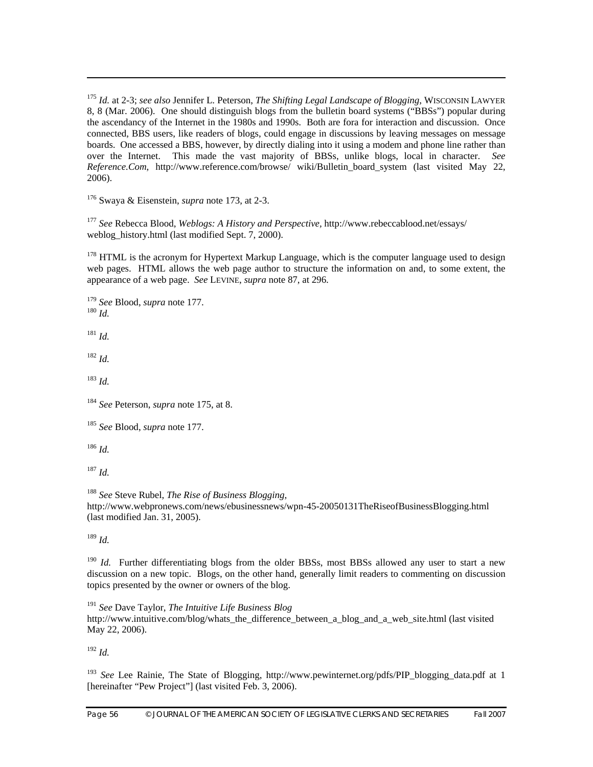[175] *Id.* at 2-3; *see also* Jennifer L. Peterson, *The Shifting Legal Landscape of Blogging*, WISCONSIN LAWYER 8, 8 (Mar. 2006). One should distinguish blogs from the bulletin board systems ("BBSs") popular during the ascendancy of the Internet in the 1980s and 1990s. Both are fora for interaction and discussion. Once connected, BBS users, like readers of blogs, could engage in discussions by leaving messages on message boards. One accessed a BBS, however, by directly dialing into it using a modem and phone line rather than over the Internet. This made the vast majority of BBSs, unlike blogs, local in character. *See Reference.Com*, http://www.reference.com/browse/ wiki/Bulletin_board_system (last visited May 22, 2006).

[176] Swaya & Eisenstein, *supra* note 173, at 2-3.

[177] *See* Rebecca Blood, *Weblogs: A History and Perspective*, http://www.rebeccablood.net/essays/ weblog_history.html (last modified Sept. 7, 2000).

[178] HTML is the acronym for Hypertext Markup Language, which is the computer language used to design web pages. HTML allows the web page author to structure the information on and, to some extent, the appearance of a web page. *See* LEVINE, *supra* note 87, at 296.

[179] *See* Blood, *supra* note 177.

[180] *Id.*

[181] *Id.*

[182] *Id.*

[183] *Id.*

[184] *See* Peterson, *supra* note 175, at 8.

[185] *See* Blood, *supra* note 177.

[186] *Id.*

[187] *Id.*

[188] *See* Steve Rubel, *The Rise of Business Blogging*, http://www.webpronews.com/news/ebusinessnews/wpn-45-20050131TheRiseofBusinessBlogging.html (last modified Jan. 31, 2005).

[189] *Id.*

[190] *Id.* Further differentiating blogs from the older BBSs, most BBSs allowed any user to start a new discussion on a new topic. Blogs, on the other hand, generally limit readers to commenting on discussion topics presented by the owner or owners of the blog.

[191] *See* Dave Taylor, *The Intuitive Life Business Blog* http://www.intuitive.com/blog/whats_the_difference_between_a_blog_and_a_web_site.html (last visited May 22, 2006).

[192] *Id.*

[193] *See* Lee Rainie, The State of Blogging, http://www.pewinternet.org/pdfs/PIP_blogging_data.pdf at 1 [hereinafter "Pew Project"] (last visited Feb. 3, 2006).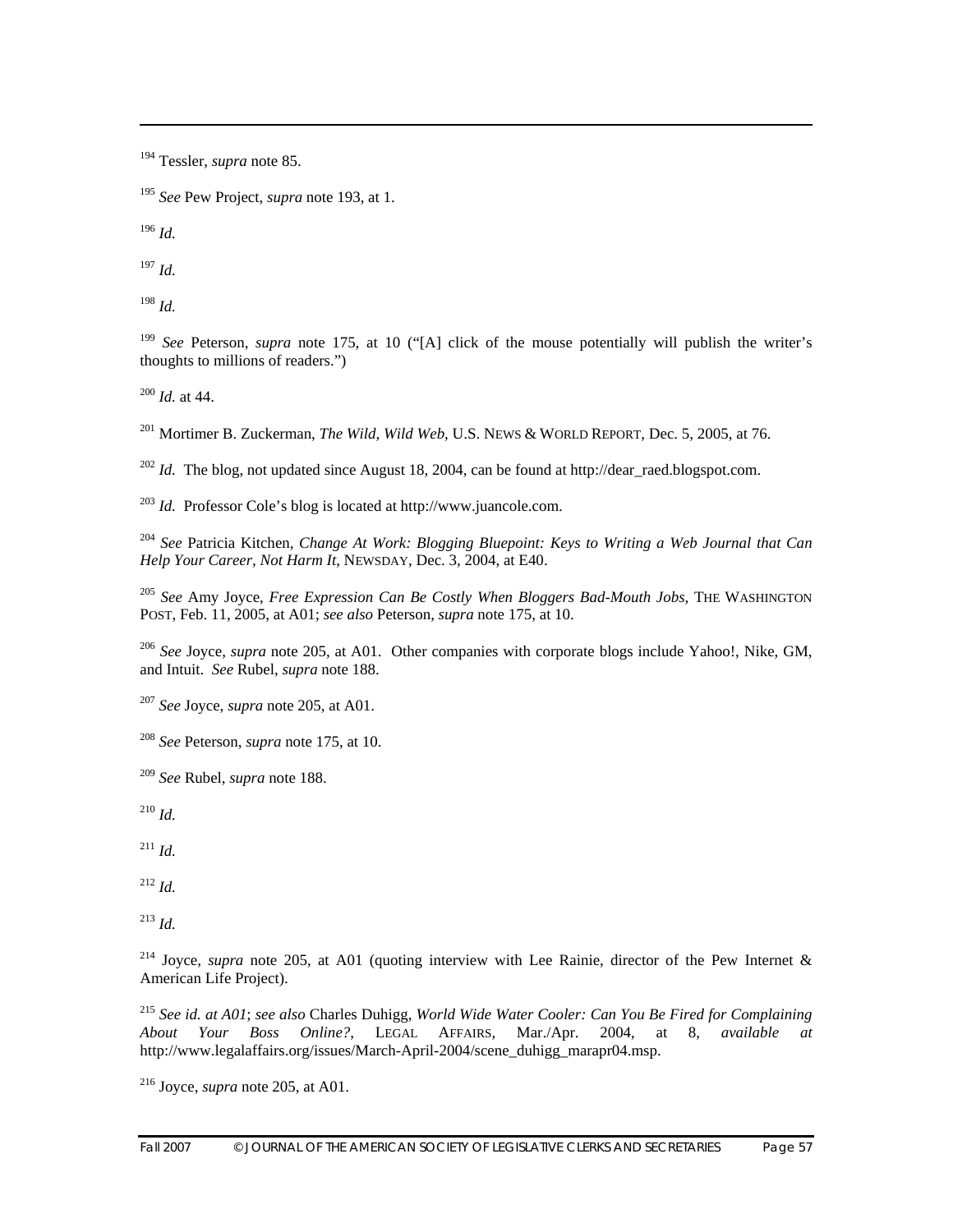[194] Tessler, *supra* note 85.

[195] *See* Pew Project, *supra* note 193, at 1.

[196] *Id.*

[197] *Id.*

[198] *Id.*

[199] *See* Peterson, *supra* note 175, at 10 ("[A] click of the mouse potentially will publish the writer's thoughts to millions of readers.")

[200] *Id.* at 44.

[201] Mortimer B. Zuckerman, *The Wild, Wild Web*, U.S. NEWS & WORLD REPORT, Dec. 5, 2005, at 76.

[202] *Id.* The blog, not updated since August 18, 2004, can be found at http://dear_raed.blogspot.com.

[203] *Id.* Professor Cole's blog is located at http://www.juancole.com.

[204] *See* Patricia Kitchen, *Change At Work: Blogging Bluepoint: Keys to Writing a Web Journal that Can Help Your Career, Not Harm It*, NEWSDAY, Dec. 3, 2004, at E40.

[205] *See* Amy Joyce, *Free Expression Can Be Costly When Bloggers Bad-Mouth Jobs*, THE WASHINGTON POST, Feb. 11, 2005, at A01; *see also* Peterson, *supra* note 175, at 10.

[206] *See* Joyce, *supra* note 205, at A01. Other companies with corporate blogs include Yahoo!, Nike, GM, and Intuit. *See* Rubel, *supra* note 188.

[207] *See* Joyce, *supra* note 205, at A01.

[208] *See* Peterson, *supra* note 175, at 10.

[209] *See* Rubel, *supra* note 188.

[210] *Id.*

[211] *Id.*

[212] *Id.*

[213] *Id.*

[214] Joyce, *supra* note 205, at A01 (quoting interview with Lee Rainie, director of the Pew Internet & American Life Project).

[215] *See id. at A01*; *see also* Charles Duhigg, *World Wide Water Cooler: Can You Be Fired for Complaining About Your Boss Online?*, LEGAL AFFAIRS, Mar./Apr. 2004, at 8, *available at* http://www.legalaffairs.org/issues/March-April-2004/scene_duhigg_marapr04.msp.

[216] Joyce, *supra* note 205, at A01.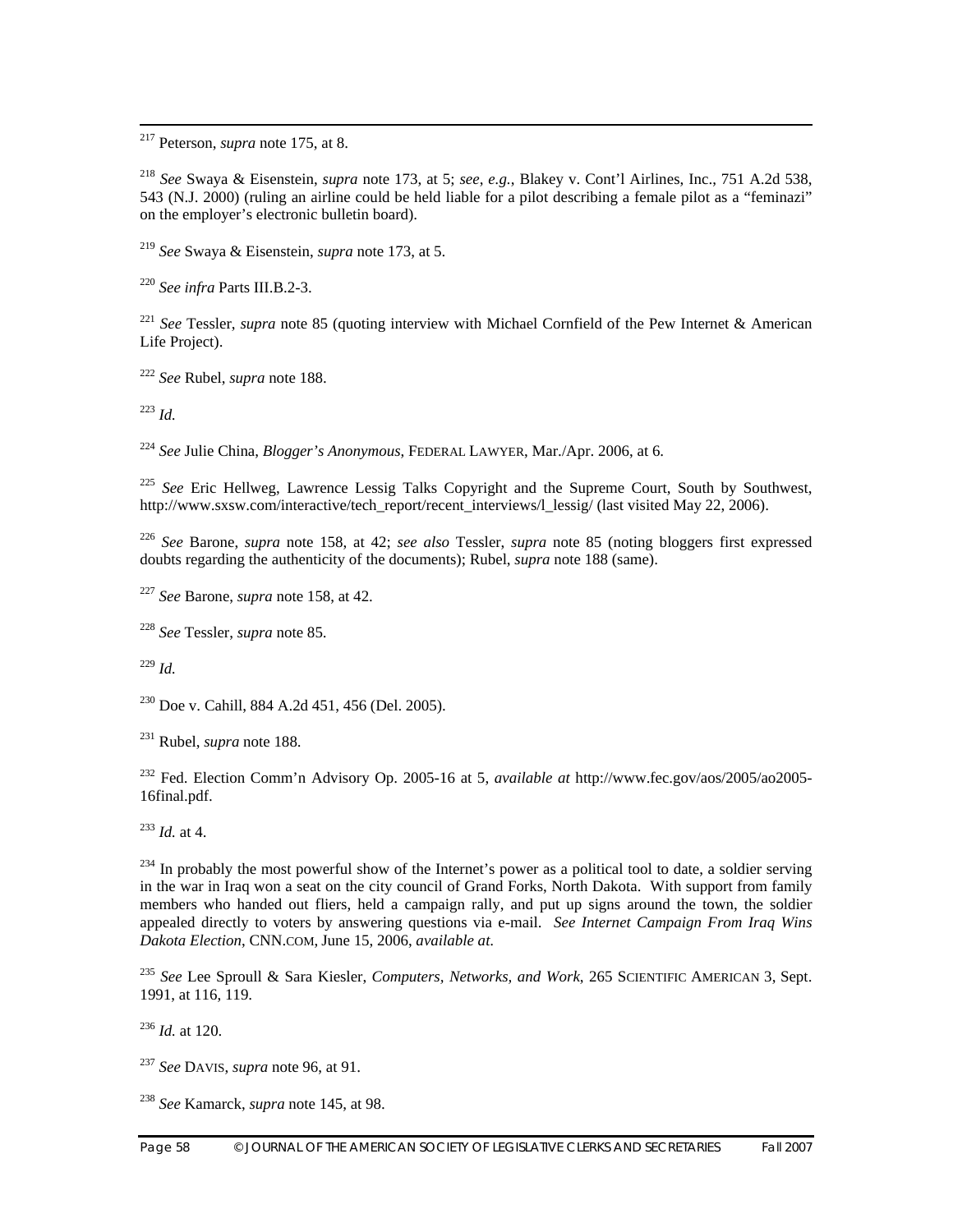[217] Peterson, *supra* note 175, at 8.

[218] *See* Swaya & Eisenstein, *supra* note 173, at 5; *see, e.g.*, Blakey v. Cont'l Airlines, Inc., 751 A.2d 538, 543 (N.J. 2000) (ruling an airline could be held liable for a pilot describing a female pilot as a "feminazi" on the employer's electronic bulletin board).

[219] *See* Swaya & Eisenstein, *supra* note 173, at 5.

[220] *See infra* Parts III.B.2-3.

[221] *See* Tessler, *supra* note 85 (quoting interview with Michael Cornfield of the Pew Internet & American Life Project).

[222] *See* Rubel, *supra* note 188.

[223] *Id.*

[224] *See* Julie China, *Blogger's Anonymous*, FEDERAL LAWYER, Mar./Apr. 2006, at 6.

[225] *See* Eric Hellweg, Lawrence Lessig Talks Copyright and the Supreme Court, South by Southwest, http://www.sxsw.com/interactive/tech_report/recent_interviews/l_lessig/ (last visited May 22, 2006).

[226] *See* Barone, *supra* note 158, at 42; *see also* Tessler, *supra* note 85 (noting bloggers first expressed doubts regarding the authenticity of the documents); Rubel, *supra* note 188 (same).

[227] *See* Barone, *supra* note 158, at 42.

[228] *See* Tessler, *supra* note 85.

[229] *Id.*

[230] Doe v. Cahill, 884 A.2d 451, 456 (Del. 2005).

[231] Rubel, *supra* note 188.

[232] Fed. Election Comm'n Advisory Op. 2005-16 at 5, *available at* http://www.fec.gov/aos/2005/ao2005-16final.pdf.

[233] *Id.* at 4.

[234] In probably the most powerful show of the Internet's power as a political tool to date, a soldier serving in the war in Iraq won a seat on the city council of Grand Forks, North Dakota. With support from family members who handed out fliers, held a campaign rally, and put up signs around the town, the soldier appealed directly to voters by answering questions via e-mail. *See Internet Campaign From Iraq Wins Dakota Election*, CNN.COM, June 15, 2006, *available at*.

[235] *See* Lee Sproull & Sara Kiesler, *Computers, Networks, and Work*, 265 SCIENTIFIC AMERICAN 3, Sept. 1991, at 116, 119.

[236] *Id.* at 120.

[237] *See* DAVIS, *supra* note 96, at 91.

[238] *See* Kamarck, *supra* note 145, at 98.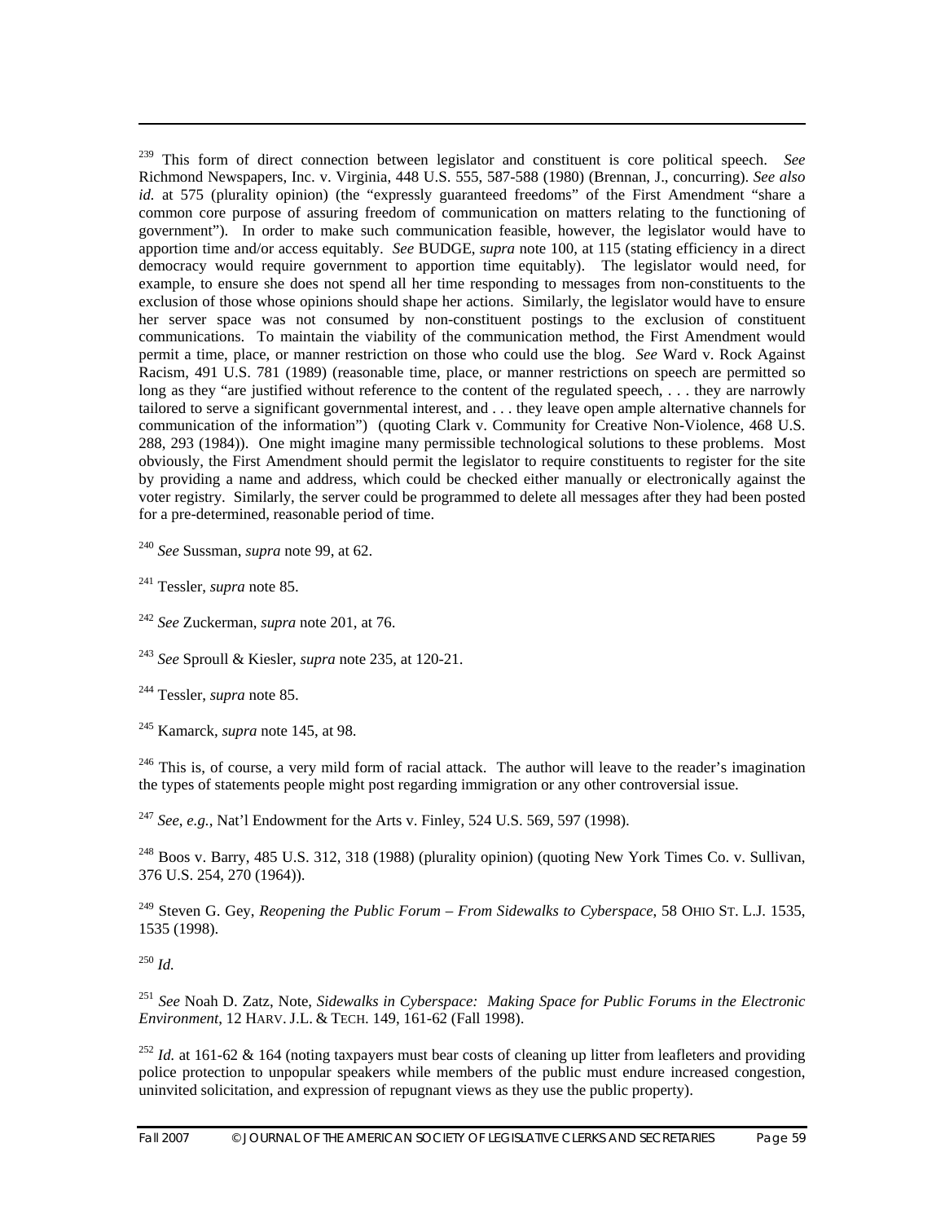[239] This form of direct connection between legislator and constituent is core political speech. *See* Richmond Newspapers, Inc. v. Virginia, 448 U.S. 555, 587-588 (1980) (Brennan, J., concurring). *See also id.* at 575 (plurality opinion) (the "expressly guaranteed freedoms" of the First Amendment "share a common core purpose of assuring freedom of communication on matters relating to the functioning of government"). In order to make such communication feasible, however, the legislator would have to apportion time and/or access equitably. *See* BUDGE, *supra* note 100, at 115 (stating efficiency in a direct democracy would require government to apportion time equitably). The legislator would need, for example, to ensure she does not spend all her time responding to messages from non-constituents to the exclusion of those whose opinions should shape her actions. Similarly, the legislator would have to ensure her server space was not consumed by non-constituent postings to the exclusion of constituent communications. To maintain the viability of the communication method, the First Amendment would permit a time, place, or manner restriction on those who could use the blog. *See* Ward v. Rock Against Racism, 491 U.S. 781 (1989) (reasonable time, place, or manner restrictions on speech are permitted so long as they "are justified without reference to the content of the regulated speech, . . . they are narrowly tailored to serve a significant governmental interest, and . . . they leave open ample alternative channels for communication of the information") (quoting Clark v. Community for Creative Non-Violence, 468 U.S. 288, 293 (1984)). One might imagine many permissible technological solutions to these problems. Most obviously, the First Amendment should permit the legislator to require constituents to register for the site by providing a name and address, which could be checked either manually or electronically against the voter registry. Similarly, the server could be programmed to delete all messages after they had been posted for a pre-determined, reasonable period of time.

[240] *See* Sussman, *supra* note 99, at 62.

[241] Tessler, *supra* note 85.

[242] *See* Zuckerman, *supra* note 201, at 76.

[243] *See* Sproull & Kiesler, *supra* note 235, at 120-21.

[244] Tessler, *supra* note 85.

[245] Kamarck, *supra* note 145, at 98.

[246] This is, of course, a very mild form of racial attack. The author will leave to the reader's imagination the types of statements people might post regarding immigration or any other controversial issue.

[247] *See, e.g.,* Nat'l Endowment for the Arts v. Finley, 524 U.S. 569, 597 (1998).

[248] Boos v. Barry, 485 U.S. 312, 318 (1988) (plurality opinion) (quoting New York Times Co. v. Sullivan, 376 U.S. 254, 270 (1964)).

[249] Steven G. Gey, *Reopening the Public Forum – From Sidewalks to Cyberspace*, 58 OHIO ST. L.J. 1535, 1535 (1998).

[250] *Id.*

[251] *See* Noah D. Zatz, Note, *Sidewalks in Cyberspace: Making Space for Public Forums in the Electronic Environment*, 12 HARV. J.L. & TECH. 149, 161-62 (Fall 1998).

[252] *Id.* at 161-62 & 164 (noting taxpayers must bear costs of cleaning up litter from leafleters and providing police protection to unpopular speakers while members of the public must endure increased congestion, uninvited solicitation, and expression of repugnant views as they use the public property).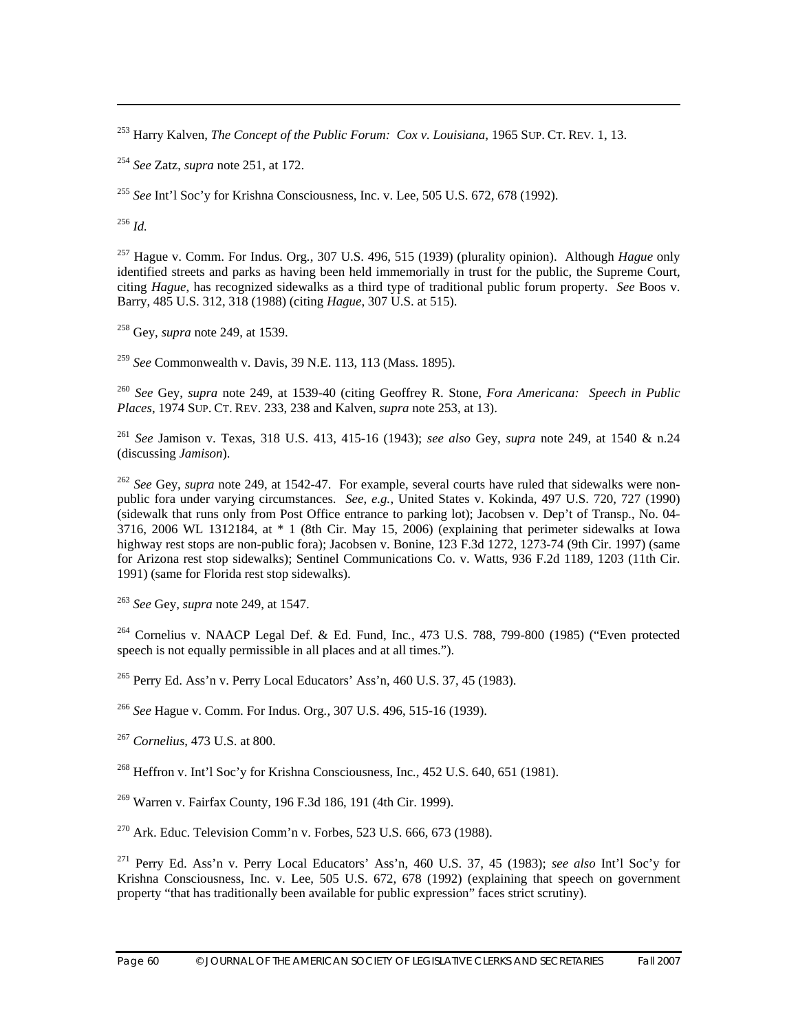[253] Harry Kalven, *The Concept of the Public Forum: Cox v. Louisiana*, 1965 SUP. CT. REV. 1, 13.

[254] *See* Zatz, *supra* note 251, at 172.

[255] *See* Int'l Soc'y for Krishna Consciousness, Inc. v. Lee, 505 U.S. 672, 678 (1992).

[256] *Id.*

[257] Hague v. Comm. For Indus. Org., 307 U.S. 496, 515 (1939) (plurality opinion). Although *Hague* only identified streets and parks as having been held immemorially in trust for the public, the Supreme Court, citing *Hague*, has recognized sidewalks as a third type of traditional public forum property. *See* Boos v. Barry, 485 U.S. 312, 318 (1988) (citing *Hague*, 307 U.S. at 515).

[258] Gey, *supra* note 249, at 1539.

[259] *See* Commonwealth v. Davis, 39 N.E. 113, 113 (Mass. 1895).

[260] *See* Gey, *supra* note 249, at 1539-40 (citing Geoffrey R. Stone, *Fora Americana: Speech in Public Places*, 1974 SUP. CT. REV. 233, 238 and Kalven, *supra* note 253, at 13).

[261] *See* Jamison v. Texas, 318 U.S. 413, 415-16 (1943); *see also* Gey, *supra* note 249, at 1540 & n.24 (discussing *Jamison*).

[262] *See* Gey, *supra* note 249, at 1542-47. For example, several courts have ruled that sidewalks were non-public fora under varying circumstances. *See, e.g.*, United States v. Kokinda, 497 U.S. 720, 727 (1990) (sidewalk that runs only from Post Office entrance to parking lot); Jacobsen v. Dep't of Transp., No. 04-3716, 2006 WL 1312184, at * 1 (8th Cir. May 15, 2006) (explaining that perimeter sidewalks at Iowa highway rest stops are non-public fora); Jacobsen v. Bonine, 123 F.3d 1272, 1273-74 (9th Cir. 1997) (same for Arizona rest stop sidewalks); Sentinel Communications Co. v. Watts, 936 F.2d 1189, 1203 (11th Cir. 1991) (same for Florida rest stop sidewalks).

[263] *See* Gey, *supra* note 249, at 1547.

[264] Cornelius v. NAACP Legal Def. & Ed. Fund, Inc., 473 U.S. 788, 799-800 (1985) ("Even protected speech is not equally permissible in all places and at all times.").

[265] Perry Ed. Ass'n v. Perry Local Educators' Ass'n, 460 U.S. 37, 45 (1983).

[266] *See* Hague v. Comm. For Indus. Org., 307 U.S. 496, 515-16 (1939).

[267] *Cornelius*, 473 U.S. at 800.

[268] Heffron v. Int'l Soc'y for Krishna Consciousness, Inc., 452 U.S. 640, 651 (1981).

[269] Warren v. Fairfax County, 196 F.3d 186, 191 (4th Cir. 1999).

[270] Ark. Educ. Television Comm'n v. Forbes, 523 U.S. 666, 673 (1988).

[271] Perry Ed. Ass'n v. Perry Local Educators' Ass'n, 460 U.S. 37, 45 (1983); *see also* Int'l Soc'y for Krishna Consciousness, Inc. v. Lee, 505 U.S. 672, 678 (1992) (explaining that speech on government property "that has traditionally been available for public expression" faces strict scrutiny).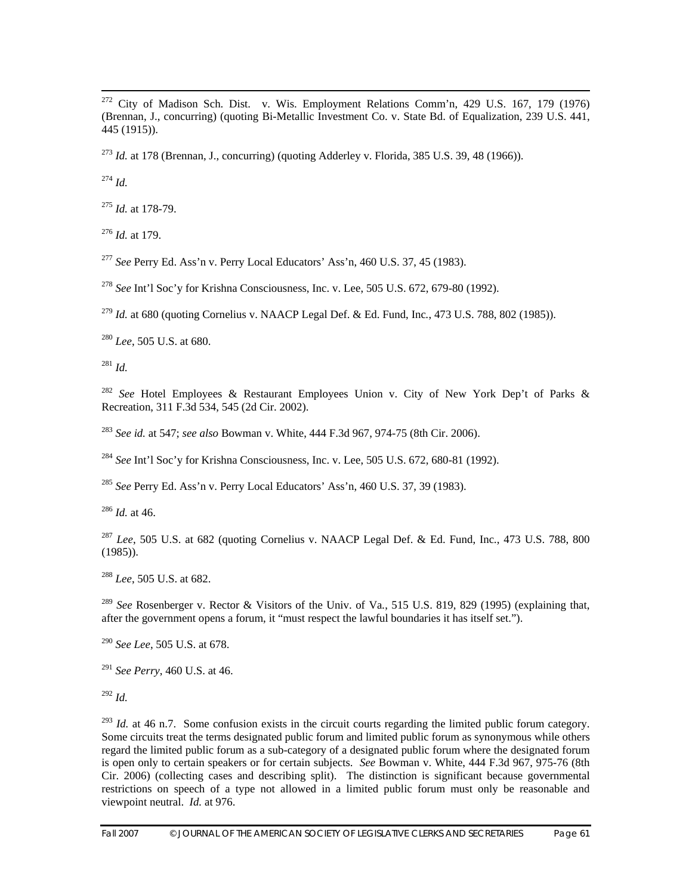[272] City of Madison Sch. Dist. v. Wis. Employment Relations Comm'n, 429 U.S. 167, 179 (1976) (Brennan, J., concurring) (quoting Bi-Metallic Investment Co. v. State Bd. of Equalization, 239 U.S. 441, 445 (1915)).

[273] *Id.* at 178 (Brennan, J., concurring) (quoting Adderley v. Florida, 385 U.S. 39, 48 (1966)).

[274] *Id.*

[275] *Id.* at 178-79.

[276] *Id.* at 179.

[277] *See* Perry Ed. Ass'n v. Perry Local Educators' Ass'n, 460 U.S. 37, 45 (1983).

[278] *See* Int'l Soc'y for Krishna Consciousness, Inc. v. Lee, 505 U.S. 672, 679-80 (1992).

[279] *Id.* at 680 (quoting Cornelius v. NAACP Legal Def. & Ed. Fund, Inc., 473 U.S. 788, 802 (1985)).

[280] *Lee*, 505 U.S. at 680.

[281] *Id.*

[282] *See* Hotel Employees & Restaurant Employees Union v. City of New York Dep't of Parks & Recreation, 311 F.3d 534, 545 (2d Cir. 2002).

[283] *See id.* at 547; *see also* Bowman v. White, 444 F.3d 967, 974-75 (8th Cir. 2006).

[284] *See* Int'l Soc'y for Krishna Consciousness, Inc. v. Lee, 505 U.S. 672, 680-81 (1992).

[285] *See* Perry Ed. Ass'n v. Perry Local Educators' Ass'n, 460 U.S. 37, 39 (1983).

[286] *Id.* at 46.

[287] *Lee*, 505 U.S. at 682 (quoting Cornelius v. NAACP Legal Def. & Ed. Fund, Inc., 473 U.S. 788, 800 (1985)).

[288] *Lee*, 505 U.S. at 682.

[289] *See* Rosenberger v. Rector & Visitors of the Univ. of Va., 515 U.S. 819, 829 (1995) (explaining that, after the government opens a forum, it "must respect the lawful boundaries it has itself set.").

[290] *See Lee*, 505 U.S. at 678.

[291] *See Perry*, 460 U.S. at 46.

[292] *Id.*

[293] *Id.* at 46 n.7. Some confusion exists in the circuit courts regarding the limited public forum category. Some circuits treat the terms designated public forum and limited public forum as synonymous while others regard the limited public forum as a sub-category of a designated public forum where the designated forum is open only to certain speakers or for certain subjects. *See* Bowman v. White, 444 F.3d 967, 975-76 (8th Cir. 2006) (collecting cases and describing split). The distinction is significant because governmental restrictions on speech of a type not allowed in a limited public forum must only be reasonable and viewpoint neutral. *Id.* at 976.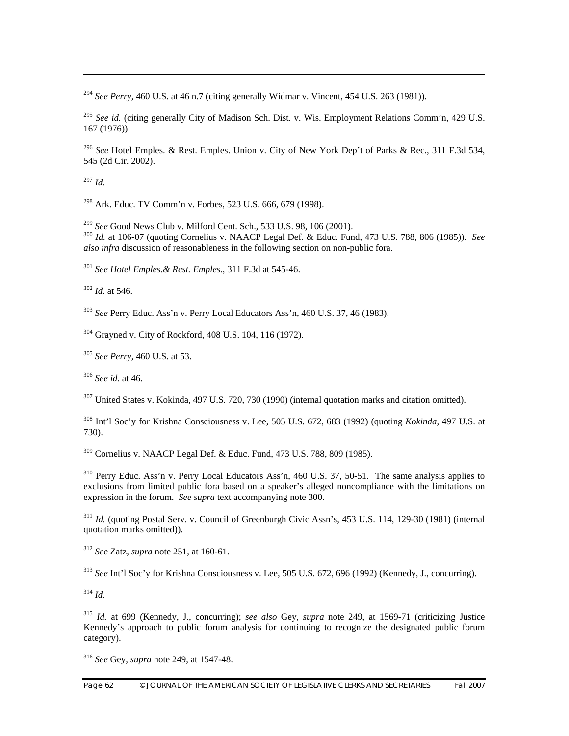[294] *See Perry*, 460 U.S. at 46 n.7 (citing generally Widmar v. Vincent, 454 U.S. 263 (1981)).

[295] *See id.* (citing generally City of Madison Sch. Dist. v. Wis. Employment Relations Comm'n, 429 U.S. 167 (1976)).

[296] *See* Hotel Emples. & Rest. Emples. Union v. City of New York Dep't of Parks & Rec., 311 F.3d 534, 545 (2d Cir. 2002).

[297] *Id.*

[298] Ark. Educ. TV Comm'n v. Forbes, 523 U.S. 666, 679 (1998).

[299] *See* Good News Club v. Milford Cent. Sch., 533 U.S. 98, 106 (2001).

[300] *Id.* at 106-07 (quoting Cornelius v. NAACP Legal Def. & Educ. Fund, 473 U.S. 788, 806 (1985)). *See also infra* discussion of reasonableness in the following section on non-public fora.

[301] *See Hotel Emples.& Rest. Emples.*, 311 F.3d at 545-46.

[302] *Id.* at 546.

[303] *See* Perry Educ. Ass'n v. Perry Local Educators Ass'n, 460 U.S. 37, 46 (1983).

[304] Grayned v. City of Rockford, 408 U.S. 104, 116 (1972).

[305] *See Perry*, 460 U.S. at 53.

[306] *See id.* at 46.

[307] United States v. Kokinda, 497 U.S. 720, 730 (1990) (internal quotation marks and citation omitted).

[308] Int'l Soc'y for Krishna Consciousness v. Lee, 505 U.S. 672, 683 (1992) (quoting *Kokinda*, 497 U.S. at 730).

[309] Cornelius v. NAACP Legal Def. & Educ. Fund, 473 U.S. 788, 809 (1985).

[310] Perry Educ. Ass'n v. Perry Local Educators Ass'n, 460 U.S. 37, 50-51. The same analysis applies to exclusions from limited public fora based on a speaker's alleged noncompliance with the limitations on expression in the forum. *See supra* text accompanying note 300.

[311] *Id.* (quoting Postal Serv. v. Council of Greenburgh Civic Assn's, 453 U.S. 114, 129-30 (1981) (internal quotation marks omitted)).

[312] *See* Zatz, *supra* note 251, at 160-61.

[313] *See* Int'l Soc'y for Krishna Consciousness v. Lee, 505 U.S. 672, 696 (1992) (Kennedy, J., concurring).

[314] *Id.*

[315] *Id.* at 699 (Kennedy, J., concurring); *see also* Gey, *supra* note 249, at 1569-71 (criticizing Justice Kennedy's approach to public forum analysis for continuing to recognize the designated public forum category).

[316] *See* Gey, *supra* note 249, at 1547-48.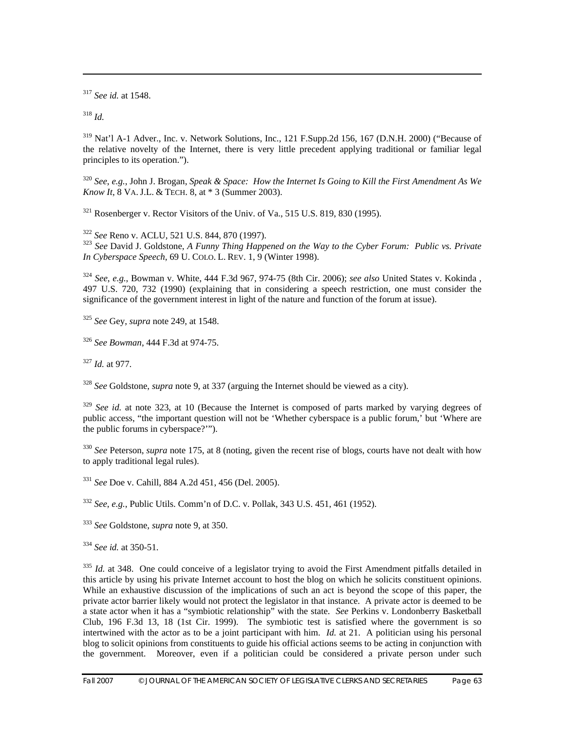[317] *See id.* at 1548.

[318] *Id.*

[319] Nat'l A-1 Adver., Inc. v. Network Solutions, Inc., 121 F.Supp.2d 156, 167 (D.N.H. 2000) ("Because of the relative novelty of the Internet, there is very little precedent applying traditional or familiar legal principles to its operation.").

[320] *See*, *e.g.*, John J. Brogan, *Speak & Space: How the Internet Is Going to Kill the First Amendment As We Know It*, 8 VA. J.L. & TECH. 8, at * 3 (Summer 2003).

[321] Rosenberger v. Rector Visitors of the Univ. of Va., 515 U.S. 819, 830 (1995).

[322] *See* Reno v. ACLU, 521 U.S. 844, 870 (1997).

[323] *See* David J. Goldstone, *A Funny Thing Happened on the Way to the Cyber Forum: Public vs. Private In Cyberspace Speech*, 69 U. COLO. L. REV. 1, 9 (Winter 1998).

[324] *See*, *e.g.*, Bowman v. White, 444 F.3d 967, 974-75 (8th Cir. 2006); *see also* United States v. Kokinda , 497 U.S. 720, 732 (1990) (explaining that in considering a speech restriction, one must consider the significance of the government interest in light of the nature and function of the forum at issue).

[325] *See* Gey, *supra* note 249, at 1548.

[326] *See Bowman*, 444 F.3d at 974-75.

[327] *Id.* at 977.

[328] *See* Goldstone, *supra* note 9, at 337 (arguing the Internet should be viewed as a city).

[329] *See id.* at note 323, at 10 (Because the Internet is composed of parts marked by varying degrees of public access, "the important question will not be 'Whether cyberspace is a public forum,' but 'Where are the public forums in cyberspace?'").

[330] *See* Peterson, *supra* note 175, at 8 (noting, given the recent rise of blogs, courts have not dealt with how to apply traditional legal rules).

[331] *See* Doe v. Cahill, 884 A.2d 451, 456 (Del. 2005).

[332] *See*, *e.g.*, Public Utils. Comm'n of D.C. v. Pollak, 343 U.S. 451, 461 (1952).

[333] *See* Goldstone, *supra* note 9, at 350.

[334] *See id.* at 350-51.

[335] *Id.* at 348. One could conceive of a legislator trying to avoid the First Amendment pitfalls detailed in this article by using his private Internet account to host the blog on which he solicits constituent opinions. While an exhaustive discussion of the implications of such an act is beyond the scope of this paper, the private actor barrier likely would not protect the legislator in that instance. A private actor is deemed to be a state actor when it has a "symbiotic relationship" with the state. *See* Perkins v. Londonberry Basketball Club, 196 F.3d 13, 18 (1st Cir. 1999). The symbiotic test is satisfied where the government is so intertwined with the actor as to be a joint participant with him. *Id.* at 21. A politician using his personal blog to solicit opinions from constituents to guide his official actions seems to be acting in conjunction with the government. Moreover, even if a politician could be considered a private person under such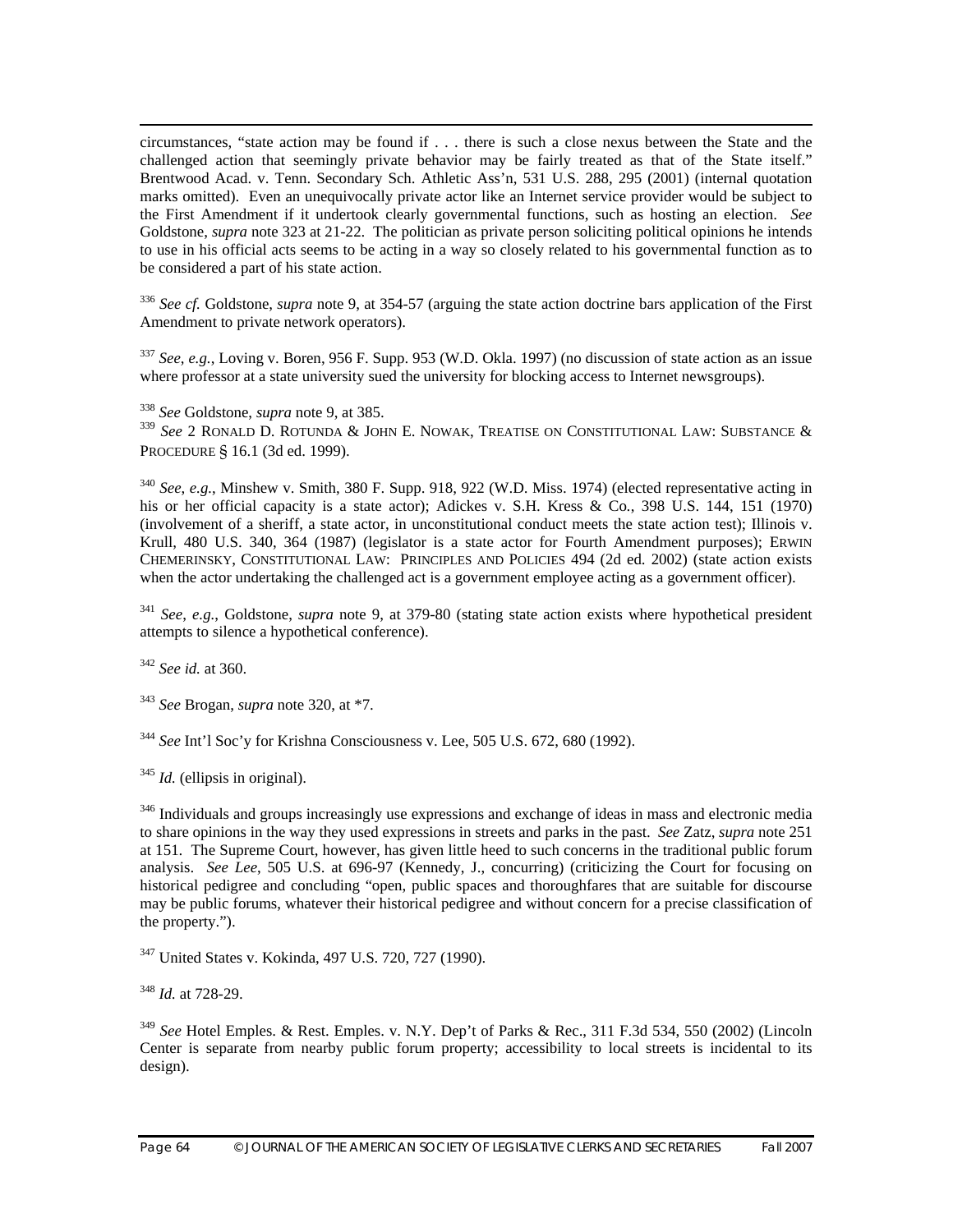circumstances, "state action may be found if . . . there is such a close nexus between the State and the challenged action that seemingly private behavior may be fairly treated as that of the State itself." Brentwood Acad. v. Tenn. Secondary Sch. Athletic Ass'n, 531 U.S. 288, 295 (2001) (internal quotation marks omitted). Even an unequivocally private actor like an Internet service provider would be subject to the First Amendment if it undertook clearly governmental functions, such as hosting an election. *See* Goldstone, *supra* note 323 at 21-22. The politician as private person soliciting political opinions he intends to use in his official acts seems to be acting in a way so closely related to his governmental function as to be considered a part of his state action.

[336] *See cf.* Goldstone, *supra* note 9, at 354-57 (arguing the state action doctrine bars application of the First Amendment to private network operators).

[337] *See, e.g.*, Loving v. Boren, 956 F. Supp. 953 (W.D. Okla. 1997) (no discussion of state action as an issue where professor at a state university sued the university for blocking access to Internet newsgroups).

[338] *See* Goldstone, *supra* note 9, at 385.

[339] *See* 2 RONALD D. ROTUNDA & JOHN E. NOWAK, TREATISE ON CONSTITUTIONAL LAW: SUBSTANCE & PROCEDURE § 16.1 (3d ed. 1999).

[340] *See, e.g.*, Minshew v. Smith, 380 F. Supp. 918, 922 (W.D. Miss. 1974) (elected representative acting in his or her official capacity is a state actor); Adickes v. S.H. Kress & Co., 398 U.S. 144, 151 (1970) (involvement of a sheriff, a state actor, in unconstitutional conduct meets the state action test); Illinois v. Krull, 480 U.S. 340, 364 (1987) (legislator is a state actor for Fourth Amendment purposes); ERWIN CHEMERINSKY, CONSTITUTIONAL LAW: PRINCIPLES AND POLICIES 494 (2d ed. 2002) (state action exists when the actor undertaking the challenged act is a government employee acting as a government officer).

[341] *See, e.g.*, Goldstone, *supra* note 9, at 379-80 (stating state action exists where hypothetical president attempts to silence a hypothetical conference).

[342] *See id.* at 360.

[343] *See* Brogan, *supra* note 320, at *7.

[344] *See* Int'l Soc'y for Krishna Consciousness v. Lee, 505 U.S. 672, 680 (1992).

[345] *Id.* (ellipsis in original).

[346] Individuals and groups increasingly use expressions and exchange of ideas in mass and electronic media to share opinions in the way they used expressions in streets and parks in the past. *See* Zatz, *supra* note 251 at 151. The Supreme Court, however, has given little heed to such concerns in the traditional public forum analysis. *See Lee*, 505 U.S. at 696-97 (Kennedy, J., concurring) (criticizing the Court for focusing on historical pedigree and concluding "open, public spaces and thoroughfares that are suitable for discourse may be public forums, whatever their historical pedigree and without concern for a precise classification of the property.").

[347] United States v. Kokinda, 497 U.S. 720, 727 (1990).

[348] *Id.* at 728-29.

[349] *See* Hotel Emples. & Rest. Emples. v. N.Y. Dep't of Parks & Rec., 311 F.3d 534, 550 (2002) (Lincoln Center is separate from nearby public forum property; accessibility to local streets is incidental to its design).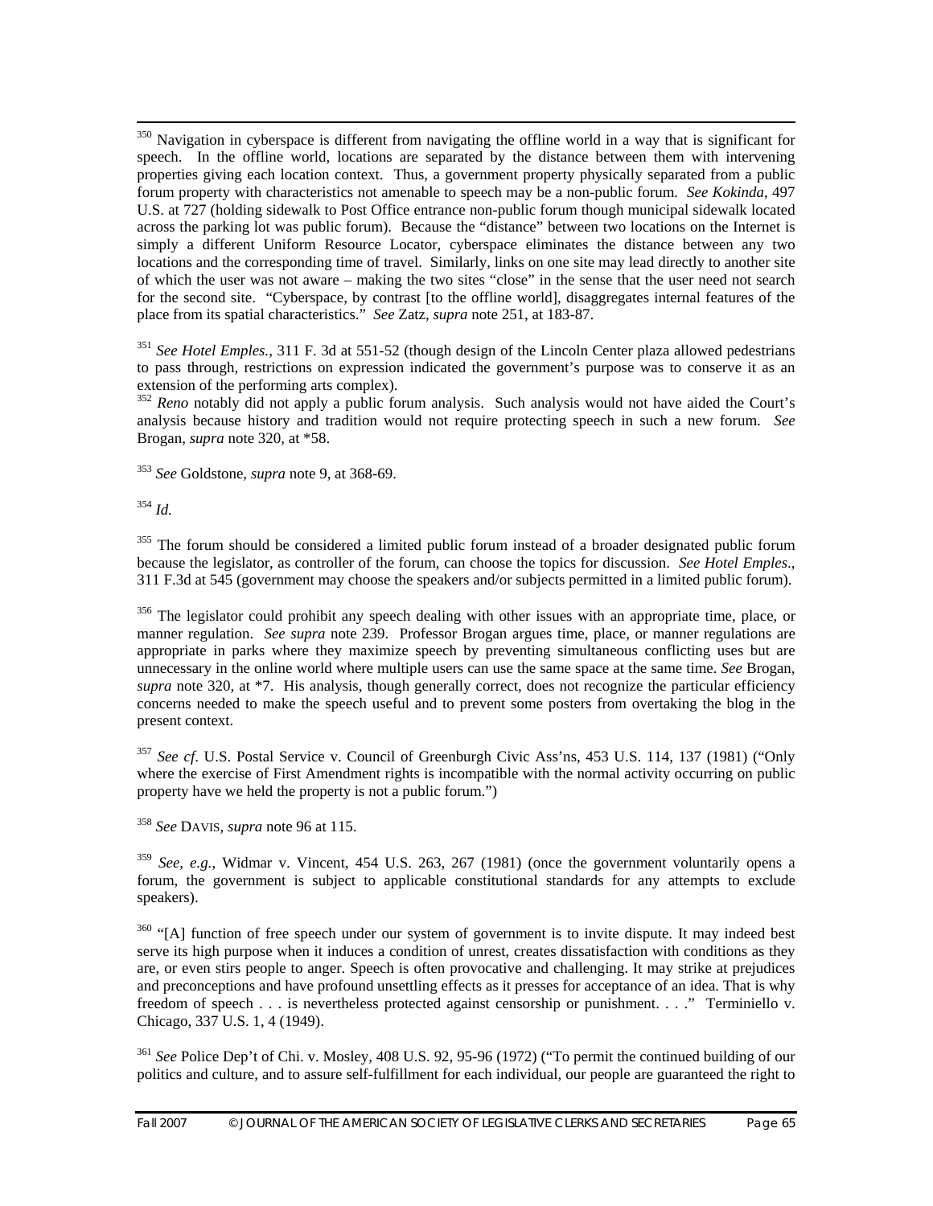[350] Navigation in cyberspace is different from navigating the offline world in a way that is significant for speech. In the offline world, locations are separated by the distance between them with intervening properties giving each location context. Thus, a government property physically separated from a public forum property with characteristics not amenable to speech may be a non-public forum. *See Kokinda*, 497 U.S. at 727 (holding sidewalk to Post Office entrance non-public forum though municipal sidewalk located across the parking lot was public forum). Because the "distance" between two locations on the Internet is simply a different Uniform Resource Locator, cyberspace eliminates the distance between any two locations and the corresponding time of travel. Similarly, links on one site may lead directly to another site of which the user was not aware – making the two sites "close" in the sense that the user need not search for the second site. "Cyberspace, by contrast [to the offline world], disaggregates internal features of the place from its spatial characteristics." *See* Zatz, *supra* note 251, at 183-87.

[351] *See Hotel Emples.*, 311 F. 3d at 551-52 (though design of the Lincoln Center plaza allowed pedestrians to pass through, restrictions on expression indicated the government's purpose was to conserve it as an extension of the performing arts complex).

[352] *Reno* notably did not apply a public forum analysis. Such analysis would not have aided the Court's analysis because history and tradition would not require protecting speech in such a new forum. *See* Brogan, *supra* note 320, at *58.

[353] *See* Goldstone, *supra* note 9, at 368-69.

[354] *Id.*

[355] The forum should be considered a limited public forum instead of a broader designated public forum because the legislator, as controller of the forum, can choose the topics for discussion. *See Hotel Emples*., 311 F.3d at 545 (government may choose the speakers and/or subjects permitted in a limited public forum).

[356] The legislator could prohibit any speech dealing with other issues with an appropriate time, place, or manner regulation. *See supra* note 239. Professor Brogan argues time, place, or manner regulations are appropriate in parks where they maximize speech by preventing simultaneous conflicting uses but are unnecessary in the online world where multiple users can use the same space at the same time. *See* Brogan, *supra* note 320, at *7. His analysis, though generally correct, does not recognize the particular efficiency concerns needed to make the speech useful and to prevent some posters from overtaking the blog in the present context.

[357] *See cf.* U.S. Postal Service v. Council of Greenburgh Civic Ass'ns, 453 U.S. 114, 137 (1981) ("Only where the exercise of First Amendment rights is incompatible with the normal activity occurring on public property have we held the property is not a public forum.")

[358] *See* DAVIS, *supra* note 96 at 115.

[359] *See, e.g.*, Widmar v. Vincent, 454 U.S. 263, 267 (1981) (once the government voluntarily opens a forum, the government is subject to applicable constitutional standards for any attempts to exclude speakers).

[360] "[A] function of free speech under our system of government is to invite dispute. It may indeed best serve its high purpose when it induces a condition of unrest, creates dissatisfaction with conditions as they are, or even stirs people to anger. Speech is often provocative and challenging. It may strike at prejudices and preconceptions and have profound unsettling effects as it presses for acceptance of an idea. That is why freedom of speech . . . is nevertheless protected against censorship or punishment. . . ." Terminiello v. Chicago, 337 U.S. 1, 4 (1949).

[361] *See* Police Dep't of Chi. v. Mosley, 408 U.S. 92, 95-96 (1972) ("To permit the continued building of our politics and culture, and to assure self-fulfillment for each individual, our people are guaranteed the right to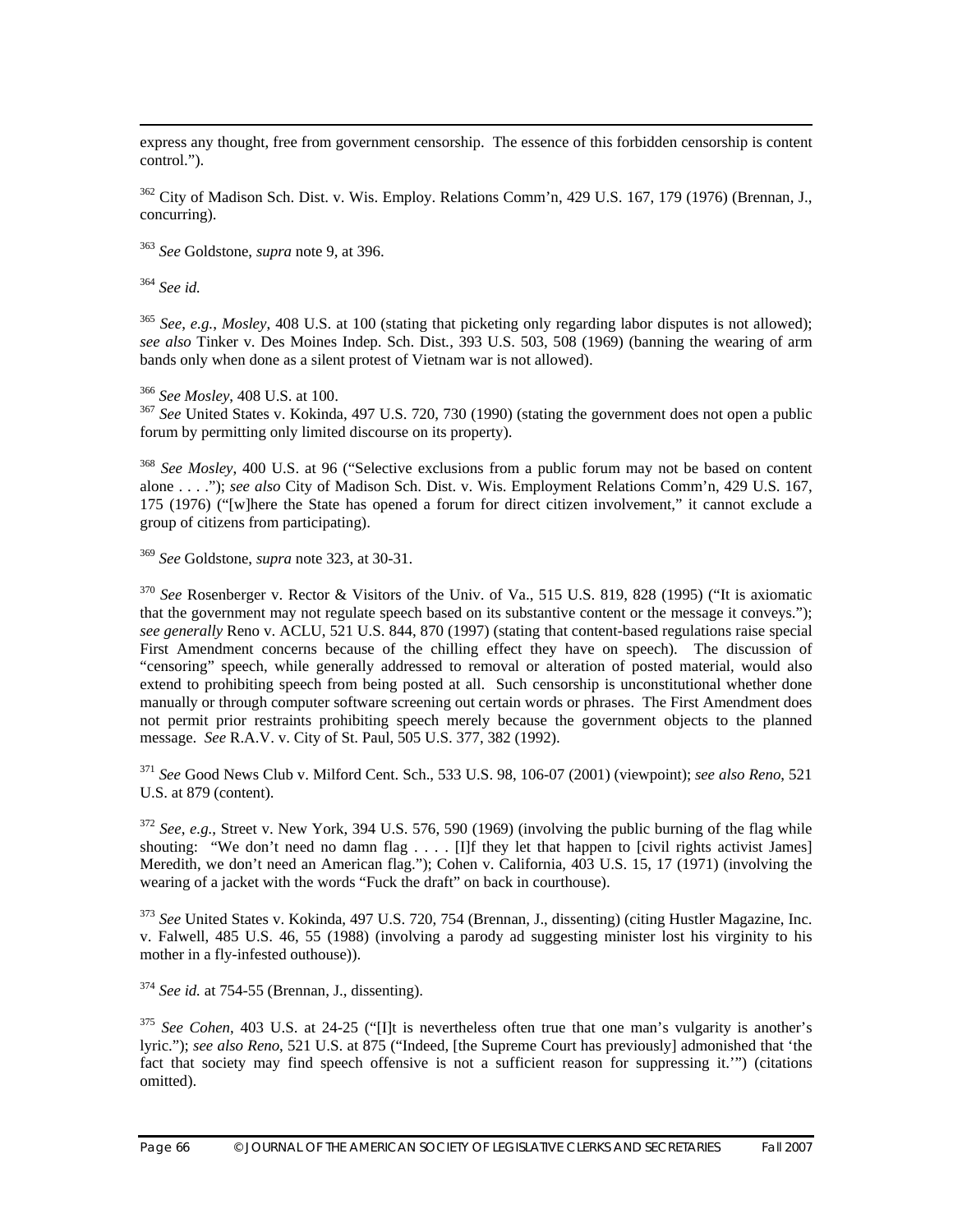express any thought, free from government censorship. The essence of this forbidden censorship is content control.").

[362] City of Madison Sch. Dist. v. Wis. Employ. Relations Comm'n, 429 U.S. 167, 179 (1976) (Brennan, J., concurring).

[363] *See* Goldstone, *supra* note 9, at 396.

[364] *See id.*

[365] *See, e.g.*, *Mosley*, 408 U.S. at 100 (stating that picketing only regarding labor disputes is not allowed); *see also* Tinker v. Des Moines Indep. Sch. Dist., 393 U.S. 503, 508 (1969) (banning the wearing of arm bands only when done as a silent protest of Vietnam war is not allowed).

[366] *See Mosley*, 408 U.S. at 100.

[367] *See* United States v. Kokinda, 497 U.S. 720, 730 (1990) (stating the government does not open a public forum by permitting only limited discourse on its property).

[368] *See Mosley*, 400 U.S. at 96 ("Selective exclusions from a public forum may not be based on content alone . . . ."); *see also* City of Madison Sch. Dist. v. Wis. Employment Relations Comm'n, 429 U.S. 167, 175 (1976) ("[w]here the State has opened a forum for direct citizen involvement," it cannot exclude a group of citizens from participating).

[369] *See* Goldstone, *supra* note 323, at 30-31.

[370] *See* Rosenberger v. Rector & Visitors of the Univ. of Va., 515 U.S. 819, 828 (1995) ("It is axiomatic that the government may not regulate speech based on its substantive content or the message it conveys."); *see generally* Reno v. ACLU, 521 U.S. 844, 870 (1997) (stating that content-based regulations raise special First Amendment concerns because of the chilling effect they have on speech). The discussion of "censoring" speech, while generally addressed to removal or alteration of posted material, would also extend to prohibiting speech from being posted at all. Such censorship is unconstitutional whether done manually or through computer software screening out certain words or phrases. The First Amendment does not permit prior restraints prohibiting speech merely because the government objects to the planned message. *See* R.A.V. v. City of St. Paul, 505 U.S. 377, 382 (1992).

[371] *See* Good News Club v. Milford Cent. Sch., 533 U.S. 98, 106-07 (2001) (viewpoint); *see also Reno*, 521 U.S. at 879 (content).

[372] *See, e.g.*, Street v. New York, 394 U.S. 576, 590 (1969) (involving the public burning of the flag while shouting: "We don't need no damn flag . . . . [I]f they let that happen to [civil rights activist James] Meredith, we don't need an American flag."); Cohen v. California, 403 U.S. 15, 17 (1971) (involving the wearing of a jacket with the words "Fuck the draft" on back in courthouse).

[373] *See* United States v. Kokinda, 497 U.S. 720, 754 (Brennan, J., dissenting) (citing Hustler Magazine, Inc. v. Falwell, 485 U.S. 46, 55 (1988) (involving a parody ad suggesting minister lost his virginity to his mother in a fly-infested outhouse)).

[374] *See id.* at 754-55 (Brennan, J., dissenting).

[375] *See Cohen*, 403 U.S. at 24-25 ("[I]t is nevertheless often true that one man's vulgarity is another's lyric."); *see also Reno*, 521 U.S. at 875 ("Indeed, [the Supreme Court has previously] admonished that 'the fact that society may find speech offensive is not a sufficient reason for suppressing it.'") (citations omitted).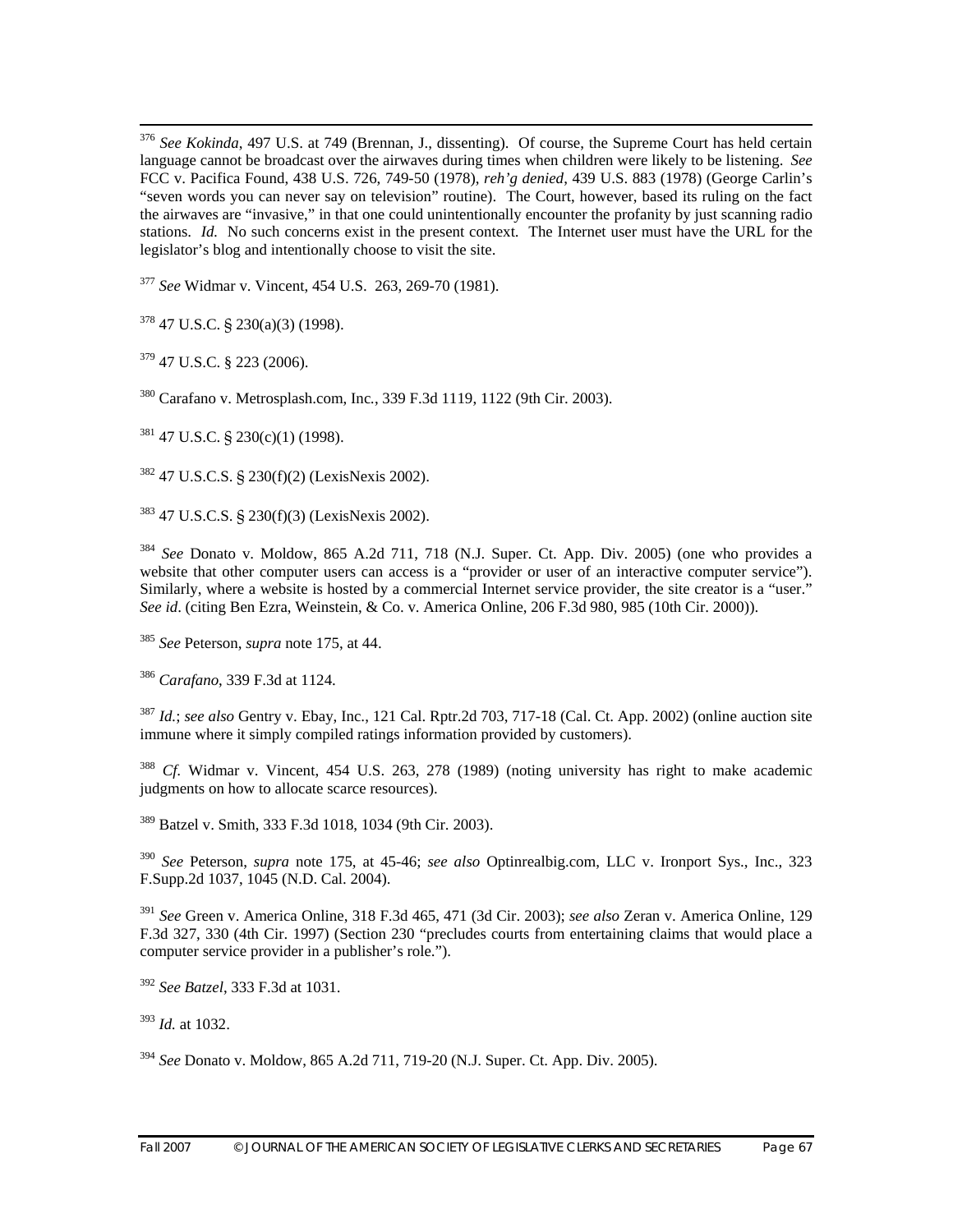[376] *See Kokinda*, 497 U.S. at 749 (Brennan, J., dissenting). Of course, the Supreme Court has held certain language cannot be broadcast over the airwaves during times when children were likely to be listening. *See* FCC v. Pacifica Found, 438 U.S. 726, 749-50 (1978), *reh'g denied*, 439 U.S. 883 (1978) (George Carlin's "seven words you can never say on television" routine). The Court, however, based its ruling on the fact the airwaves are "invasive," in that one could unintentionally encounter the profanity by just scanning radio stations. *Id.* No such concerns exist in the present context. The Internet user must have the URL for the legislator's blog and intentionally choose to visit the site.

[377] *See* Widmar v. Vincent, 454 U.S. 263, 269-70 (1981).

[378] 47 U.S.C. § 230(a)(3) (1998).

[379] 47 U.S.C. § 223 (2006).

[380] Carafano v. Metrosplash.com, Inc., 339 F.3d 1119, 1122 (9th Cir. 2003).

[381] 47 U.S.C. § 230(c)(1) (1998).

[382] 47 U.S.C.S. § 230(f)(2) (LexisNexis 2002).

[383] 47 U.S.C.S. § 230(f)(3) (LexisNexis 2002).

[384] *See* Donato v. Moldow, 865 A.2d 711, 718 (N.J. Super. Ct. App. Div. 2005) (one who provides a website that other computer users can access is a "provider or user of an interactive computer service"). Similarly, where a website is hosted by a commercial Internet service provider, the site creator is a "user." *See id*. (citing Ben Ezra, Weinstein, & Co. v. America Online, 206 F.3d 980, 985 (10th Cir. 2000)).

[385] *See* Peterson, *supra* note 175, at 44.

[386] *Carafano*, 339 F.3d at 1124.

[387] *Id.*; *see also* Gentry v. Ebay, Inc., 121 Cal. Rptr.2d 703, 717-18 (Cal. Ct. App. 2002) (online auction site immune where it simply compiled ratings information provided by customers).

[388] *Cf.* Widmar v. Vincent, 454 U.S. 263, 278 (1989) (noting university has right to make academic judgments on how to allocate scarce resources).

[389] Batzel v. Smith, 333 F.3d 1018, 1034 (9th Cir. 2003).

[390] *See* Peterson, *supra* note 175, at 45-46; *see also* Optinrealbig.com, LLC v. Ironport Sys., Inc., 323 F.Supp.2d 1037, 1045 (N.D. Cal. 2004).

[391] *See* Green v. America Online, 318 F.3d 465, 471 (3d Cir. 2003); *see also* Zeran v. America Online, 129 F.3d 327, 330 (4th Cir. 1997) (Section 230 "precludes courts from entertaining claims that would place a computer service provider in a publisher's role.").

[392] *See Batzel*, 333 F.3d at 1031.

[393] *Id.* at 1032.

[394] *See* Donato v. Moldow, 865 A.2d 711, 719-20 (N.J. Super. Ct. App. Div. 2005).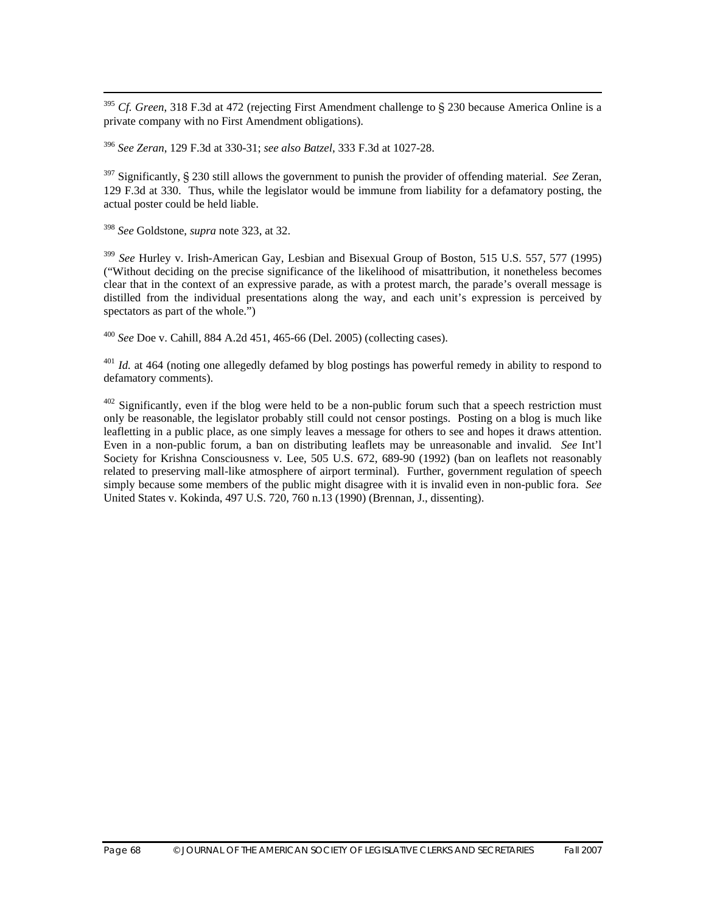[395] *Cf. Green*, 318 F.3d at 472 (rejecting First Amendment challenge to § 230 because America Online is a private company with no First Amendment obligations).

[396] *See Zeran*, 129 F.3d at 330-31; *see also Batzel*, 333 F.3d at 1027-28.

[397] Significantly, § 230 still allows the government to punish the provider of offending material. *See* Zeran, 129 F.3d at 330. Thus, while the legislator would be immune from liability for a defamatory posting, the actual poster could be held liable.

[398] *See* Goldstone, *supra* note 323, at 32.

[399] *See* Hurley v. Irish-American Gay, Lesbian and Bisexual Group of Boston, 515 U.S. 557, 577 (1995) ("Without deciding on the precise significance of the likelihood of misattribution, it nonetheless becomes clear that in the context of an expressive parade, as with a protest march, the parade's overall message is distilled from the individual presentations along the way, and each unit's expression is perceived by spectators as part of the whole.")

[400] *See* Doe v. Cahill, 884 A.2d 451, 465-66 (Del. 2005) (collecting cases).

[401] *Id.* at 464 (noting one allegedly defamed by blog postings has powerful remedy in ability to respond to defamatory comments).

[402] Significantly, even if the blog were held to be a non-public forum such that a speech restriction must only be reasonable, the legislator probably still could not censor postings. Posting on a blog is much like leafletting in a public place, as one simply leaves a message for others to see and hopes it draws attention. Even in a non-public forum, a ban on distributing leaflets may be unreasonable and invalid. *See* Int'l Society for Krishna Consciousness v. Lee, 505 U.S. 672, 689-90 (1992) (ban on leaflets not reasonably related to preserving mall-like atmosphere of airport terminal). Further, government regulation of speech simply because some members of the public might disagree with it is invalid even in non-public fora. *See* United States v. Kokinda, 497 U.S. 720, 760 n.13 (1990) (Brennan, J., dissenting).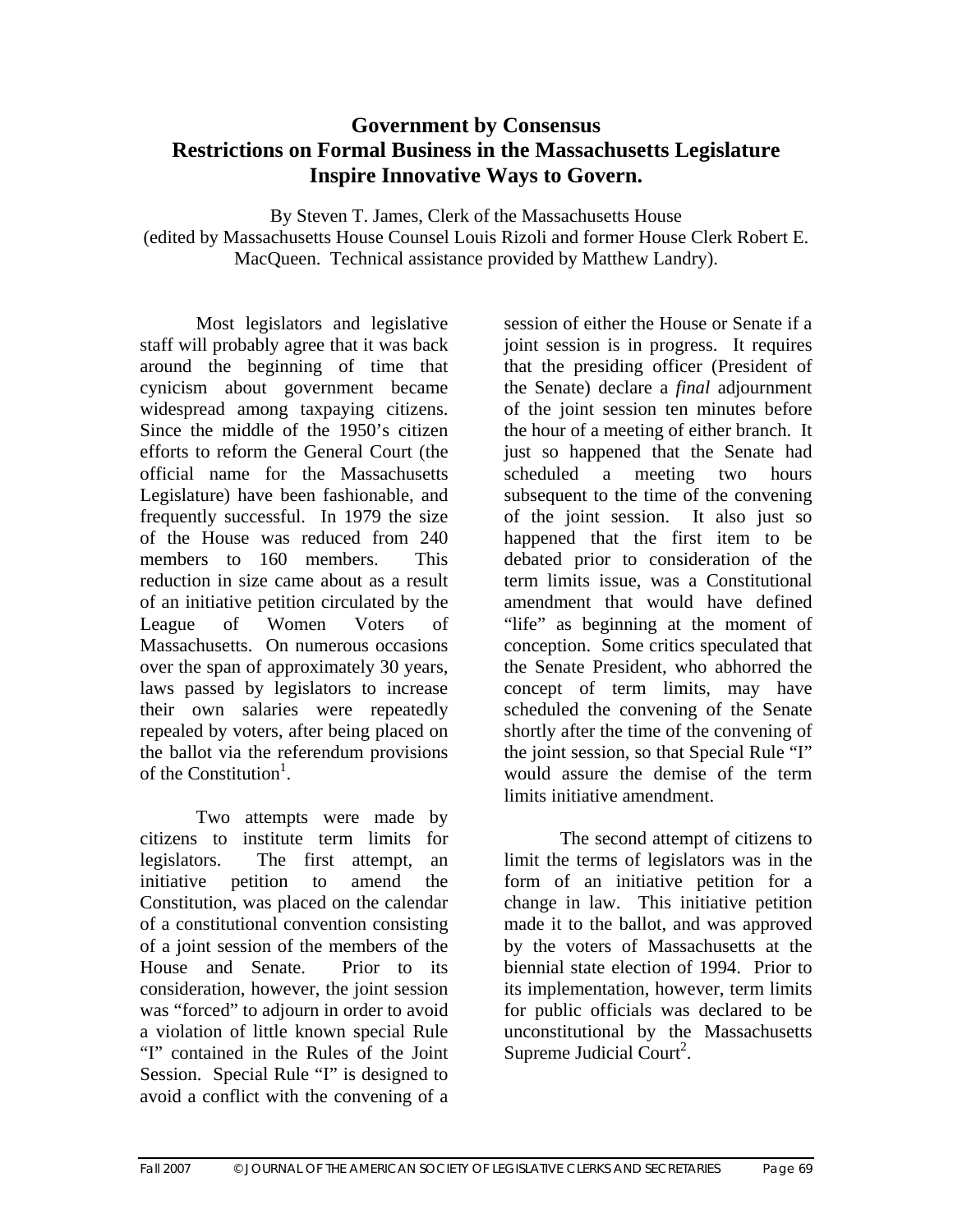# Government by Consensus

## Restrictions on Formal Business in the Massachusetts Legislature Inspire Innovative Ways to Govern.

By Steven T. James, Clerk of the Massachusetts House
(edited by Massachusetts House Counsel Louis Rizoli and former House Clerk Robert E. MacQueen. Technical assistance provided by Matthew Landry).

Most legislators and legislative staff will probably agree that it was back around the beginning of time that cynicism about government became widespread among taxpaying citizens. Since the middle of the 1950's citizen efforts to reform the General Court (the official name for the Massachusetts Legislature) have been fashionable, and frequently successful. In 1979 the size of the House was reduced from 240 members to 160 members. This reduction in size came about as a result of an initiative petition circulated by the League of Women Voters of Massachusetts. On numerous occasions over the span of approximately 30 years, laws passed by legislators to increase their own salaries were repeatedly repealed by voters, after being placed on the ballot via the referendum provisions of the Constitution[1].

Two attempts were made by citizens to institute term limits for legislators. The first attempt, an initiative petition to amend the Constitution, was placed on the calendar of a constitutional convention consisting of a joint session of the members of the House and Senate. Prior to its consideration, however, the joint session was "forced" to adjourn in order to avoid a violation of little known special Rule "I" contained in the Rules of the Joint Session. Special Rule "I" is designed to avoid a conflict with the convening of a session of either the House or Senate if a joint session is in progress. It requires that the presiding officer (President of the Senate) declare a *final* adjournment of the joint session ten minutes before the hour of a meeting of either branch. It just so happened that the Senate had scheduled a meeting two hours subsequent to the time of the convening of the joint session. It also just so happened that the first item to be debated prior to consideration of the term limits issue, was a Constitutional amendment that would have defined "life" as beginning at the moment of conception. Some critics speculated that the Senate President, who abhorred the concept of term limits, may have scheduled the convening of the Senate shortly after the time of the convening of the joint session, so that Special Rule "I" would assure the demise of the term limits initiative amendment.

The second attempt of citizens to limit the terms of legislators was in the form of an initiative petition for a change in law. This initiative petition made it to the ballot, and was approved by the voters of Massachusetts at the biennial state election of 1994. Prior to its implementation, however, term limits for public officials was declared to be unconstitutional by the Massachusetts Supreme Judicial Court[2].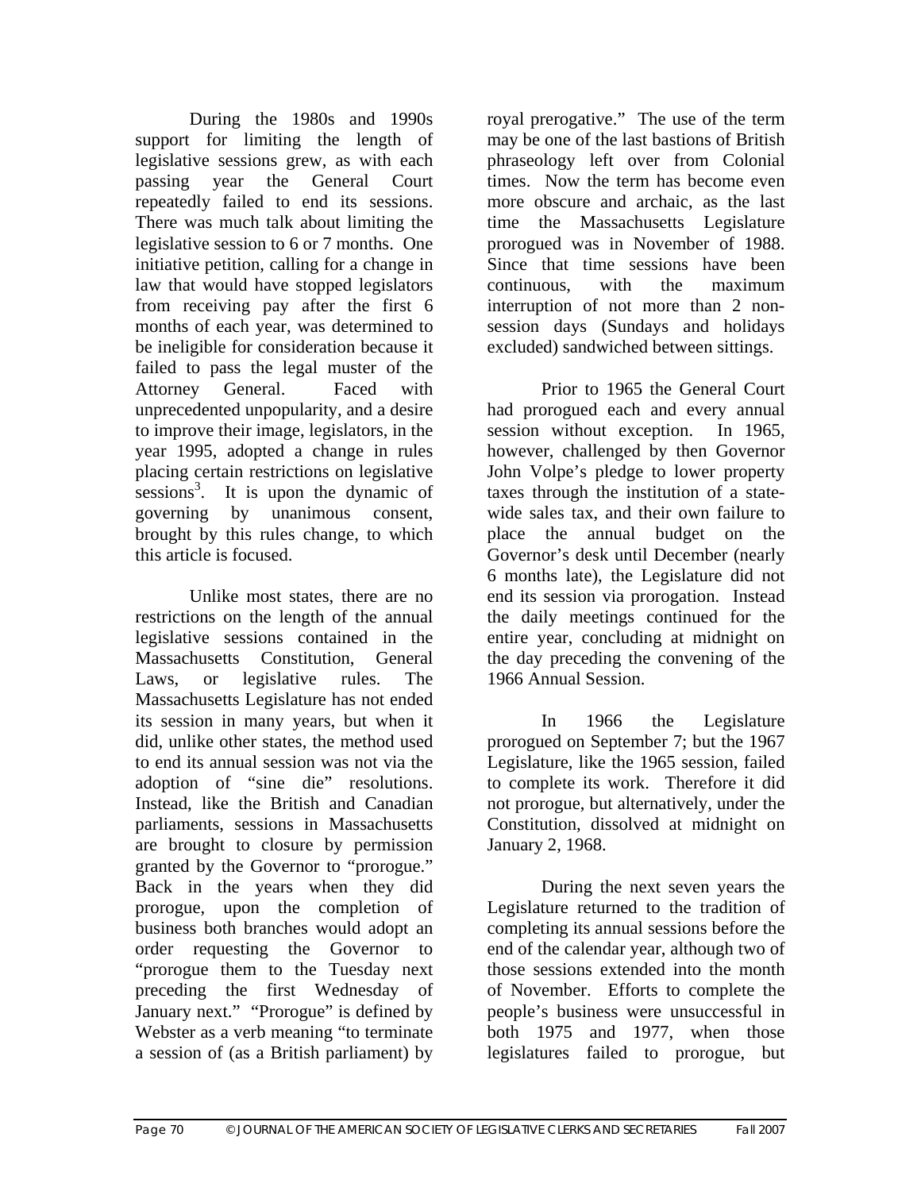During the 1980s and 1990s support for limiting the length of legislative sessions grew, as with each passing year the General Court repeatedly failed to end its sessions. There was much talk about limiting the legislative session to 6 or 7 months. One initiative petition, calling for a change in law that would have stopped legislators from receiving pay after the first 6 months of each year, was determined to be ineligible for consideration because it failed to pass the legal muster of the Attorney General. Faced with unprecedented unpopularity, and a desire to improve their image, legislators, in the year 1995, adopted a change in rules placing certain restrictions on legislative sessions[3]. It is upon the dynamic of governing by unanimous consent, brought by this rules change, to which this article is focused.

Unlike most states, there are no restrictions on the length of the annual legislative sessions contained in the Massachusetts Constitution, General Laws, or legislative rules. The Massachusetts Legislature has not ended its session in many years, but when it did, unlike other states, the method used to end its annual session was not via the adoption of "sine die" resolutions. Instead, like the British and Canadian parliaments, sessions in Massachusetts are brought to closure by permission granted by the Governor to "prorogue." Back in the years when they did prorogue, upon the completion of business both branches would adopt an order requesting the Governor to "prorogue them to the Tuesday next preceding the first Wednesday of January next." "Prorogue" is defined by Webster as a verb meaning "to terminate a session of (as a British parliament) by royal prerogative." The use of the term may be one of the last bastions of British phraseology left over from Colonial times. Now the term has become even more obscure and archaic, as the last time the Massachusetts Legislature prorogued was in November of 1988. Since that time sessions have been continuous, with the maximum interruption of not more than 2 non-session days (Sundays and holidays excluded) sandwiched between sittings.

Prior to 1965 the General Court had prorogued each and every annual session without exception. In 1965, however, challenged by then Governor John Volpe's pledge to lower property taxes through the institution of a state-wide sales tax, and their own failure to place the annual budget on the Governor's desk until December (nearly 6 months late), the Legislature did not end its session via prorogation. Instead the daily meetings continued for the entire year, concluding at midnight on the day preceding the convening of the 1966 Annual Session.

In 1966 the Legislature prorogued on September 7; but the 1967 Legislature, like the 1965 session, failed to complete its work. Therefore it did not prorogue, but alternatively, under the Constitution, dissolved at midnight on January 2, 1968.

During the next seven years the Legislature returned to the tradition of completing its annual sessions before the end of the calendar year, although two of those sessions extended into the month of November. Efforts to complete the people's business were unsuccessful in both 1975 and 1977, when those legislatures failed to prorogue, but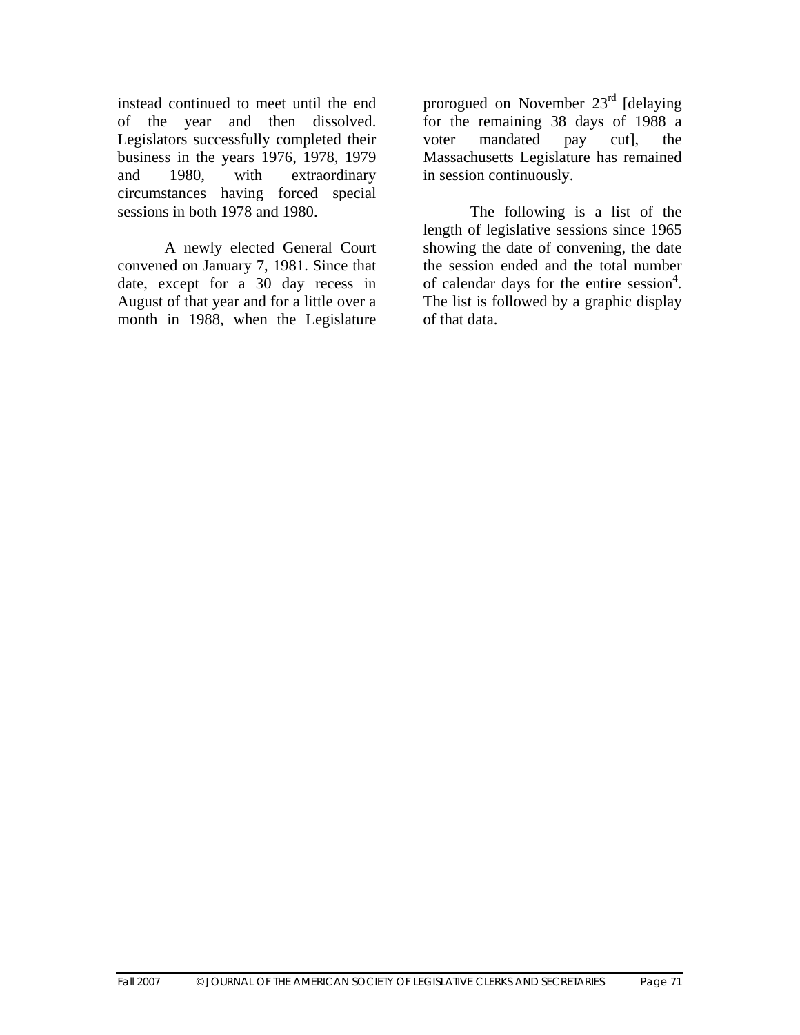instead continued to meet until the end of the year and then dissolved. Legislators successfully completed their business in the years 1976, 1978, 1979 and 1980, with extraordinary circumstances having forced special sessions in both 1978 and 1980.

A newly elected General Court convened on January 7, 1981. Since that date, except for a 30 day recess in August of that year and for a little over a month in 1988, when the Legislature prorogued on November 23rd [delaying for the remaining 38 days of 1988 a voter mandated pay cut], the Massachusetts Legislature has remained in session continuously.

The following is a list of the length of legislative sessions since 1965 showing the date of convening, the date the session ended and the total number of calendar days for the entire session[4]. The list is followed by a graphic display of that data.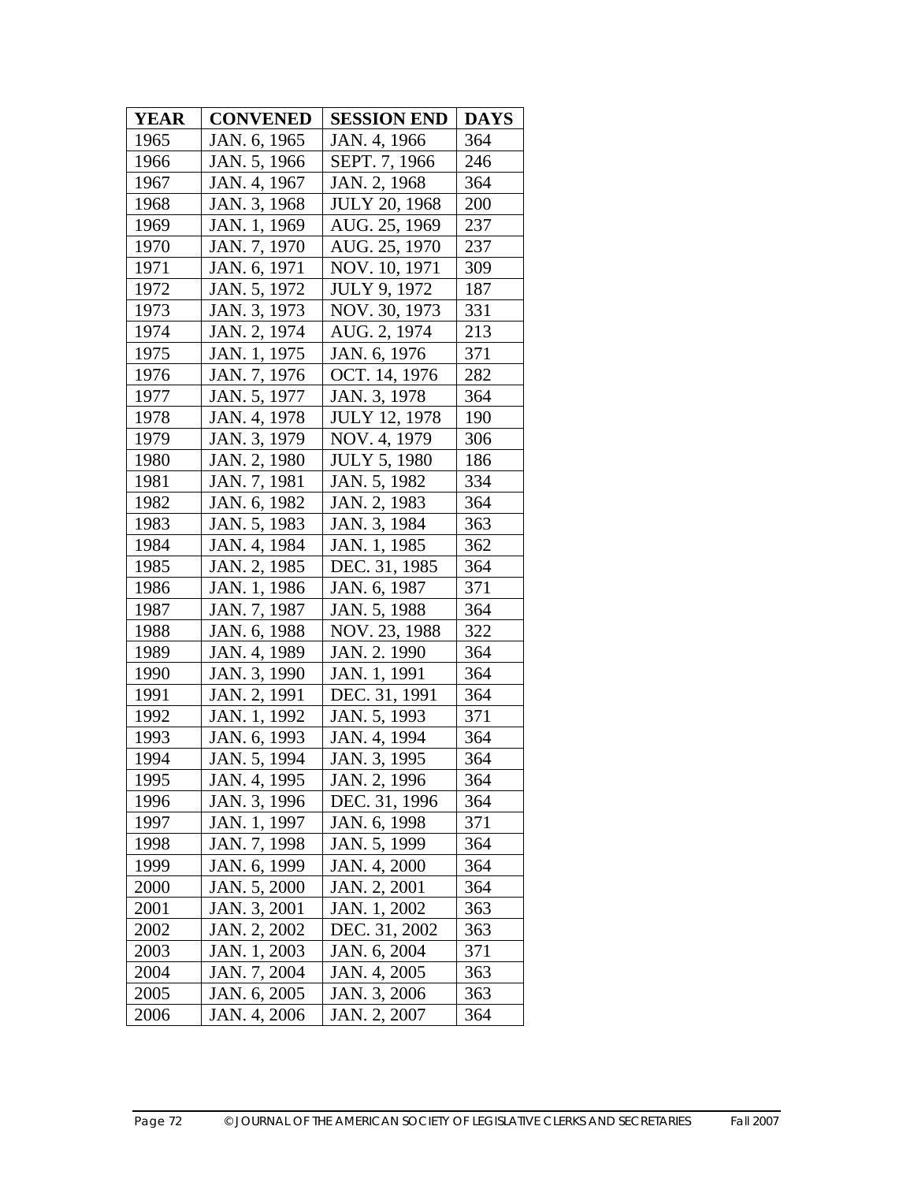| YEAR | CONVENED | SESSION END | DAYS |
| --- | --- | --- | --- |
| 1965 | JAN. 6, 1965 | JAN. 4, 1966 | 364 |
| 1966 | JAN. 5, 1966 | SEPT. 7, 1966 | 246 |
| 1967 | JAN. 4, 1967 | JAN. 2, 1968 | 364 |
| 1968 | JAN. 3, 1968 | JULY 20, 1968 | 200 |
| 1969 | JAN. 1, 1969 | AUG. 25, 1969 | 237 |
| 1970 | JAN. 7, 1970 | AUG. 25, 1970 | 237 |
| 1971 | JAN. 6, 1971 | NOV. 10, 1971 | 309 |
| 1972 | JAN. 5, 1972 | JULY 9, 1972 | 187 |
| 1973 | JAN. 3, 1973 | NOV. 30, 1973 | 331 |
| 1974 | JAN. 2, 1974 | AUG. 2, 1974 | 213 |
| 1975 | JAN. 1, 1975 | JAN. 6, 1976 | 371 |
| 1976 | JAN. 7, 1976 | OCT. 14, 1976 | 282 |
| 1977 | JAN. 5, 1977 | JAN. 3, 1978 | 364 |
| 1978 | JAN. 4, 1978 | JULY 12, 1978 | 190 |
| 1979 | JAN. 3, 1979 | NOV. 4, 1979 | 306 |
| 1980 | JAN. 2, 1980 | JULY 5, 1980 | 186 |
| 1981 | JAN. 7, 1981 | JAN. 5, 1982 | 334 |
| 1982 | JAN. 6, 1982 | JAN. 2, 1983 | 364 |
| 1983 | JAN. 5, 1983 | JAN. 3, 1984 | 363 |
| 1984 | JAN. 4, 1984 | JAN. 1, 1985 | 362 |
| 1985 | JAN. 2, 1985 | DEC. 31, 1985 | 364 |
| 1986 | JAN. 1, 1986 | JAN. 6, 1987 | 371 |
| 1987 | JAN. 7, 1987 | JAN. 5, 1988 | 364 |
| 1988 | JAN. 6, 1988 | NOV. 23, 1988 | 322 |
| 1989 | JAN. 4, 1989 | JAN. 2. 1990 | 364 |
| 1990 | JAN. 3, 1990 | JAN. 1, 1991 | 364 |
| 1991 | JAN. 2, 1991 | DEC. 31, 1991 | 364 |
| 1992 | JAN. 1, 1992 | JAN. 5, 1993 | 371 |
| 1993 | JAN. 6, 1993 | JAN. 4, 1994 | 364 |
| 1994 | JAN. 5, 1994 | JAN. 3, 1995 | 364 |
| 1995 | JAN. 4, 1995 | JAN. 2, 1996 | 364 |
| 1996 | JAN. 3, 1996 | DEC. 31, 1996 | 364 |
| 1997 | JAN. 1, 1997 | JAN. 6, 1998 | 371 |
| 1998 | JAN. 7, 1998 | JAN. 5, 1999 | 364 |
| 1999 | JAN. 6, 1999 | JAN. 4, 2000 | 364 |
| 2000 | JAN. 5, 2000 | JAN. 2, 2001 | 364 |
| 2001 | JAN. 3, 2001 | JAN. 1, 2002 | 363 |
| 2002 | JAN. 2, 2002 | DEC. 31, 2002 | 363 |
| 2003 | JAN. 1, 2003 | JAN. 6, 2004 | 371 |
| 2004 | JAN. 7, 2004 | JAN. 4, 2005 | 363 |
| 2005 | JAN. 6, 2005 | JAN. 3, 2006 | 363 |
| 2006 | JAN. 4, 2006 | JAN. 2, 2007 | 364 |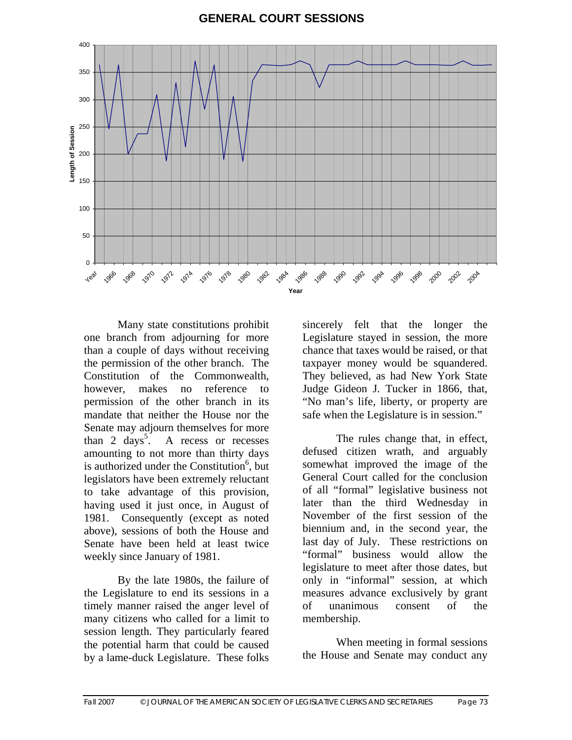## GENERAL COURT SESSIONS

Many state constitutions prohibit one branch from adjourning for more than a couple of days without receiving the permission of the other branch. The Constitution of the Commonwealth, however, makes no reference to permission of the other branch in its mandate that neither the House nor the Senate may adjourn themselves for more than 2 days[5]. A recess or recesses amounting to not more than thirty days is authorized under the Constitution[6], but legislators have been extremely reluctant to take advantage of this provision, having used it just once, in August of 1981. Consequently (except as noted above), sessions of both the House and Senate have been held at least twice weekly since January of 1981.

By the late 1980s, the failure of the Legislature to end its sessions in a timely manner raised the anger level of many citizens who called for a limit to session length. They particularly feared the potential harm that could be caused by a lame-duck Legislature. These folks sincerely felt that the longer the Legislature stayed in session, the more chance that taxes would be raised, or that taxpayer money would be squandered. They believed, as had New York State Judge Gideon J. Tucker in 1866, that, "No man's life, liberty, or property are safe when the Legislature is in session."

The rules change that, in effect, defused citizen wrath, and arguably somewhat improved the image of the General Court called for the conclusion of all "formal" legislative business not later than the third Wednesday in November of the first session of the biennium and, in the second year, the last day of July. These restrictions on "formal" business would allow the legislature to meet after those dates, but only in "informal" session, at which measures advance exclusively by grant of unanimous consent of the membership.

When meeting in formal sessions the House and Senate may conduct any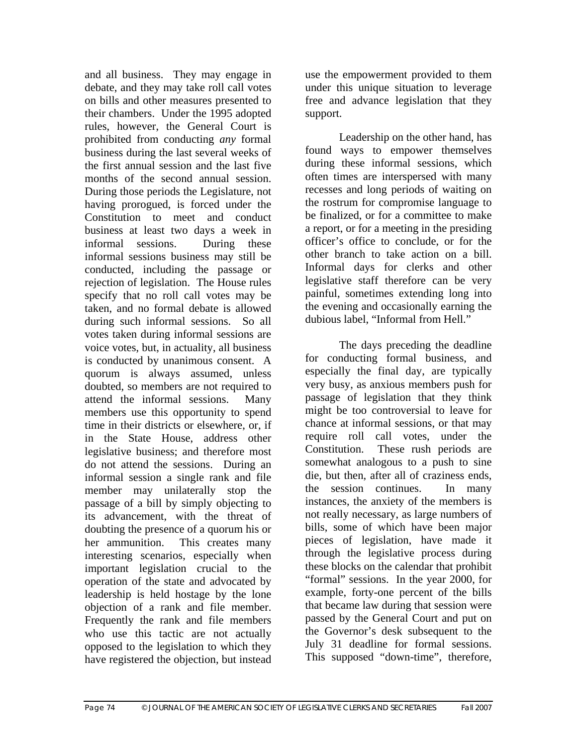and all business. They may engage in debate, and they may take roll call votes on bills and other measures presented to their chambers. Under the 1995 adopted rules, however, the General Court is prohibited from conducting *any* formal business during the last several weeks of the first annual session and the last five months of the second annual session. During those periods the Legislature, not having prorogued, is forced under the Constitution to meet and conduct business at least two days a week in informal sessions. During these informal sessions business may still be conducted, including the passage or rejection of legislation. The House rules specify that no roll call votes may be taken, and no formal debate is allowed during such informal sessions. So all votes taken during informal sessions are voice votes, but, in actuality, all business is conducted by unanimous consent. A quorum is always assumed, unless doubted, so members are not required to attend the informal sessions. Many members use this opportunity to spend time in their districts or elsewhere, or, if in the State House, address other legislative business; and therefore most do not attend the sessions. During an informal session a single rank and file member may unilaterally stop the passage of a bill by simply objecting to its advancement, with the threat of doubting the presence of a quorum his or her ammunition. This creates many interesting scenarios, especially when important legislation crucial to the operation of the state and advocated by leadership is held hostage by the lone objection of a rank and file member. Frequently the rank and file members who use this tactic are not actually opposed to the legislation to which they have registered the objection, but instead use the empowerment provided to them under this unique situation to leverage free and advance legislation that they support.

Leadership on the other hand, has found ways to empower themselves during these informal sessions, which often times are interspersed with many recesses and long periods of waiting on the rostrum for compromise language to be finalized, or for a committee to make a report, or for a meeting in the presiding officer's office to conclude, or for the other branch to take action on a bill. Informal days for clerks and other legislative staff therefore can be very painful, sometimes extending long into the evening and occasionally earning the dubious label, "Informal from Hell."

The days preceding the deadline for conducting formal business, and especially the final day, are typically very busy, as anxious members push for passage of legislation that they think might be too controversial to leave for chance at informal sessions, or that may require roll call votes, under the Constitution. These rush periods are somewhat analogous to a push to sine die, but then, after all of craziness ends, the session continues. In many instances, the anxiety of the members is not really necessary, as large numbers of bills, some of which have been major pieces of legislation, have made it through the legislative process during these blocks on the calendar that prohibit "formal" sessions. In the year 2000, for example, forty-one percent of the bills that became law during that session were passed by the General Court and put on the Governor's desk subsequent to the July 31 deadline for formal sessions. This supposed "down-time", therefore,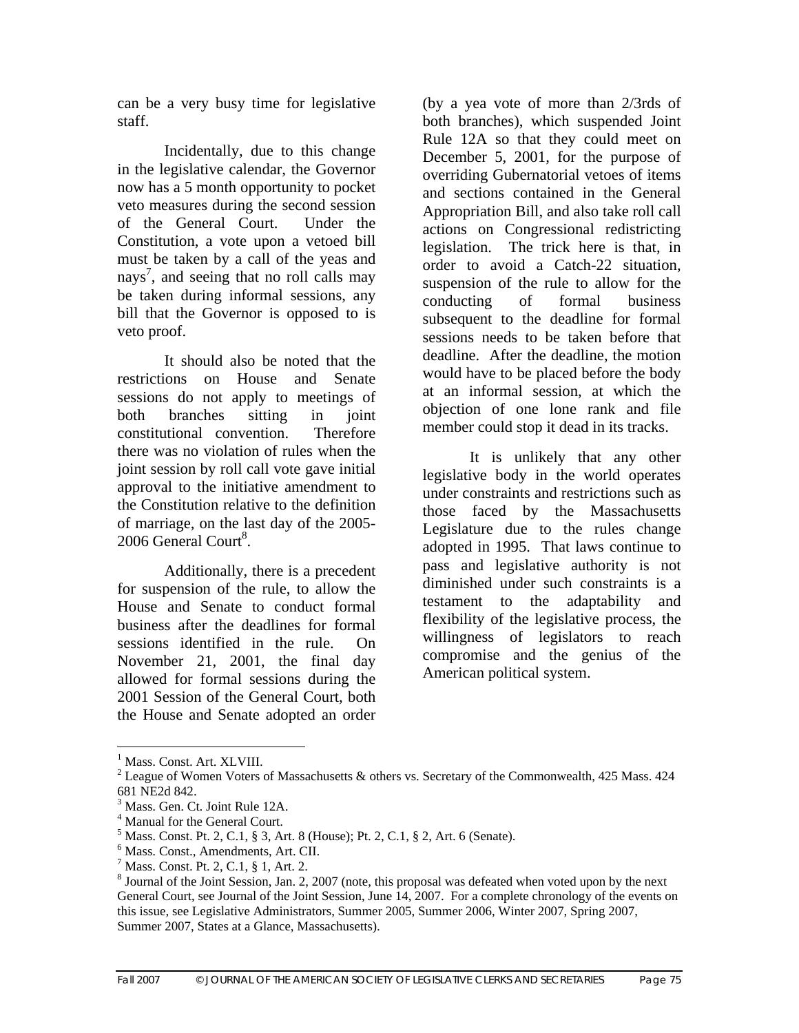can be a very busy time for legislative staff.

Incidentally, due to this change in the legislative calendar, the Governor now has a 5 month opportunity to pocket veto measures during the second session of the General Court. Under the Constitution, a vote upon a vetoed bill must be taken by a call of the yeas and nays[7], and seeing that no roll calls may be taken during informal sessions, any bill that the Governor is opposed to is veto proof.

It should also be noted that the restrictions on House and Senate sessions do not apply to meetings of both branches sitting in joint constitutional convention. Therefore there was no violation of rules when the joint session by roll call vote gave initial approval to the initiative amendment to the Constitution relative to the definition of marriage, on the last day of the 2005-2006 General Court[8].

Additionally, there is a precedent for suspension of the rule, to allow the House and Senate to conduct formal business after the deadlines for formal sessions identified in the rule. On November 21, 2001, the final day allowed for formal sessions during the 2001 Session of the General Court, both the House and Senate adopted an order (by a yea vote of more than 2/3rds of both branches), which suspended Joint Rule 12A so that they could meet on December 5, 2001, for the purpose of overriding Gubernatorial vetoes of items and sections contained in the General Appropriation Bill, and also take roll call actions on Congressional redistricting legislation. The trick here is that, in order to avoid a Catch-22 situation, suspension of the rule to allow for the conducting of formal business subsequent to the deadline for formal sessions needs to be taken before that deadline. After the deadline, the motion would have to be placed before the body at an informal session, at which the objection of one lone rank and file member could stop it dead in its tracks.

It is unlikely that any other legislative body in the world operates under constraints and restrictions such as those faced by the Massachusetts Legislature due to the rules change adopted in 1995. That laws continue to pass and legislative authority is not diminished under such constraints is a testament to the adaptability and flexibility of the legislative process, the willingness of legislators to reach compromise and the genius of the American political system.

---

[1] Mass. Const. Art. XLVIII.

[2] League of Women Voters of Massachusetts & others vs. Secretary of the Commonwealth, 425 Mass. 424 681 NE2d 842.

[3] Mass. Gen. Ct. Joint Rule 12A.

[4] Manual for the General Court.

[5] Mass. Const. Pt. 2, C.1, § 3, Art. 8 (House); Pt. 2, C.1, § 2, Art. 6 (Senate).

[6] Mass. Const., Amendments, Art. CII.

[7] Mass. Const. Pt. 2, C.1, § 1, Art. 2.

[8] Journal of the Joint Session, Jan. 2, 2007 (note, this proposal was defeated when voted upon by the next General Court, see Journal of the Joint Session, June 14, 2007. For a complete chronology of the events on this issue, see Legislative Administrators, Summer 2005, Summer 2006, Winter 2007, Spring 2007, Summer 2007, States at a Glance, Massachusetts).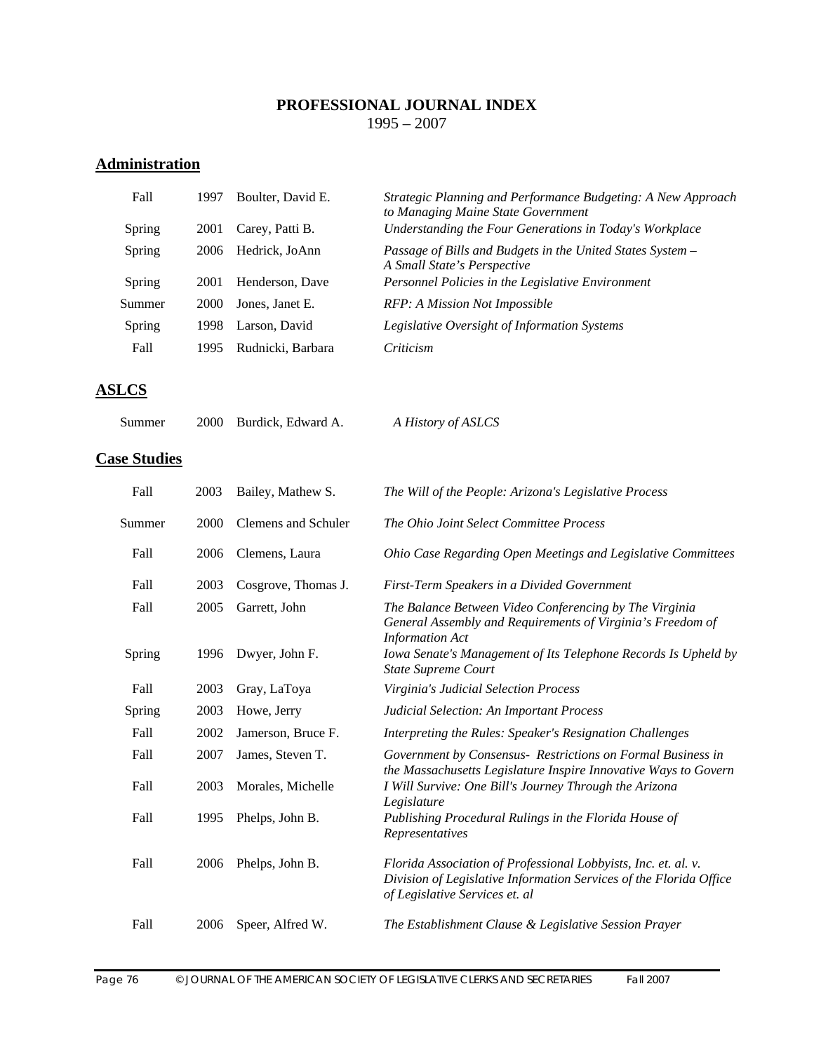**PROFESSIONAL JOURNAL INDEX**
1995 – 2007

## Administration

| | | | |
|---|---|---|---|
| Fall | 1997 | Boulter, David E. | *Strategic Planning and Performance Budgeting: A New Approach to Managing Maine State Government* |
| Spring | 2001 | Carey, Patti B. | *Understanding the Four Generations in Today's Workplace* |
| Spring | 2006 | Hedrick, JoAnn | *Passage of Bills and Budgets in the United States System – A Small State's Perspective* |
| Spring | 2001 | Henderson, Dave | *Personnel Policies in the Legislative Environment* |
| Summer | 2000 | Jones, Janet E. | *RFP: A Mission Not Impossible* |
| Spring | 1998 | Larson, David | *Legislative Oversight of Information Systems* |
| Fall | 1995 | Rudnicki, Barbara | *Criticism* |

## ASLCS

| | | | |
|---|---|---|---|
| Summer | 2000 | Burdick, Edward A. | *A History of ASLCS* |

## Case Studies

| | | | |
|---|---|---|---|
| Fall | 2003 | Bailey, Mathew S. | *The Will of the People: Arizona's Legislative Process* |
| Summer | 2000 | Clemens and Schuler | *The Ohio Joint Select Committee Process* |
| Fall | 2006 | Clemens, Laura | *Ohio Case Regarding Open Meetings and Legislative Committees* |
| Fall | 2003 | Cosgrove, Thomas J. | *First-Term Speakers in a Divided Government* |
| Fall | 2005 | Garrett, John | *The Balance Between Video Conferencing by The Virginia General Assembly and Requirements of Virginia's Freedom of Information Act* |
| Spring | 1996 | Dwyer, John F. | *Iowa Senate's Management of Its Telephone Records Is Upheld by State Supreme Court* |
| Fall | 2003 | Gray, LaToya | *Virginia's Judicial Selection Process* |
| Spring | 2003 | Howe, Jerry | *Judicial Selection: An Important Process* |
| Fall | 2002 | Jamerson, Bruce F. | *Interpreting the Rules: Speaker's Resignation Challenges* |
| Fall | 2007 | James, Steven T. | *Government by Consensus- Restrictions on Formal Business in the Massachusetts Legislature Inspire Innovative Ways to Govern* |
| Fall | 2003 | Morales, Michelle | *I Will Survive: One Bill's Journey Through the Arizona Legislature* |
| Fall | 1995 | Phelps, John B. | *Publishing Procedural Rulings in the Florida House of Representatives* |
| Fall | 2006 | Phelps, John B. | *Florida Association of Professional Lobbyists, Inc. et. al. v. Division of Legislative Information Services of the Florida Office of Legislative Services et. al* |
| Fall | 2006 | Speer, Alfred W. | *The Establishment Clause & Legislative Session Prayer* |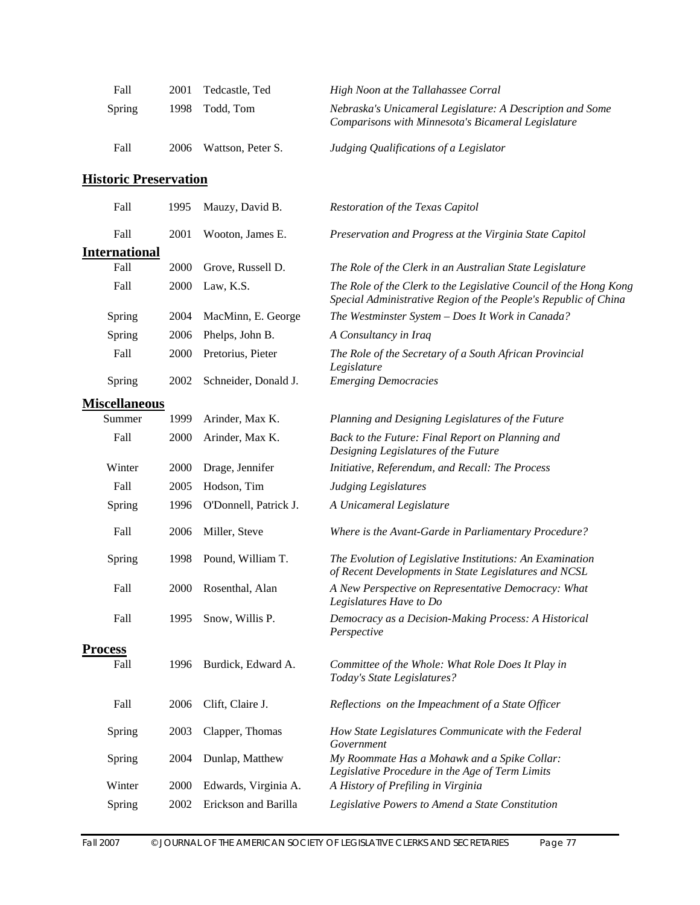| | | | |
|---|---|---|---|
| Fall | 2001 | Tedcastle, Ted | *High Noon at the Tallahassee Corral* |
| Spring | 1998 | Todd, Tom | *Nebraska's Unicameral Legislature: A Description and Some Comparisons with Minnesota's Bicameral Legislature* |
| Fall | 2006 | Wattson, Peter S. | *Judging Qualifications of a Legislator* |

## Historic Preservation

| | | | |
|---|---|---|---|
| Fall | 1995 | Mauzy, David B. | *Restoration of the Texas Capitol* |
| Fall | 2001 | Wooton, James E. | *Preservation and Progress at the Virginia State Capitol* |

## International

| | | | |
|---|---|---|---|
| Fall | 2000 | Grove, Russell D. | *The Role of the Clerk in an Australian State Legislature* |
| Fall | 2000 | Law, K.S. | *The Role of the Clerk to the Legislative Council of the Hong Kong Special Administrative Region of the People's Republic of China* |
| Spring | 2004 | MacMinn, E. George | *The Westminster System – Does It Work in Canada?* |
| Spring | 2006 | Phelps, John B. | *A Consultancy in Iraq* |
| Fall | 2000 | Pretorius, Pieter | *The Role of the Secretary of a South African Provincial Legislature* |
| Spring | 2002 | Schneider, Donald J. | *Emerging Democracies* |

## Miscellaneous

| | | | |
|---|---|---|---|
| Summer | 1999 | Arinder, Max K. | *Planning and Designing Legislatures of the Future* |
| Fall | 2000 | Arinder, Max K. | *Back to the Future: Final Report on Planning and Designing Legislatures of the Future* |
| Winter | 2000 | Drage, Jennifer | *Initiative, Referendum, and Recall: The Process* |
| Fall | 2005 | Hodson, Tim | *Judging Legislatures* |
| Spring | 1996 | O'Donnell, Patrick J. | *A Unicameral Legislature* |
| Fall | 2006 | Miller, Steve | *Where is the Avant-Garde in Parliamentary Procedure?* |
| Spring | 1998 | Pound, William T. | *The Evolution of Legislative Institutions: An Examination of Recent Developments in State Legislatures and NCSL* |
| Fall | 2000 | Rosenthal, Alan | *A New Perspective on Representative Democracy: What Legislatures Have to Do* |
| Fall | 1995 | Snow, Willis P. | *Democracy as a Decision-Making Process: A Historical Perspective* |

## Process

| | | | |
|---|---|---|---|
| Fall | 1996 | Burdick, Edward A. | *Committee of the Whole: What Role Does It Play in Today's State Legislatures?* |
| Fall | 2006 | Clift, Claire J. | *Reflections on the Impeachment of a State Officer* |
| Spring | 2003 | Clapper, Thomas | *How State Legislatures Communicate with the Federal Government* |
| Spring | 2004 | Dunlap, Matthew | *My Roommate Has a Mohawk and a Spike Collar: Legislative Procedure in the Age of Term Limits* |
| Winter | 2000 | Edwards, Virginia A. | *A History of Prefiling in Virginia* |
| Spring | 2002 | Erickson and Barilla | *Legislative Powers to Amend a State Constitution* |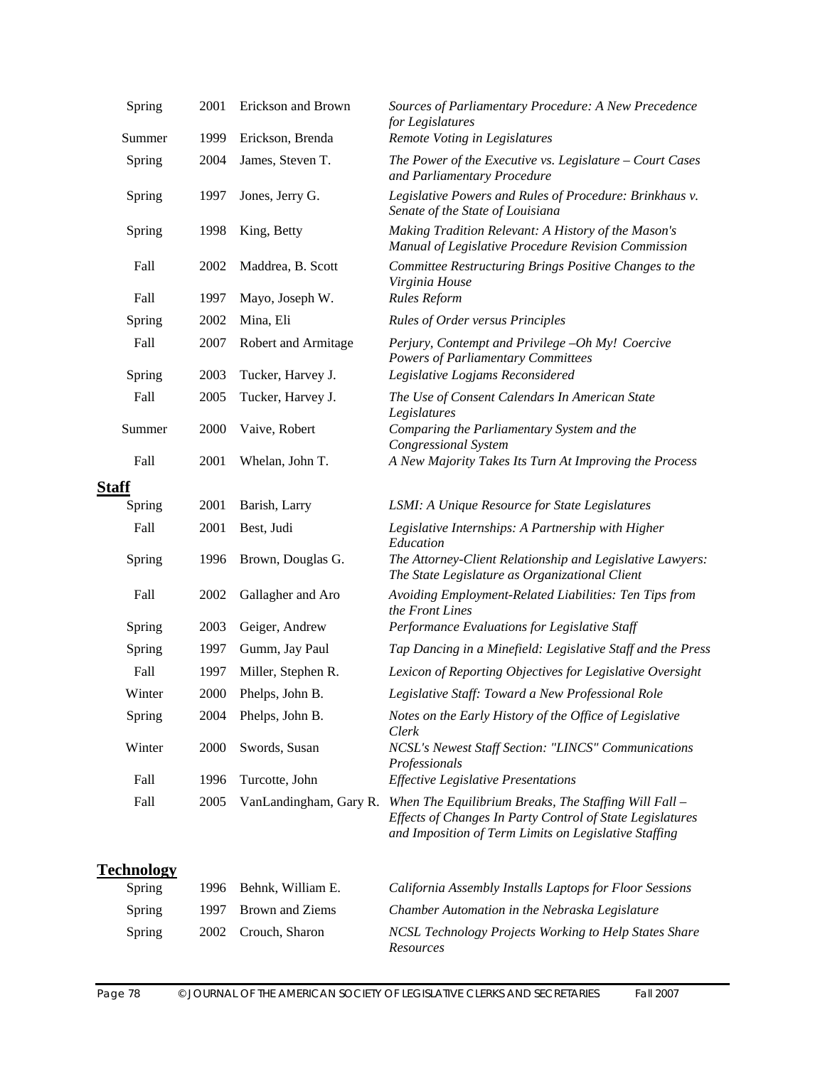| | | | |
|---|---|---|---|
| Spring | 2001 | Erickson and Brown | *Sources of Parliamentary Procedure: A New Precedence for Legislatures* |
| Summer | 1999 | Erickson, Brenda | *Remote Voting in Legislatures* |
| Spring | 2004 | James, Steven T. | *The Power of the Executive vs. Legislature – Court Cases and Parliamentary Procedure* |
| Spring | 1997 | Jones, Jerry G. | *Legislative Powers and Rules of Procedure: Brinkhaus v. Senate of the State of Louisiana* |
| Spring | 1998 | King, Betty | *Making Tradition Relevant: A History of the Mason's Manual of Legislative Procedure Revision Commission* |
| Fall | 2002 | Maddrea, B. Scott | *Committee Restructuring Brings Positive Changes to the Virginia House* |
| Fall | 1997 | Mayo, Joseph W. | *Rules Reform* |
| Spring | 2002 | Mina, Eli | *Rules of Order versus Principles* |
| Fall | 2007 | Robert and Armitage | *Perjury, Contempt and Privilege –Oh My! Coercive Powers of Parliamentary Committees* |
| Spring | 2003 | Tucker, Harvey J. | *Legislative Logjams Reconsidered* |
| Fall | 2005 | Tucker, Harvey J. | *The Use of Consent Calendars In American State Legislatures* |
| Summer | 2000 | Vaive, Robert | *Comparing the Parliamentary System and the Congressional System* |
| Fall | 2001 | Whelan, John T. | *A New Majority Takes Its Turn At Improving the Process* |

## Staff

| | | | |
|---|---|---|---|
| Spring | 2001 | Barish, Larry | *LSMI: A Unique Resource for State Legislatures* |
| Fall | 2001 | Best, Judi | *Legislative Internships: A Partnership with Higher Education* |
| Spring | 1996 | Brown, Douglas G. | *The Attorney-Client Relationship and Legislative Lawyers: The State Legislature as Organizational Client* |
| Fall | 2002 | Gallagher and Aro | *Avoiding Employment-Related Liabilities: Ten Tips from the Front Lines* |
| Spring | 2003 | Geiger, Andrew | *Performance Evaluations for Legislative Staff* |
| Spring | 1997 | Gumm, Jay Paul | *Tap Dancing in a Minefield: Legislative Staff and the Press* |
| Fall | 1997 | Miller, Stephen R. | *Lexicon of Reporting Objectives for Legislative Oversight* |
| Winter | 2000 | Phelps, John B. | *Legislative Staff: Toward a New Professional Role* |
| Spring | 2004 | Phelps, John B. | *Notes on the Early History of the Office of Legislative Clerk* |
| Winter | 2000 | Swords, Susan | *NCSL's Newest Staff Section: "LINCS" Communications Professionals* |
| Fall | 1996 | Turcotte, John | *Effective Legislative Presentations* |
| Fall | 2005 | VanLandingham, Gary R. | *When The Equilibrium Breaks, The Staffing Will Fall – Effects of Changes In Party Control of State Legislatures and Imposition of Term Limits on Legislative Staffing* |

## Technology

| | | | |
|---|---|---|---|
| Spring | 1996 | Behnk, William E. | *California Assembly Installs Laptops for Floor Sessions* |
| Spring | 1997 | Brown and Ziems | *Chamber Automation in the Nebraska Legislature* |
| Spring | 2002 | Crouch, Sharon | *NCSL Technology Projects Working to Help States Share Resources* |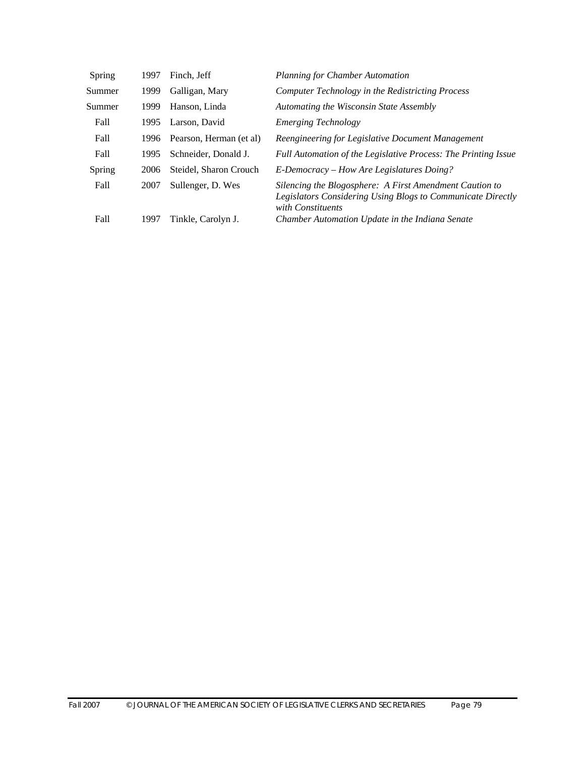| | | | |
|---|---|---|---|
| Spring | 1997 | Finch, Jeff | *Planning for Chamber Automation* |
| Summer | 1999 | Galligan, Mary | *Computer Technology in the Redistricting Process* |
| Summer | 1999 | Hanson, Linda | *Automating the Wisconsin State Assembly* |
| Fall | 1995 | Larson, David | *Emerging Technology* |
| Fall | 1996 | Pearson, Herman (et al) | *Reengineering for Legislative Document Management* |
| Fall | 1995 | Schneider, Donald J. | *Full Automation of the Legislative Process: The Printing Issue* |
| Spring | 2006 | Steidel, Sharon Crouch | *E-Democracy – How Are Legislatures Doing?* |
| Fall | 2007 | Sullenger, D. Wes | *Silencing the Blogosphere: A First Amendment Caution to Legislators Considering Using Blogs to Communicate Directly with Constituents* |
| Fall | 1997 | Tinkle, Carolyn J. | *Chamber Automation Update in the Indiana Senate* |